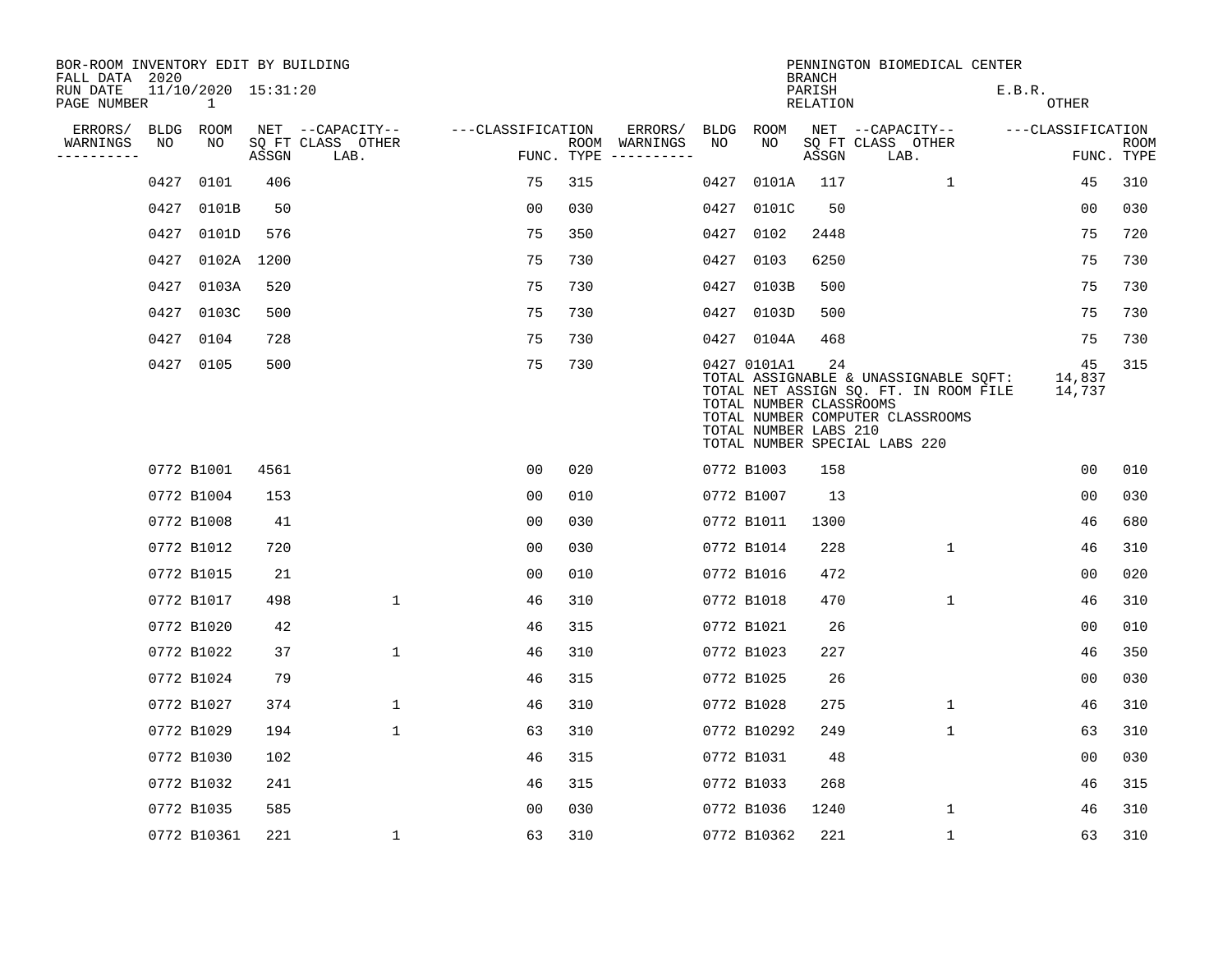BOR-ROOM INVENTORY EDIT BY BUILDING
FALL DATA 2020
RUN DATE 11/10/2020 15:31:20
PAGE NUMBER 1

PENNINGTON BIOMEDICAL CENTER
BRANCH
PARISH E.B.R.
RELATION OTHER

| ERRORS/ WARNINGS | BLDG NO | ROOM NO | NET SQ FT ASSGN | --CAPACITY-- CLASS LAB. | OTHER | ---CLASSIFICATION FUNC. | ROOM TYPE | ERRORS/ WARNINGS | BLDG NO | ROOM NO | NET SQ FT ASSGN | --CAPACITY-- CLASS LAB. | OTHER | ---CLASSIFICATION FUNC. | ROOM TYPE |
|---|---|---|---|---|---|---|---|---|---|---|---|---|---|---|---|
| | 0427 | 0101 | 406 | | | 75 | 315 | | 0427 | 0101A | 117 | | 1 | 45 | 310 |
| | 0427 | 0101B | 50 | | | 00 | 030 | | 0427 | 0101C | 50 | | | 00 | 030 |
| | 0427 | 0101D | 576 | | | 75 | 350 | | 0427 | 0102 | 2448 | | | 75 | 720 |
| | 0427 | 0102A | 1200 | | | 75 | 730 | | 0427 | 0103 | 6250 | | | 75 | 730 |
| | 0427 | 0103A | 520 | | | 75 | 730 | | 0427 | 0103B | 500 | | | 75 | 730 |
| | 0427 | 0103C | 500 | | | 75 | 730 | | 0427 | 0103D | 500 | | | 75 | 730 |
| | 0427 | 0104 | 728 | | | 75 | 730 | | 0427 | 0104A | 468 | | | 75 | 730 |
| | 0427 | 0105 | 500 | | | 75 | 730 | | 0427 | 0101A1 | 24 | | | 45 | 315 |

TOTAL ASSIGNABLE & UNASSIGNABLE SQFT: 14,837
TOTAL NET ASSIGN SQ. FT. IN ROOM FILE 14,737
TOTAL NUMBER CLASSROOMS
TOTAL NUMBER COMPUTER CLASSROOMS
TOTAL NUMBER LABS 210
TOTAL NUMBER SPECIAL LABS 220

| ERRORS/ WARNINGS | BLDG NO | ROOM NO | NET SQ FT ASSGN | --CAPACITY-- CLASS LAB. | OTHER | ---CLASSIFICATION FUNC. | ROOM TYPE | ERRORS/ WARNINGS | BLDG NO | ROOM NO | NET SQ FT ASSGN | --CAPACITY-- CLASS LAB. | OTHER | ---CLASSIFICATION FUNC. | ROOM TYPE |
|---|---|---|---|---|---|---|---|---|---|---|---|---|---|---|---|
| | 0772 | B1001 | 4561 | | | 00 | 020 | | 0772 | B1003 | 158 | | | 00 | 010 |
| | 0772 | B1004 | 153 | | | 00 | 010 | | 0772 | B1007 | 13 | | | 00 | 030 |
| | 0772 | B1008 | 41 | | | 00 | 030 | | 0772 | B1011 | 1300 | | | 46 | 680 |
| | 0772 | B1012 | 720 | | | 00 | 030 | | 0772 | B1014 | 228 | | 1 | 46 | 310 |
| | 0772 | B1015 | 21 | | | 00 | 010 | | 0772 | B1016 | 472 | | | 00 | 020 |
| | 0772 | B1017 | 498 | | 1 | 46 | 310 | | 0772 | B1018 | 470 | | 1 | 46 | 310 |
| | 0772 | B1020 | 42 | | | 46 | 315 | | 0772 | B1021 | 26 | | | 00 | 010 |
| | 0772 | B1022 | 37 | | 1 | 46 | 310 | | 0772 | B1023 | 227 | | | 46 | 350 |
| | 0772 | B1024 | 79 | | | 46 | 315 | | 0772 | B1025 | 26 | | | 00 | 030 |
| | 0772 | B1027 | 374 | | 1 | 46 | 310 | | 0772 | B1028 | 275 | | 1 | 46 | 310 |
| | 0772 | B1029 | 194 | | 1 | 63 | 310 | | 0772 | B10292 | 249 | | 1 | 63 | 310 |
| | 0772 | B1030 | 102 | | | 46 | 315 | | 0772 | B1031 | 48 | | | 00 | 030 |
| | 0772 | B1032 | 241 | | | 46 | 315 | | 0772 | B1033 | 268 | | | 46 | 315 |
| | 0772 | B1035 | 585 | | | 00 | 030 | | 0772 | B1036 | 1240 | | 1 | 46 | 310 |
| | 0772 | B10361 | 221 | | 1 | 63 | 310 | | 0772 | B10362 | 221 | | 1 | 63 | 310 |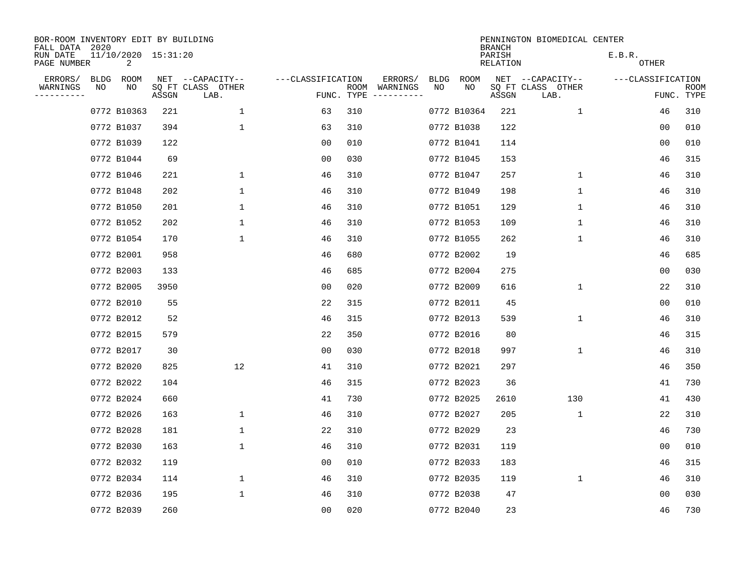BOR-ROOM INVENTORY EDIT BY BUILDING
FALL DATA 2020
RUN DATE 11/10/2020 15:31:20
PAGE NUMBER 2

PENNINGTON BIOMEDICAL CENTER
BRANCH
PARISH E.B.R.
RELATION OTHER

| ERRORS/ WARNINGS | BLDG NO | ROOM NO | NET SQ FT ASSGN | CAPACITY CLASS LAB. | CAPACITY OTHER | CLASSIFICATION FUNC. | ROOM TYPE | ERRORS/ WARNINGS | BLDG NO | ROOM NO | NET SQ FT ASSGN | CAPACITY CLASS LAB. | CAPACITY OTHER | CLASSIFICATION FUNC. | ROOM TYPE |
|---|---|---|---|---|---|---|---|---|---|---|---|---|---|---|---|
| | 0772 | B10363 | 221 | | 1 | 63 | 310 | | 0772 | B10364 | 221 | | 1 | 46 | 310 |
| | 0772 | B1037 | 394 | | 1 | 63 | 310 | | 0772 | B1038 | 122 | | | 00 | 010 |
| | 0772 | B1039 | 122 | | | 00 | 010 | | 0772 | B1041 | 114 | | | 00 | 010 |
| | 0772 | B1044 | 69 | | | 00 | 030 | | 0772 | B1045 | 153 | | | 46 | 315 |
| | 0772 | B1046 | 221 | | 1 | 46 | 310 | | 0772 | B1047 | 257 | | 1 | 46 | 310 |
| | 0772 | B1048 | 202 | | 1 | 46 | 310 | | 0772 | B1049 | 198 | | 1 | 46 | 310 |
| | 0772 | B1050 | 201 | | 1 | 46 | 310 | | 0772 | B1051 | 129 | | 1 | 46 | 310 |
| | 0772 | B1052 | 202 | | 1 | 46 | 310 | | 0772 | B1053 | 109 | | 1 | 46 | 310 |
| | 0772 | B1054 | 170 | | 1 | 46 | 310 | | 0772 | B1055 | 262 | | 1 | 46 | 310 |
| | 0772 | B2001 | 958 | | | 46 | 680 | | 0772 | B2002 | 19 | | | 46 | 685 |
| | 0772 | B2003 | 133 | | | 46 | 685 | | 0772 | B2004 | 275 | | | 00 | 030 |
| | 0772 | B2005 | 3950 | | | 00 | 020 | | 0772 | B2009 | 616 | | 1 | 22 | 310 |
| | 0772 | B2010 | 55 | | | 22 | 315 | | 0772 | B2011 | 45 | | | 00 | 010 |
| | 0772 | B2012 | 52 | | | 46 | 315 | | 0772 | B2013 | 539 | | 1 | 46 | 310 |
| | 0772 | B2015 | 579 | | | 22 | 350 | | 0772 | B2016 | 80 | | | 46 | 315 |
| | 0772 | B2017 | 30 | | | 00 | 030 | | 0772 | B2018 | 997 | | 1 | 46 | 310 |
| | 0772 | B2020 | 825 | | 12 | 41 | 310 | | 0772 | B2021 | 297 | | | 46 | 350 |
| | 0772 | B2022 | 104 | | | 46 | 315 | | 0772 | B2023 | 36 | | | 41 | 730 |
| | 0772 | B2024 | 660 | | | 41 | 730 | | 0772 | B2025 | 2610 | | 130 | 41 | 430 |
| | 0772 | B2026 | 163 | | 1 | 46 | 310 | | 0772 | B2027 | 205 | | 1 | 22 | 310 |
| | 0772 | B2028 | 181 | | 1 | 22 | 310 | | 0772 | B2029 | 23 | | | 46 | 730 |
| | 0772 | B2030 | 163 | | 1 | 46 | 310 | | 0772 | B2031 | 119 | | | 00 | 010 |
| | 0772 | B2032 | 119 | | | 00 | 010 | | 0772 | B2033 | 183 | | | 46 | 315 |
| | 0772 | B2034 | 114 | | 1 | 46 | 310 | | 0772 | B2035 | 119 | | 1 | 46 | 310 |
| | 0772 | B2036 | 195 | | 1 | 46 | 310 | | 0772 | B2038 | 47 | | | 00 | 030 |
| | 0772 | B2039 | 260 | | | 00 | 020 | | 0772 | B2040 | 23 | | | 46 | 730 |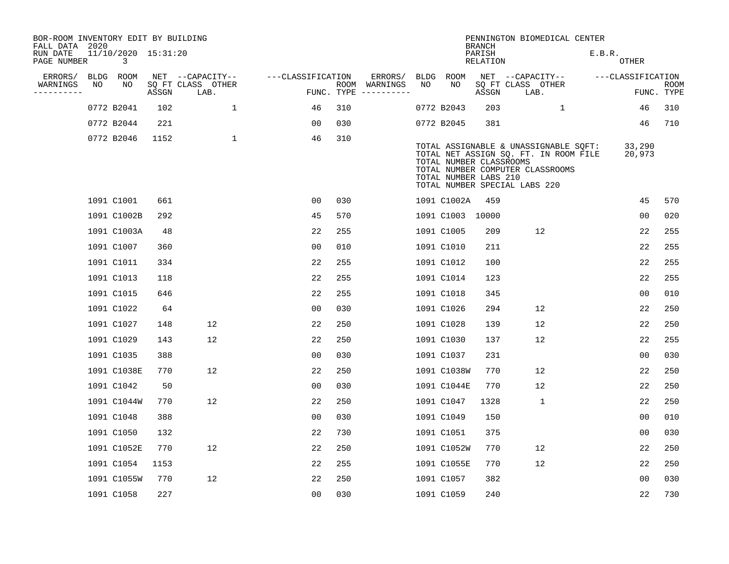BOR-ROOM INVENTORY EDIT BY BUILDING
FALL DATA 2020
RUN DATE 11/10/2020 15:31:20
PAGE NUMBER 3

PENNINGTON BIOMEDICAL CENTER
BRANCH
PARISH E.B.R.
RELATION OTHER

| ERRORS/ WARNINGS | BLDG NO | ROOM NO | NET SQ FT ASSGN | --CAPACITY-- CLASS LAB. | OTHER | ---CLASSIFICATION FUNC. | ROOM TYPE | ERRORS/ WARNINGS | BLDG NO | ROOM NO | NET SQ FT ASSGN | --CAPACITY-- CLASS LAB. | OTHER | ---CLASSIFICATION FUNC. | ROOM TYPE |
|---|---|---|---|---|---|---|---|---|---|---|---|---|---|---|---|
| | 0772 | B2041 | 102 | | 1 | 46 | 310 | | 0772 | B2043 | 203 | | 1 | 46 | 310 |
| | 0772 | B2044 | 221 | | | 00 | 030 | | 0772 | B2045 | 381 | | | 46 | 710 |
| | 0772 | B2046 | 1152 | | 1 | 46 | 310 | | | | | | | | |

TOTAL ASSIGNABLE & UNASSIGNABLE SQFT: 33,290
TOTAL NET ASSIGN SQ. FT. IN ROOM FILE 20,973
TOTAL NUMBER CLASSROOMS
TOTAL NUMBER COMPUTER CLASSROOMS
TOTAL NUMBER LABS 210
TOTAL NUMBER SPECIAL LABS 220

| ERRORS/ WARNINGS | BLDG NO | ROOM NO | NET SQ FT ASSGN | --CAPACITY-- CLASS LAB. | OTHER | ---CLASSIFICATION FUNC. | ROOM TYPE | ERRORS/ WARNINGS | BLDG NO | ROOM NO | NET SQ FT ASSGN | --CAPACITY-- CLASS LAB. | OTHER | ---CLASSIFICATION FUNC. | ROOM TYPE |
|---|---|---|---|---|---|---|---|---|---|---|---|---|---|---|---|
| | 1091 | C1001 | 661 | | | 00 | 030 | | 1091 | C1002A | 459 | | | 45 | 570 |
| | 1091 | C1002B | 292 | | | 45 | 570 | | 1091 | C1003 | 10000 | | | 00 | 020 |
| | 1091 | C1003A | 48 | | | 22 | 255 | | 1091 | C1005 | 209 | 12 | | 22 | 255 |
| | 1091 | C1007 | 360 | | | 00 | 010 | | 1091 | C1010 | 211 | | | 22 | 255 |
| | 1091 | C1011 | 334 | | | 22 | 255 | | 1091 | C1012 | 100 | | | 22 | 255 |
| | 1091 | C1013 | 118 | | | 22 | 255 | | 1091 | C1014 | 123 | | | 22 | 255 |
| | 1091 | C1015 | 646 | | | 22 | 255 | | 1091 | C1018 | 345 | | | 00 | 010 |
| | 1091 | C1022 | 64 | | | 00 | 030 | | 1091 | C1026 | 294 | 12 | | 22 | 250 |
| | 1091 | C1027 | 148 | 12 | | 22 | 250 | | 1091 | C1028 | 139 | 12 | | 22 | 250 |
| | 1091 | C1029 | 143 | 12 | | 22 | 250 | | 1091 | C1030 | 137 | 12 | | 22 | 255 |
| | 1091 | C1035 | 388 | | | 00 | 030 | | 1091 | C1037 | 231 | | | 00 | 030 |
| | 1091 | C1038E | 770 | 12 | | 22 | 250 | | 1091 | C1038W | 770 | 12 | | 22 | 250 |
| | 1091 | C1042 | 50 | | | 00 | 030 | | 1091 | C1044E | 770 | 12 | | 22 | 250 |
| | 1091 | C1044W | 770 | 12 | | 22 | 250 | | 1091 | C1047 | 1328 | 1 | | 22 | 250 |
| | 1091 | C1048 | 388 | | | 00 | 030 | | 1091 | C1049 | 150 | | | 00 | 010 |
| | 1091 | C1050 | 132 | | | 22 | 730 | | 1091 | C1051 | 375 | | | 00 | 030 |
| | 1091 | C1052E | 770 | 12 | | 22 | 250 | | 1091 | C1052W | 770 | 12 | | 22 | 250 |
| | 1091 | C1054 | 1153 | | | 22 | 255 | | 1091 | C1055E | 770 | 12 | | 22 | 250 |
| | 1091 | C1055W | 770 | 12 | | 22 | 250 | | 1091 | C1057 | 382 | | | 00 | 030 |
| | 1091 | C1058 | 227 | | | 00 | 030 | | 1091 | C1059 | 240 | | | 22 | 730 |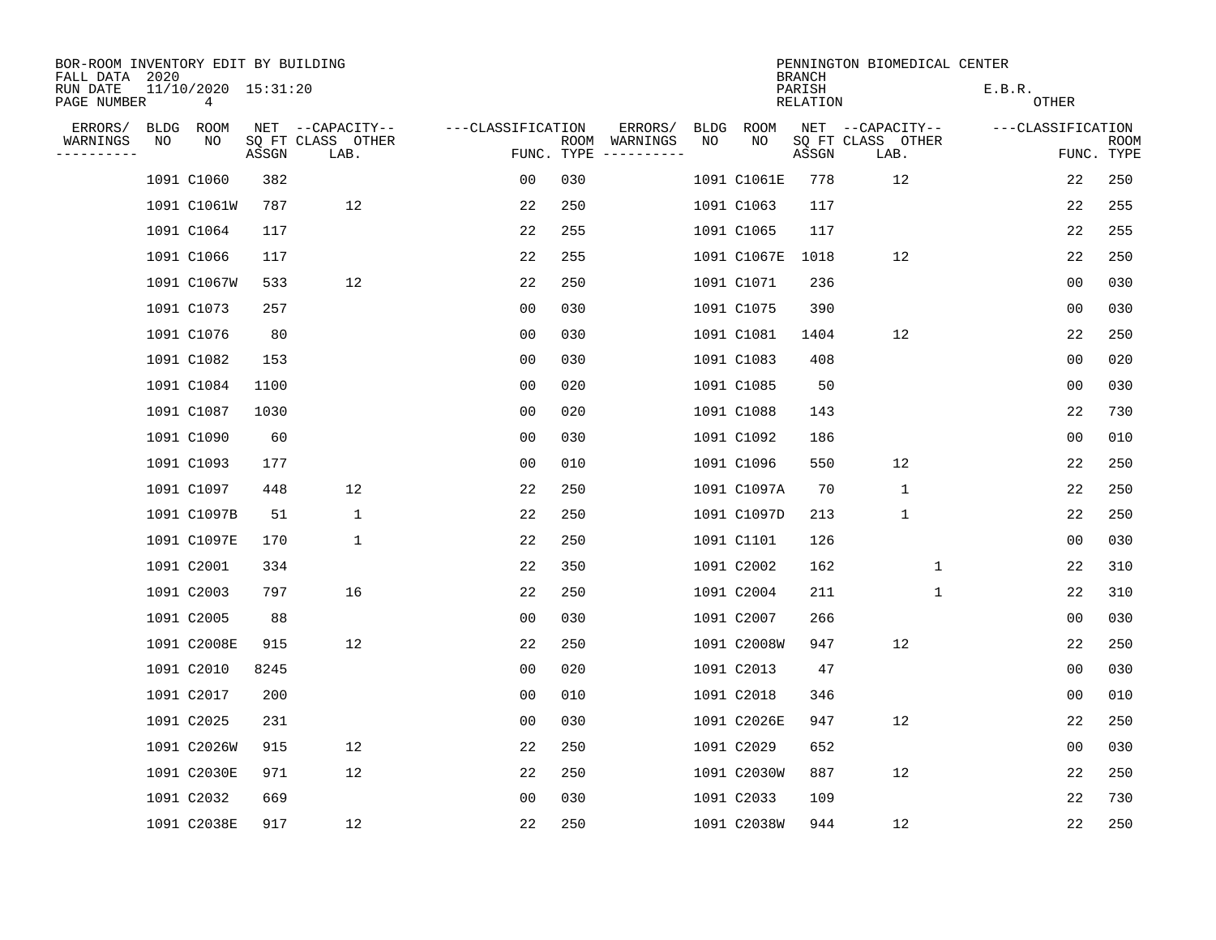BOR-ROOM INVENTORY EDIT BY BUILDING
FALL DATA 2020
RUN DATE 11/10/2020 15:31:20

PENNINGTON BIOMEDICAL CENTER
BRANCH
PARISH E.B.R.
RELATION OTHER

| ERRORS/ WARNINGS | BLDG NO | ROOM NO | NET SQ FT ASSGN | CAPACITY CLASS LAB. | CAPACITY OTHER | FUNC. | ROOM TYPE | ERRORS/ WARNINGS | BLDG NO | ROOM NO | NET SQ FT ASSGN | CAPACITY CLASS LAB. | CAPACITY OTHER | FUNC. | ROOM TYPE |
|---|---|---|---|---|---|---|---|---|---|---|---|---|---|---|---|
| | 1091 | C1060 | 382 | | | 00 | 030 | | 1091 | C1061E | 778 | 12 | | 22 | 250 |
| | 1091 | C1061W | 787 | 12 | | 22 | 250 | | 1091 | C1063 | 117 | | | 22 | 255 |
| | 1091 | C1064 | 117 | | | 22 | 255 | | 1091 | C1065 | 117 | | | 22 | 255 |
| | 1091 | C1066 | 117 | | | 22 | 255 | | 1091 | C1067E | 1018 | 12 | | 22 | 250 |
| | 1091 | C1067W | 533 | 12 | | 22 | 250 | | 1091 | C1071 | 236 | | | 00 | 030 |
| | 1091 | C1073 | 257 | | | 00 | 030 | | 1091 | C1075 | 390 | | | 00 | 030 |
| | 1091 | C1076 | 80 | | | 00 | 030 | | 1091 | C1081 | 1404 | 12 | | 22 | 250 |
| | 1091 | C1082 | 153 | | | 00 | 030 | | 1091 | C1083 | 408 | | | 00 | 020 |
| | 1091 | C1084 | 1100 | | | 00 | 020 | | 1091 | C1085 | 50 | | | 00 | 030 |
| | 1091 | C1087 | 1030 | | | 00 | 020 | | 1091 | C1088 | 143 | | | 22 | 730 |
| | 1091 | C1090 | 60 | | | 00 | 030 | | 1091 | C1092 | 186 | | | 00 | 010 |
| | 1091 | C1093 | 177 | | | 00 | 010 | | 1091 | C1096 | 550 | 12 | | 22 | 250 |
| | 1091 | C1097 | 448 | 12 | | 22 | 250 | | 1091 | C1097A | 70 | 1 | | 22 | 250 |
| | 1091 | C1097B | 51 | 1 | | 22 | 250 | | 1091 | C1097D | 213 | 1 | | 22 | 250 |
| | 1091 | C1097E | 170 | 1 | | 22 | 250 | | 1091 | C1101 | 126 | | | 00 | 030 |
| | 1091 | C2001 | 334 | | | 22 | 350 | | 1091 | C2002 | 162 | | 1 | 22 | 310 |
| | 1091 | C2003 | 797 | 16 | | 22 | 250 | | 1091 | C2004 | 211 | | 1 | 22 | 310 |
| | 1091 | C2005 | 88 | | | 00 | 030 | | 1091 | C2007 | 266 | | | 00 | 030 |
| | 1091 | C2008E | 915 | 12 | | 22 | 250 | | 1091 | C2008W | 947 | 12 | | 22 | 250 |
| | 1091 | C2010 | 8245 | | | 00 | 020 | | 1091 | C2013 | 47 | | | 00 | 030 |
| | 1091 | C2017 | 200 | | | 00 | 010 | | 1091 | C2018 | 346 | | | 00 | 010 |
| | 1091 | C2025 | 231 | | | 00 | 030 | | 1091 | C2026E | 947 | 12 | | 22 | 250 |
| | 1091 | C2026W | 915 | 12 | | 22 | 250 | | 1091 | C2029 | 652 | | | 00 | 030 |
| | 1091 | C2030E | 971 | 12 | | 22 | 250 | | 1091 | C2030W | 887 | 12 | | 22 | 250 |
| | 1091 | C2032 | 669 | | | 00 | 030 | | 1091 | C2033 | 109 | | | 22 | 730 |
| | 1091 | C2038E | 917 | 12 | | 22 | 250 | | 1091 | C2038W | 944 | 12 | | 22 | 250 |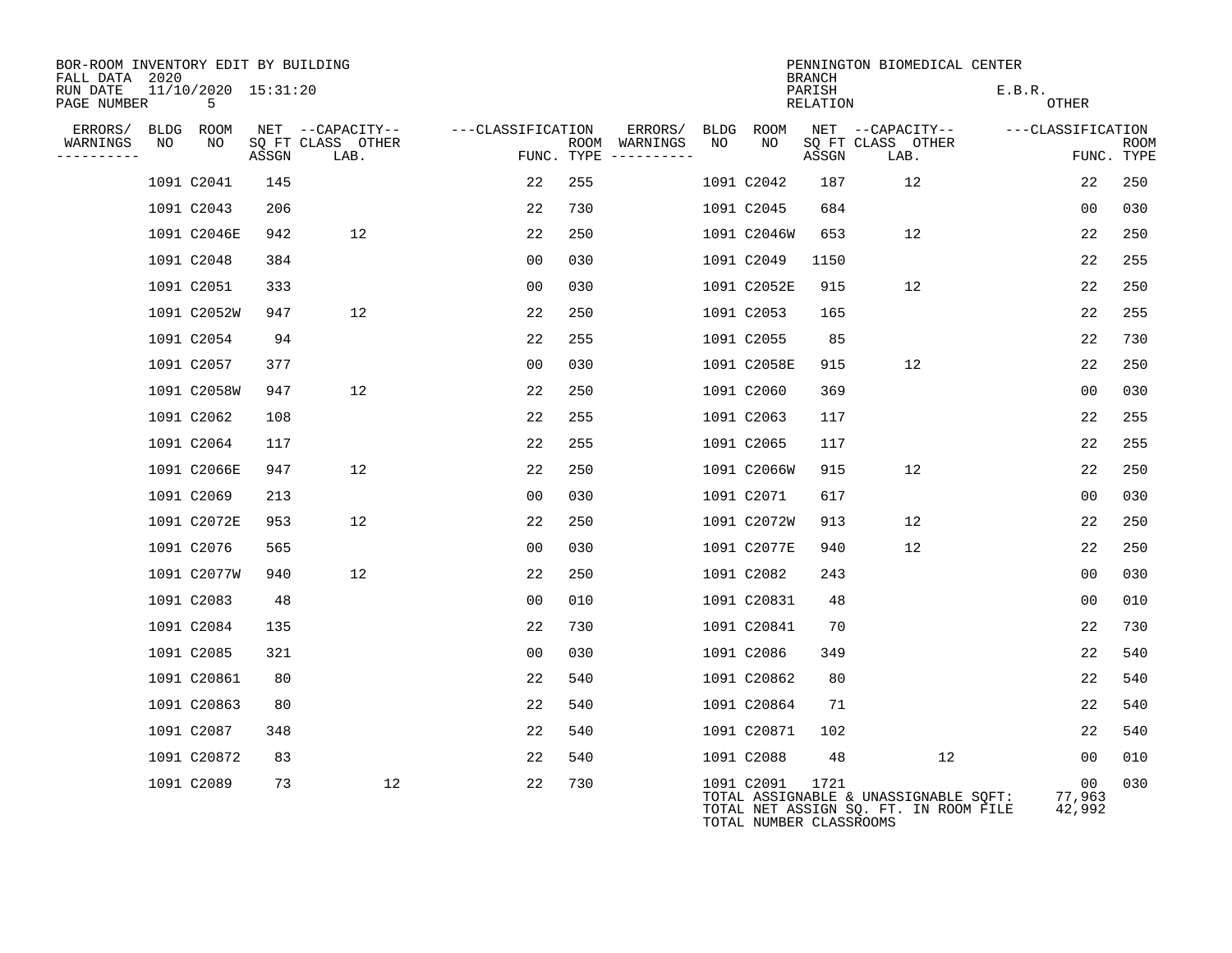BOR-ROOM INVENTORY EDIT BY BUILDING
FALL DATA 2020
RUN DATE 11/10/2020 15:31:20
PAGE NUMBER 5

PENNINGTON BIOMEDICAL CENTER
BRANCH
PARISH E.B.R.
RELATION OTHER

| ERRORS/ WARNINGS | BLDG NO | ROOM NO | NET SQ FT ASSGN | CAPACITY CLASS LAB. | CAPACITY OTHER | CLASSIFICATION FUNC. | ROOM TYPE | ERRORS/ WARNINGS | BLDG NO | ROOM NO | NET SQ FT ASSGN | CAPACITY CLASS LAB. | CAPACITY OTHER | CLASSIFICATION FUNC. | ROOM TYPE |
|---|---|---|---|---|---|---|---|---|---|---|---|---|---|---|---|
| | 1091 | C2041 | 145 | | | 22 | 255 | | 1091 | C2042 | 187 | 12 | | 22 | 250 |
| | 1091 | C2043 | 206 | | | 22 | 730 | | 1091 | C2045 | 684 | | | 00 | 030 |
| | 1091 | C2046E | 942 | 12 | | 22 | 250 | | 1091 | C2046W | 653 | 12 | | 22 | 250 |
| | 1091 | C2048 | 384 | | | 00 | 030 | | 1091 | C2049 | 1150 | | | 22 | 255 |
| | 1091 | C2051 | 333 | | | 00 | 030 | | 1091 | C2052E | 915 | 12 | | 22 | 250 |
| | 1091 | C2052W | 947 | 12 | | 22 | 250 | | 1091 | C2053 | 165 | | | 22 | 255 |
| | 1091 | C2054 | 94 | | | 22 | 255 | | 1091 | C2055 | 85 | | | 22 | 730 |
| | 1091 | C2057 | 377 | | | 00 | 030 | | 1091 | C2058E | 915 | 12 | | 22 | 250 |
| | 1091 | C2058W | 947 | 12 | | 22 | 250 | | 1091 | C2060 | 369 | | | 00 | 030 |
| | 1091 | C2062 | 108 | | | 22 | 255 | | 1091 | C2063 | 117 | | | 22 | 255 |
| | 1091 | C2064 | 117 | | | 22 | 255 | | 1091 | C2065 | 117 | | | 22 | 255 |
| | 1091 | C2066E | 947 | 12 | | 22 | 250 | | 1091 | C2066W | 915 | 12 | | 22 | 250 |
| | 1091 | C2069 | 213 | | | 00 | 030 | | 1091 | C2071 | 617 | | | 00 | 030 |
| | 1091 | C2072E | 953 | 12 | | 22 | 250 | | 1091 | C2072W | 913 | 12 | | 22 | 250 |
| | 1091 | C2076 | 565 | | | 00 | 030 | | 1091 | C2077E | 940 | 12 | | 22 | 250 |
| | 1091 | C2077W | 940 | 12 | | 22 | 250 | | 1091 | C2082 | 243 | | | 00 | 030 |
| | 1091 | C2083 | 48 | | | 00 | 010 | | 1091 | C20831 | 48 | | | 00 | 010 |
| | 1091 | C2084 | 135 | | | 22 | 730 | | 1091 | C20841 | 70 | | | 22 | 730 |
| | 1091 | C2085 | 321 | | | 00 | 030 | | 1091 | C2086 | 349 | | | 22 | 540 |
| | 1091 | C20861 | 80 | | | 22 | 540 | | 1091 | C20862 | 80 | | | 22 | 540 |
| | 1091 | C20863 | 80 | | | 22 | 540 | | 1091 | C20864 | 71 | | | 22 | 540 |
| | 1091 | C2087 | 348 | | | 22 | 540 | | 1091 | C20871 | 102 | | | 22 | 540 |
| | 1091 | C20872 | 83 | | | 22 | 540 | | 1091 | C2088 | 48 | | 12 | 00 | 010 |
| | 1091 | C2089 | 73 | | 12 | 22 | 730 | | 1091 | C2091 | 1721 | | | 00 | 030 |

TOTAL ASSIGNABLE & UNASSIGNABLE SQFT: 77,963
TOTAL NET ASSIGN SQ. FT. IN ROOM FILE 42,992
TOTAL NUMBER CLASSROOMS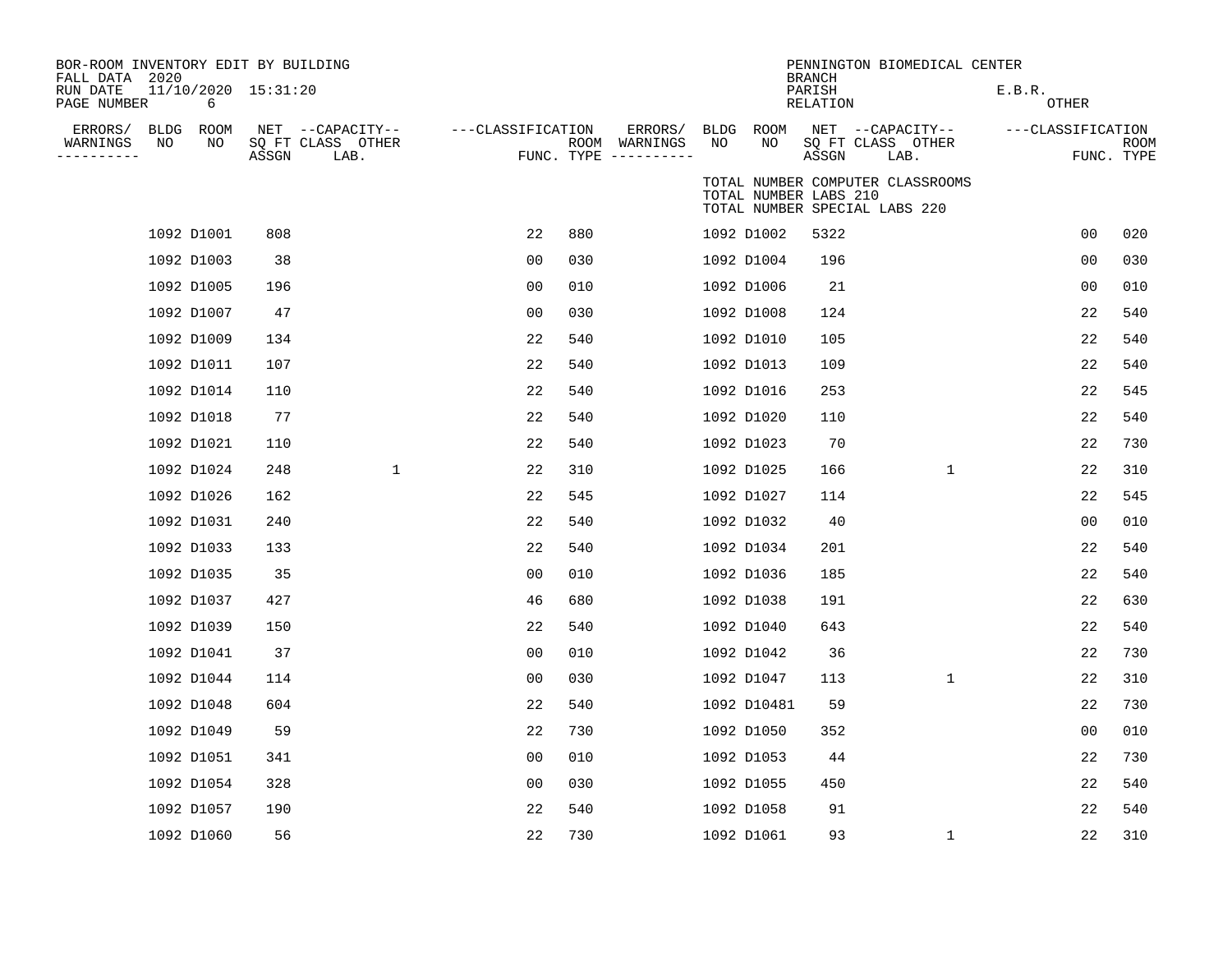BOR-ROOM INVENTORY EDIT BY BUILDING
FALL DATA 2020
RUN DATE 11/10/2020 15:31:20
PAGE NUMBER 6

PENNINGTON BIOMEDICAL CENTER
BRANCH
PARISH E.B.R.
RELATION OTHER

TOTAL NUMBER COMPUTER CLASSROOMS
TOTAL NUMBER LABS 210
TOTAL NUMBER SPECIAL LABS 220

| ERRORS/ WARNINGS | BLDG NO | ROOM NO | NET SQ FT ASSGN | CAPACITY CLASS LAB. | CAPACITY OTHER | CLASSIFICATION FUNC. | ROOM TYPE | ERRORS/ WARNINGS | BLDG NO | ROOM NO | NET SQ FT ASSGN | CAPACITY CLASS LAB. | CAPACITY OTHER | CLASSIFICATION FUNC. | ROOM TYPE |
|---|---|---|---|---|---|---|---|---|---|---|---|---|---|---|---|
| | 1092 | D1001 | 808 | | | 22 | 880 | | 1092 | D1002 | 5322 | | | 00 | 020 |
| | 1092 | D1003 | 38 | | | 00 | 030 | | 1092 | D1004 | 196 | | | 00 | 030 |
| | 1092 | D1005 | 196 | | | 00 | 010 | | 1092 | D1006 | 21 | | | 00 | 010 |
| | 1092 | D1007 | 47 | | | 00 | 030 | | 1092 | D1008 | 124 | | | 22 | 540 |
| | 1092 | D1009 | 134 | | | 22 | 540 | | 1092 | D1010 | 105 | | | 22 | 540 |
| | 1092 | D1011 | 107 | | | 22 | 540 | | 1092 | D1013 | 109 | | | 22 | 540 |
| | 1092 | D1014 | 110 | | | 22 | 540 | | 1092 | D1016 | 253 | | | 22 | 545 |
| | 1092 | D1018 | 77 | | | 22 | 540 | | 1092 | D1020 | 110 | | | 22 | 540 |
| | 1092 | D1021 | 110 | | | 22 | 540 | | 1092 | D1023 | 70 | | | 22 | 730 |
| | 1092 | D1024 | 248 | | 1 | 22 | 310 | | 1092 | D1025 | 166 | | 1 | 22 | 310 |
| | 1092 | D1026 | 162 | | | 22 | 545 | | 1092 | D1027 | 114 | | | 22 | 545 |
| | 1092 | D1031 | 240 | | | 22 | 540 | | 1092 | D1032 | 40 | | | 00 | 010 |
| | 1092 | D1033 | 133 | | | 22 | 540 | | 1092 | D1034 | 201 | | | 22 | 540 |
| | 1092 | D1035 | 35 | | | 00 | 010 | | 1092 | D1036 | 185 | | | 22 | 540 |
| | 1092 | D1037 | 427 | | | 46 | 680 | | 1092 | D1038 | 191 | | | 22 | 630 |
| | 1092 | D1039 | 150 | | | 22 | 540 | | 1092 | D1040 | 643 | | | 22 | 540 |
| | 1092 | D1041 | 37 | | | 00 | 010 | | 1092 | D1042 | 36 | | | 22 | 730 |
| | 1092 | D1044 | 114 | | | 00 | 030 | | 1092 | D1047 | 113 | | 1 | 22 | 310 |
| | 1092 | D1048 | 604 | | | 22 | 540 | | 1092 | D10481 | 59 | | | 22 | 730 |
| | 1092 | D1049 | 59 | | | 22 | 730 | | 1092 | D1050 | 352 | | | 00 | 010 |
| | 1092 | D1051 | 341 | | | 00 | 010 | | 1092 | D1053 | 44 | | | 22 | 730 |
| | 1092 | D1054 | 328 | | | 00 | 030 | | 1092 | D1055 | 450 | | | 22 | 540 |
| | 1092 | D1057 | 190 | | | 22 | 540 | | 1092 | D1058 | 91 | | | 22 | 540 |
| | 1092 | D1060 | 56 | | | 22 | 730 | | 1092 | D1061 | 93 | | 1 | 22 | 310 |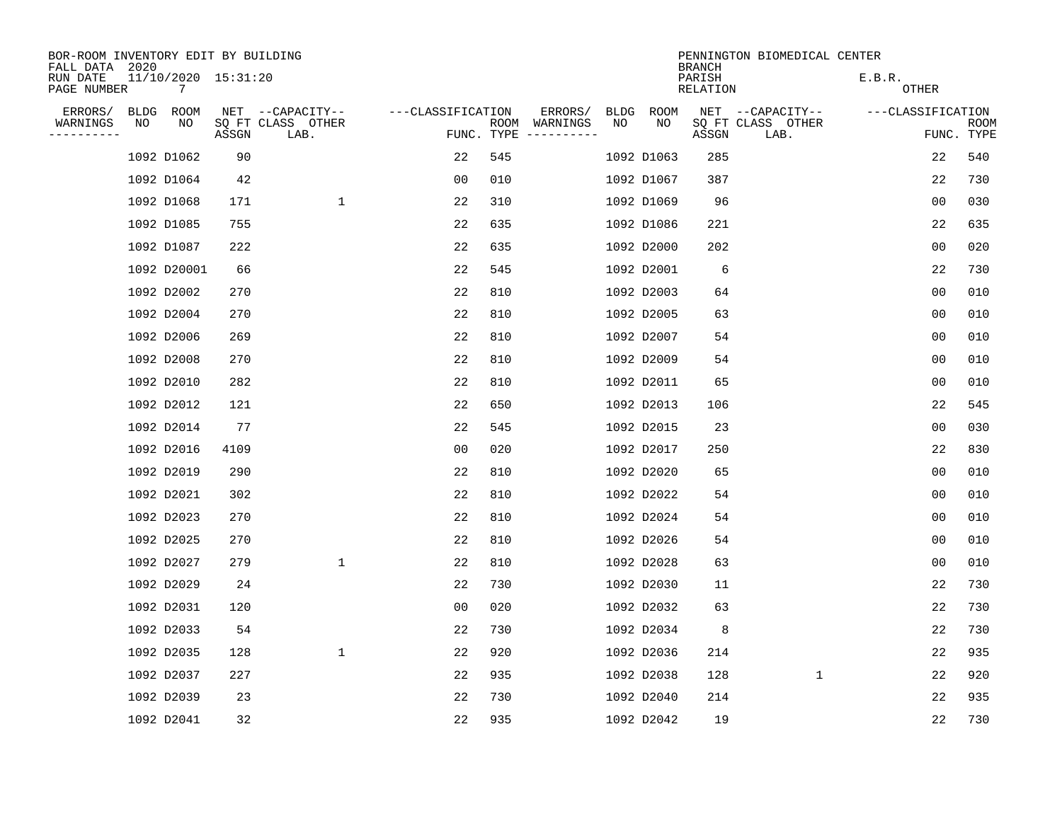BOR-ROOM INVENTORY EDIT BY BUILDING
FALL DATA 2020
RUN DATE 11/10/2020 15:31:20
PAGE NUMBER 7

PENNINGTON BIOMEDICAL CENTER
BRANCH
PARISH E.B.R.
RELATION OTHER

| ERRORS/ WARNINGS | BLDG NO | ROOM NO | NET SQ FT ASSGN | CAPACITY CLASS LAB. | CAPACITY OTHER | CLASSIFICATION FUNC. | ROOM TYPE | ERRORS/ WARNINGS | BLDG NO | ROOM NO | NET SQ FT ASSGN | CAPACITY CLASS LAB. | CAPACITY OTHER | CLASSIFICATION FUNC. | ROOM TYPE |
|---|---|---|---|---|---|---|---|---|---|---|---|---|---|---|---|
| | 1092 | D1062 | 90 | | | 22 | 545 | | 1092 | D1063 | 285 | | | 22 | 540 |
| | 1092 | D1064 | 42 | | | 00 | 010 | | 1092 | D1067 | 387 | | | 22 | 730 |
| | 1092 | D1068 | 171 | | 1 | 22 | 310 | | 1092 | D1069 | 96 | | | 00 | 030 |
| | 1092 | D1085 | 755 | | | 22 | 635 | | 1092 | D1086 | 221 | | | 22 | 635 |
| | 1092 | D1087 | 222 | | | 22 | 635 | | 1092 | D2000 | 202 | | | 00 | 020 |
| | 1092 | D20001 | 66 | | | 22 | 545 | | 1092 | D2001 | 6 | | | 22 | 730 |
| | 1092 | D2002 | 270 | | | 22 | 810 | | 1092 | D2003 | 64 | | | 00 | 010 |
| | 1092 | D2004 | 270 | | | 22 | 810 | | 1092 | D2005 | 63 | | | 00 | 010 |
| | 1092 | D2006 | 269 | | | 22 | 810 | | 1092 | D2007 | 54 | | | 00 | 010 |
| | 1092 | D2008 | 270 | | | 22 | 810 | | 1092 | D2009 | 54 | | | 00 | 010 |
| | 1092 | D2010 | 282 | | | 22 | 810 | | 1092 | D2011 | 65 | | | 00 | 010 |
| | 1092 | D2012 | 121 | | | 22 | 650 | | 1092 | D2013 | 106 | | | 22 | 545 |
| | 1092 | D2014 | 77 | | | 22 | 545 | | 1092 | D2015 | 23 | | | 00 | 030 |
| | 1092 | D2016 | 4109 | | | 00 | 020 | | 1092 | D2017 | 250 | | | 22 | 830 |
| | 1092 | D2019 | 290 | | | 22 | 810 | | 1092 | D2020 | 65 | | | 00 | 010 |
| | 1092 | D2021 | 302 | | | 22 | 810 | | 1092 | D2022 | 54 | | | 00 | 010 |
| | 1092 | D2023 | 270 | | | 22 | 810 | | 1092 | D2024 | 54 | | | 00 | 010 |
| | 1092 | D2025 | 270 | | | 22 | 810 | | 1092 | D2026 | 54 | | | 00 | 010 |
| | 1092 | D2027 | 279 | | 1 | 22 | 810 | | 1092 | D2028 | 63 | | | 00 | 010 |
| | 1092 | D2029 | 24 | | | 22 | 730 | | 1092 | D2030 | 11 | | | 22 | 730 |
| | 1092 | D2031 | 120 | | | 00 | 020 | | 1092 | D2032 | 63 | | | 22 | 730 |
| | 1092 | D2033 | 54 | | | 22 | 730 | | 1092 | D2034 | 8 | | | 22 | 730 |
| | 1092 | D2035 | 128 | | 1 | 22 | 920 | | 1092 | D2036 | 214 | | | 22 | 935 |
| | 1092 | D2037 | 227 | | | 22 | 935 | | 1092 | D2038 | 128 | | 1 | 22 | 920 |
| | 1092 | D2039 | 23 | | | 22 | 730 | | 1092 | D2040 | 214 | | | 22 | 935 |
| | 1092 | D2041 | 32 | | | 22 | 935 | | 1092 | D2042 | 19 | | | 22 | 730 |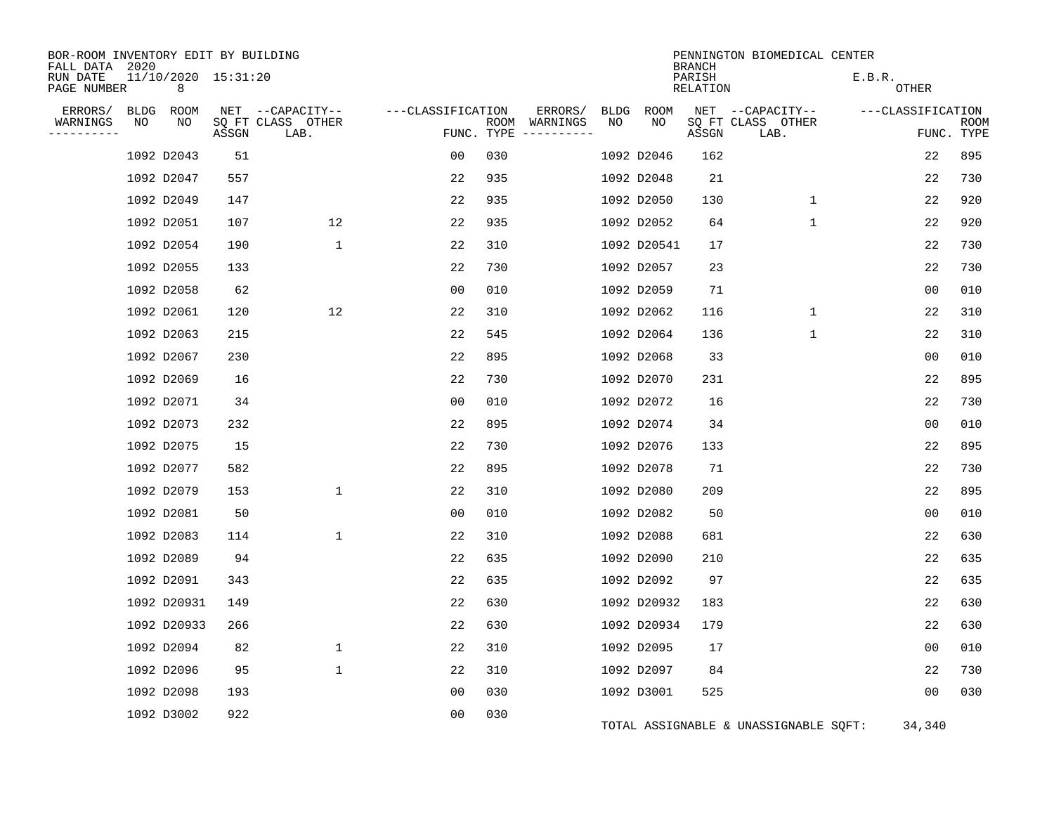BOR-ROOM INVENTORY EDIT BY BUILDING
FALL DATA 2020
RUN DATE 11/10/2020 15:31:20
PAGE NUMBER 8

PENNINGTON BIOMEDICAL CENTER
BRANCH
PARISH E.B.R.
RELATION OTHER

| ERRORS/ WARNINGS | BLDG NO | ROOM NO | NET SQ FT ASSGN | CAPACITY CLASS LAB. | CAPACITY OTHER | CLASSIFICATION FUNC. | ROOM TYPE | ERRORS/ WARNINGS | BLDG NO | ROOM NO | NET SQ FT ASSGN | CAPACITY CLASS LAB. | CAPACITY OTHER | CLASSIFICATION FUNC. | ROOM TYPE |
|---|---|---|---|---|---|---|---|---|---|---|---|---|---|---|---|
| | 1092 | D2043 | 51 | | | 00 | 030 | | 1092 | D2046 | 162 | | | 22 | 895 |
| | 1092 | D2047 | 557 | | | 22 | 935 | | 1092 | D2048 | 21 | | | 22 | 730 |
| | 1092 | D2049 | 147 | | | 22 | 935 | | 1092 | D2050 | 130 | | 1 | 22 | 920 |
| | 1092 | D2051 | 107 | | 12 | 22 | 935 | | 1092 | D2052 | 64 | | 1 | 22 | 920 |
| | 1092 | D2054 | 190 | | 1 | 22 | 310 | | 1092 | D20541 | 17 | | | 22 | 730 |
| | 1092 | D2055 | 133 | | | 22 | 730 | | 1092 | D2057 | 23 | | | 22 | 730 |
| | 1092 | D2058 | 62 | | | 00 | 010 | | 1092 | D2059 | 71 | | | 00 | 010 |
| | 1092 | D2061 | 120 | | 12 | 22 | 310 | | 1092 | D2062 | 116 | | 1 | 22 | 310 |
| | 1092 | D2063 | 215 | | | 22 | 545 | | 1092 | D2064 | 136 | | 1 | 22 | 310 |
| | 1092 | D2067 | 230 | | | 22 | 895 | | 1092 | D2068 | 33 | | | 00 | 010 |
| | 1092 | D2069 | 16 | | | 22 | 730 | | 1092 | D2070 | 231 | | | 22 | 895 |
| | 1092 | D2071 | 34 | | | 00 | 010 | | 1092 | D2072 | 16 | | | 22 | 730 |
| | 1092 | D2073 | 232 | | | 22 | 895 | | 1092 | D2074 | 34 | | | 00 | 010 |
| | 1092 | D2075 | 15 | | | 22 | 730 | | 1092 | D2076 | 133 | | | 22 | 895 |
| | 1092 | D2077 | 582 | | | 22 | 895 | | 1092 | D2078 | 71 | | | 22 | 730 |
| | 1092 | D2079 | 153 | | 1 | 22 | 310 | | 1092 | D2080 | 209 | | | 22 | 895 |
| | 1092 | D2081 | 50 | | | 00 | 010 | | 1092 | D2082 | 50 | | | 00 | 010 |
| | 1092 | D2083 | 114 | | 1 | 22 | 310 | | 1092 | D2088 | 681 | | | 22 | 630 |
| | 1092 | D2089 | 94 | | | 22 | 635 | | 1092 | D2090 | 210 | | | 22 | 635 |
| | 1092 | D2091 | 343 | | | 22 | 635 | | 1092 | D2092 | 97 | | | 22 | 635 |
| | 1092 | D20931 | 149 | | | 22 | 630 | | 1092 | D20932 | 183 | | | 22 | 630 |
| | 1092 | D20933 | 266 | | | 22 | 630 | | 1092 | D20934 | 179 | | | 22 | 630 |
| | 1092 | D2094 | 82 | | 1 | 22 | 310 | | 1092 | D2095 | 17 | | | 00 | 010 |
| | 1092 | D2096 | 95 | | 1 | 22 | 310 | | 1092 | D2097 | 84 | | | 22 | 730 |
| | 1092 | D2098 | 193 | | | 00 | 030 | | 1092 | D3001 | 525 | | | 00 | 030 |
| | 1092 | D3002 | 922 | | | 00 | 030 | | | | | | | | |

TOTAL ASSIGNABLE & UNASSIGNABLE SQFT: 34,340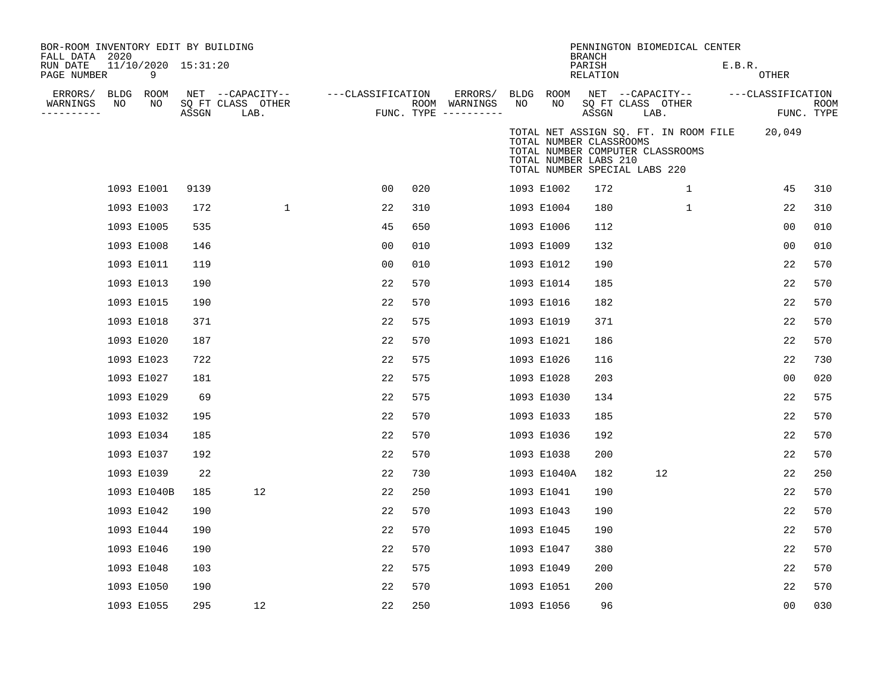BOR-ROOM INVENTORY EDIT BY BUILDING
FALL DATA 2020
RUN DATE 11/10/2020 15:31:20

PENNINGTON BIOMEDICAL CENTER
BRANCH
PARISH E.B.R.
RELATION OTHER

TOTAL NET ASSIGN SQ. FT. IN ROOM FILE 20,049
TOTAL NUMBER CLASSROOMS
TOTAL NUMBER COMPUTER CLASSROOMS
TOTAL NUMBER LABS 210
TOTAL NUMBER SPECIAL LABS 220

| ERRORS/ WARNINGS | BLDG NO | ROOM NO | NET SQ FT ASSGN | CAPACITY CLASS | CAPACITY LAB. | CAPACITY OTHER | CLASSIFICATION FUNC. | ROOM TYPE | ERRORS/ WARNINGS | BLDG NO | ROOM NO | NET SQ FT ASSGN | CAPACITY CLASS | CAPACITY LAB. | CAPACITY OTHER | CLASSIFICATION FUNC. | ROOM TYPE |
|---|---|---|---|---|---|---|---|---|---|---|---|---|---|---|---|---|---|
| | 1093 | E1001 | 9139 | | | | 00 | 020 | | 1093 | E1002 | 172 | | | 1 | 45 | 310 |
| | 1093 | E1003 | 172 | | | 1 | 22 | 310 | | 1093 | E1004 | 180 | | | 1 | 22 | 310 |
| | 1093 | E1005 | 535 | | | | 45 | 650 | | 1093 | E1006 | 112 | | | | 00 | 010 |
| | 1093 | E1008 | 146 | | | | 00 | 010 | | 1093 | E1009 | 132 | | | | 00 | 010 |
| | 1093 | E1011 | 119 | | | | 00 | 010 | | 1093 | E1012 | 190 | | | | 22 | 570 |
| | 1093 | E1013 | 190 | | | | 22 | 570 | | 1093 | E1014 | 185 | | | | 22 | 570 |
| | 1093 | E1015 | 190 | | | | 22 | 570 | | 1093 | E1016 | 182 | | | | 22 | 570 |
| | 1093 | E1018 | 371 | | | | 22 | 575 | | 1093 | E1019 | 371 | | | | 22 | 570 |
| | 1093 | E1020 | 187 | | | | 22 | 570 | | 1093 | E1021 | 186 | | | | 22 | 570 |
| | 1093 | E1023 | 722 | | | | 22 | 575 | | 1093 | E1026 | 116 | | | | 22 | 730 |
| | 1093 | E1027 | 181 | | | | 22 | 575 | | 1093 | E1028 | 203 | | | | 00 | 020 |
| | 1093 | E1029 | 69 | | | | 22 | 575 | | 1093 | E1030 | 134 | | | | 22 | 575 |
| | 1093 | E1032 | 195 | | | | 22 | 570 | | 1093 | E1033 | 185 | | | | 22 | 570 |
| | 1093 | E1034 | 185 | | | | 22 | 570 | | 1093 | E1036 | 192 | | | | 22 | 570 |
| | 1093 | E1037 | 192 | | | | 22 | 570 | | 1093 | E1038 | 200 | | | | 22 | 570 |
| | 1093 | E1039 | 22 | | | | 22 | 730 | | 1093 | E1040A | 182 | | 12 | | 22 | 250 |
| | 1093 | E1040B | 185 | | 12 | | 22 | 250 | | 1093 | E1041 | 190 | | | | 22 | 570 |
| | 1093 | E1042 | 190 | | | | 22 | 570 | | 1093 | E1043 | 190 | | | | 22 | 570 |
| | 1093 | E1044 | 190 | | | | 22 | 570 | | 1093 | E1045 | 190 | | | | 22 | 570 |
| | 1093 | E1046 | 190 | | | | 22 | 570 | | 1093 | E1047 | 380 | | | | 22 | 570 |
| | 1093 | E1048 | 103 | | | | 22 | 575 | | 1093 | E1049 | 200 | | | | 22 | 570 |
| | 1093 | E1050 | 190 | | | | 22 | 570 | | 1093 | E1051 | 200 | | | | 22 | 570 |
| | 1093 | E1055 | 295 | | 12 | | 22 | 250 | | 1093 | E1056 | 96 | | | | 00 | 030 |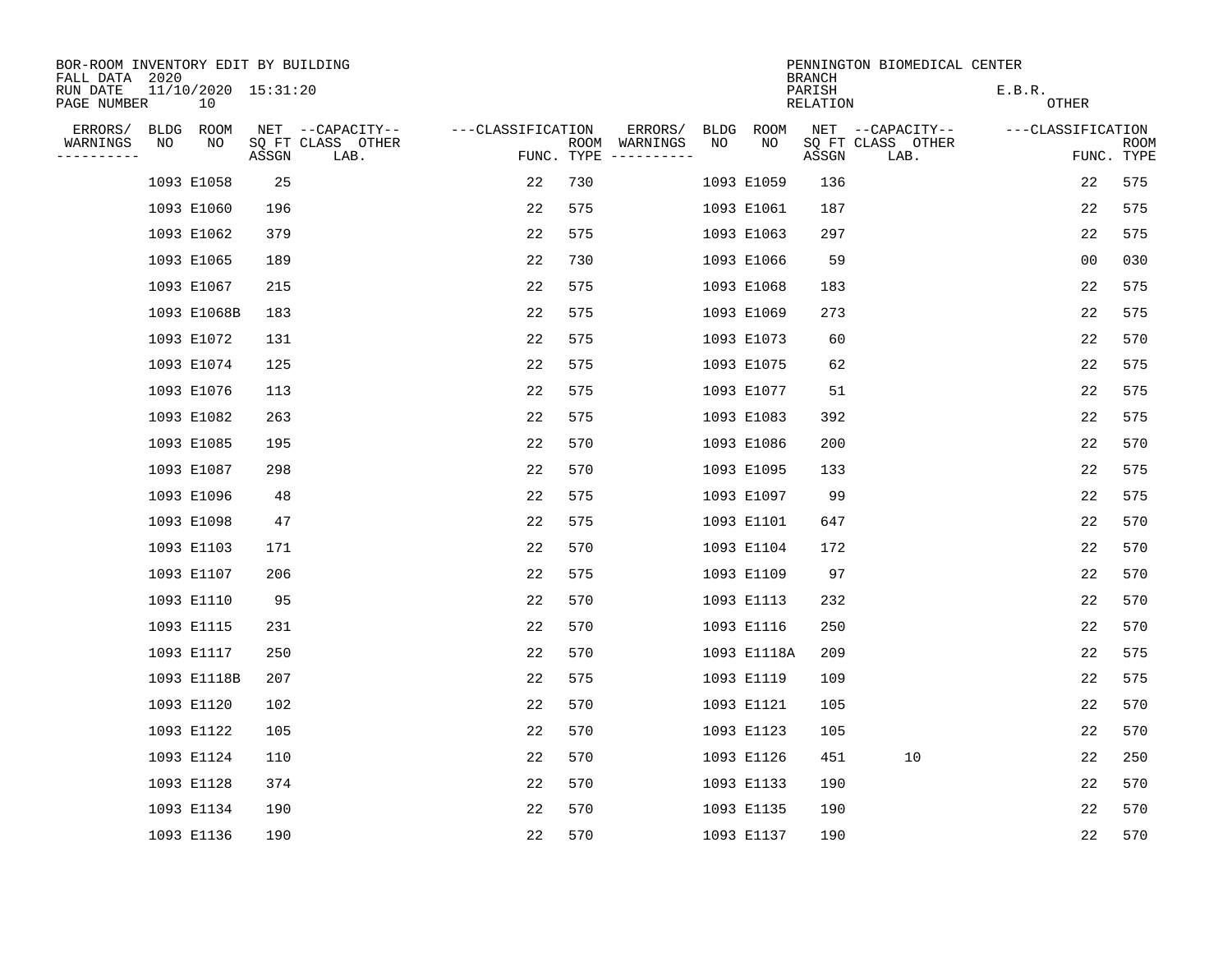BOR-ROOM INVENTORY EDIT BY BUILDING
FALL DATA 2020
RUN DATE 11/10/2020 15:31:20
PAGE NUMBER 10

PENNINGTON BIOMEDICAL CENTER
BRANCH
PARISH E.B.R.
RELATION OTHER

| ERRORS/ WARNINGS | BLDG NO | ROOM NO | NET SQ FT ASSGN | --CAPACITY-- CLASS LAB. | OTHER | ---CLASSIFICATION FUNC. | ROOM TYPE | ERRORS/ WARNINGS | BLDG NO | ROOM NO | NET SQ FT ASSGN | --CAPACITY-- CLASS LAB. | OTHER | ---CLASSIFICATION FUNC. | ROOM TYPE |
|---|---|---|---|---|---|---|---|---|---|---|---|---|---|---|---|
| | 1093 | E1058 | 25 | | | 22 | 730 | | 1093 | E1059 | 136 | | | 22 | 575 |
| | 1093 | E1060 | 196 | | | 22 | 575 | | 1093 | E1061 | 187 | | | 22 | 575 |
| | 1093 | E1062 | 379 | | | 22 | 575 | | 1093 | E1063 | 297 | | | 22 | 575 |
| | 1093 | E1065 | 189 | | | 22 | 730 | | 1093 | E1066 | 59 | | | 00 | 030 |
| | 1093 | E1067 | 215 | | | 22 | 575 | | 1093 | E1068 | 183 | | | 22 | 575 |
| | 1093 | E1068B | 183 | | | 22 | 575 | | 1093 | E1069 | 273 | | | 22 | 575 |
| | 1093 | E1072 | 131 | | | 22 | 575 | | 1093 | E1073 | 60 | | | 22 | 570 |
| | 1093 | E1074 | 125 | | | 22 | 575 | | 1093 | E1075 | 62 | | | 22 | 575 |
| | 1093 | E1076 | 113 | | | 22 | 575 | | 1093 | E1077 | 51 | | | 22 | 575 |
| | 1093 | E1082 | 263 | | | 22 | 575 | | 1093 | E1083 | 392 | | | 22 | 575 |
| | 1093 | E1085 | 195 | | | 22 | 570 | | 1093 | E1086 | 200 | | | 22 | 570 |
| | 1093 | E1087 | 298 | | | 22 | 570 | | 1093 | E1095 | 133 | | | 22 | 575 |
| | 1093 | E1096 | 48 | | | 22 | 575 | | 1093 | E1097 | 99 | | | 22 | 575 |
| | 1093 | E1098 | 47 | | | 22 | 575 | | 1093 | E1101 | 647 | | | 22 | 570 |
| | 1093 | E1103 | 171 | | | 22 | 570 | | 1093 | E1104 | 172 | | | 22 | 570 |
| | 1093 | E1107 | 206 | | | 22 | 575 | | 1093 | E1109 | 97 | | | 22 | 570 |
| | 1093 | E1110 | 95 | | | 22 | 570 | | 1093 | E1113 | 232 | | | 22 | 570 |
| | 1093 | E1115 | 231 | | | 22 | 570 | | 1093 | E1116 | 250 | | | 22 | 570 |
| | 1093 | E1117 | 250 | | | 22 | 570 | | 1093 | E1118A | 209 | | | 22 | 575 |
| | 1093 | E1118B | 207 | | | 22 | 575 | | 1093 | E1119 | 109 | | | 22 | 575 |
| | 1093 | E1120 | 102 | | | 22 | 570 | | 1093 | E1121 | 105 | | | 22 | 570 |
| | 1093 | E1122 | 105 | | | 22 | 570 | | 1093 | E1123 | 105 | | | 22 | 570 |
| | 1093 | E1124 | 110 | | | 22 | 570 | | 1093 | E1126 | 451 | 10 | | 22 | 250 |
| | 1093 | E1128 | 374 | | | 22 | 570 | | 1093 | E1133 | 190 | | | 22 | 570 |
| | 1093 | E1134 | 190 | | | 22 | 570 | | 1093 | E1135 | 190 | | | 22 | 570 |
| | 1093 | E1136 | 190 | | | 22 | 570 | | 1093 | E1137 | 190 | | | 22 | 570 |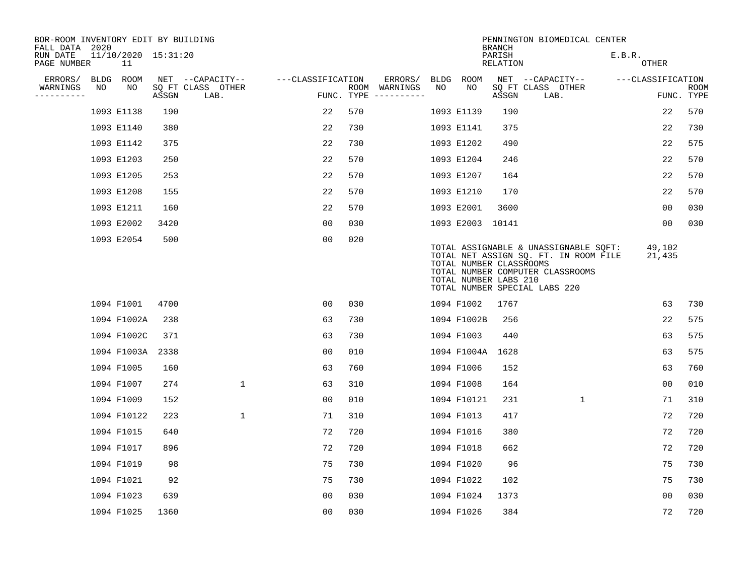BOR-ROOM INVENTORY EDIT BY BUILDING
FALL DATA 2020
RUN DATE 11/10/2020 15:31:20
PAGE NUMBER 11

PENNINGTON BIOMEDICAL CENTER
BRANCH
PARISH E.B.R.
RELATION OTHER

| ERRORS/ WARNINGS | BLDG NO | ROOM NO | NET SQ FT ASSGN | CAPACITY CLASS LAB. | CAPACITY OTHER | CLASSIFICATION FUNC. | ROOM TYPE | ERRORS/ WARNINGS | BLDG NO | ROOM NO | NET SQ FT ASSGN | CAPACITY CLASS LAB. | CAPACITY OTHER | CLASSIFICATION FUNC. | ROOM TYPE |
|---|---|---|---|---|---|---|---|---|---|---|---|---|---|---|---|
| | 1093 | E1138 | 190 | | | 22 | 570 | | 1093 | E1139 | 190 | | | 22 | 570 |
| | 1093 | E1140 | 380 | | | 22 | 730 | | 1093 | E1141 | 375 | | | 22 | 730 |
| | 1093 | E1142 | 375 | | | 22 | 730 | | 1093 | E1202 | 490 | | | 22 | 575 |
| | 1093 | E1203 | 250 | | | 22 | 570 | | 1093 | E1204 | 246 | | | 22 | 570 |
| | 1093 | E1205 | 253 | | | 22 | 570 | | 1093 | E1207 | 164 | | | 22 | 570 |
| | 1093 | E1208 | 155 | | | 22 | 570 | | 1093 | E1210 | 170 | | | 22 | 570 |
| | 1093 | E1211 | 160 | | | 22 | 570 | | 1093 | E2001 | 3600 | | | 00 | 030 |
| | 1093 | E2002 | 3420 | | | 00 | 030 | | 1093 | E2003 | 10141 | | | 00 | 030 |
| | 1093 | E2054 | 500 | | | 00 | 020 | | | | | | | | |

TOTAL ASSIGNABLE & UNASSIGNABLE SQFT: 49,102
TOTAL NET ASSIGN SQ. FT. IN ROOM FILE 21,435
TOTAL NUMBER CLASSROOMS
TOTAL NUMBER COMPUTER CLASSROOMS
TOTAL NUMBER LABS 210
TOTAL NUMBER SPECIAL LABS 220

| ERRORS/ WARNINGS | BLDG NO | ROOM NO | NET SQ FT ASSGN | CAPACITY CLASS LAB. | CAPACITY OTHER | CLASSIFICATION FUNC. | ROOM TYPE | ERRORS/ WARNINGS | BLDG NO | ROOM NO | NET SQ FT ASSGN | CAPACITY CLASS LAB. | CAPACITY OTHER | CLASSIFICATION FUNC. | ROOM TYPE |
|---|---|---|---|---|---|---|---|---|---|---|---|---|---|---|---|
| | 1094 | F1001 | 4700 | | | 00 | 030 | | 1094 | F1002 | 1767 | | | 63 | 730 |
| | 1094 | F1002A | 238 | | | 63 | 730 | | 1094 | F1002B | 256 | | | 22 | 575 |
| | 1094 | F1002C | 371 | | | 63 | 730 | | 1094 | F1003 | 440 | | | 63 | 575 |
| | 1094 | F1003A | 2338 | | | 00 | 010 | | 1094 | F1004A | 1628 | | | 63 | 575 |
| | 1094 | F1005 | 160 | | | 63 | 760 | | 1094 | F1006 | 152 | | | 63 | 760 |
| | 1094 | F1007 | 274 | 1 | | 63 | 310 | | 1094 | F1008 | 164 | | | 00 | 010 |
| | 1094 | F1009 | 152 | | | 00 | 010 | | 1094 | F10121 | 231 | 1 | | 71 | 310 |
| | 1094 | F10122 | 223 | 1 | | 71 | 310 | | 1094 | F1013 | 417 | | | 72 | 720 |
| | 1094 | F1015 | 640 | | | 72 | 720 | | 1094 | F1016 | 380 | | | 72 | 720 |
| | 1094 | F1017 | 896 | | | 72 | 720 | | 1094 | F1018 | 662 | | | 72 | 720 |
| | 1094 | F1019 | 98 | | | 75 | 730 | | 1094 | F1020 | 96 | | | 75 | 730 |
| | 1094 | F1021 | 92 | | | 75 | 730 | | 1094 | F1022 | 102 | | | 75 | 730 |
| | 1094 | F1023 | 639 | | | 00 | 030 | | 1094 | F1024 | 1373 | | | 00 | 030 |
| | 1094 | F1025 | 1360 | | | 00 | 030 | | 1094 | F1026 | 384 | | | 72 | 720 |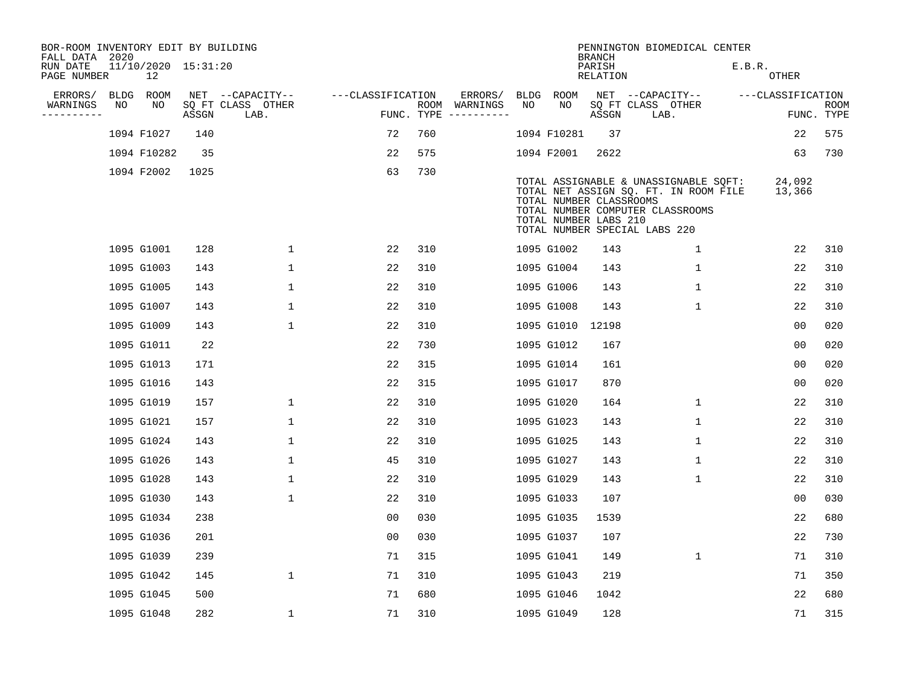BOR-ROOM INVENTORY EDIT BY BUILDING
FALL DATA 2020
RUN DATE 11/10/2020 15:31:20
PAGE NUMBER 12

PENNINGTON BIOMEDICAL CENTER
BRANCH
PARISH E.B.R.
RELATION OTHER

| ERRORS/ WARNINGS | BLDG NO | ROOM NO | NET SQ FT ASSGN | CAPACITY CLASS LAB. | CAPACITY OTHER | CLASSIFICATION FUNC. | ROOM TYPE | ERRORS/ WARNINGS | BLDG NO | ROOM NO | NET SQ FT ASSGN | CAPACITY CLASS LAB. | CAPACITY OTHER | CLASSIFICATION FUNC. | ROOM TYPE |
|---|---|---|---|---|---|---|---|---|---|---|---|---|---|---|---|
| | 1094 | F1027 | 140 | | | 72 | 760 | | 1094 | F10281 | 37 | | | 22 | 575 |
| | 1094 | F10282 | 35 | | | 22 | 575 | | 1094 | F2001 | 2622 | | | 63 | 730 |
| | 1094 | F2002 | 1025 | | | 63 | 730 | | | | | | | | |

TOTAL ASSIGNABLE & UNASSIGNABLE SQFT: 24,092
TOTAL NET ASSIGN SQ. FT. IN ROOM FILE 13,366
TOTAL NUMBER CLASSROOMS
TOTAL NUMBER COMPUTER CLASSROOMS
TOTAL NUMBER LABS 210
TOTAL NUMBER SPECIAL LABS 220

| ERRORS/ WARNINGS | BLDG NO | ROOM NO | NET SQ FT ASSGN | CAPACITY CLASS LAB. | CAPACITY OTHER | CLASSIFICATION FUNC. | ROOM TYPE | ERRORS/ WARNINGS | BLDG NO | ROOM NO | NET SQ FT ASSGN | CAPACITY CLASS LAB. | CAPACITY OTHER | CLASSIFICATION FUNC. | ROOM TYPE |
|---|---|---|---|---|---|---|---|---|---|---|---|---|---|---|---|
| | 1095 | G1001 | 128 | | 1 | 22 | 310 | | 1095 | G1002 | 143 | | 1 | 22 | 310 |
| | 1095 | G1003 | 143 | | 1 | 22 | 310 | | 1095 | G1004 | 143 | | 1 | 22 | 310 |
| | 1095 | G1005 | 143 | | 1 | 22 | 310 | | 1095 | G1006 | 143 | | 1 | 22 | 310 |
| | 1095 | G1007 | 143 | | 1 | 22 | 310 | | 1095 | G1008 | 143 | | 1 | 22 | 310 |
| | 1095 | G1009 | 143 | | 1 | 22 | 310 | | 1095 | G1010 | 12198 | | | 00 | 020 |
| | 1095 | G1011 | 22 | | | 22 | 730 | | 1095 | G1012 | 167 | | | 00 | 020 |
| | 1095 | G1013 | 171 | | | 22 | 315 | | 1095 | G1014 | 161 | | | 00 | 020 |
| | 1095 | G1016 | 143 | | | 22 | 315 | | 1095 | G1017 | 870 | | | 00 | 020 |
| | 1095 | G1019 | 157 | | 1 | 22 | 310 | | 1095 | G1020 | 164 | | 1 | 22 | 310 |
| | 1095 | G1021 | 157 | | 1 | 22 | 310 | | 1095 | G1023 | 143 | | 1 | 22 | 310 |
| | 1095 | G1024 | 143 | | 1 | 22 | 310 | | 1095 | G1025 | 143 | | 1 | 22 | 310 |
| | 1095 | G1026 | 143 | | 1 | 45 | 310 | | 1095 | G1027 | 143 | | 1 | 22 | 310 |
| | 1095 | G1028 | 143 | | 1 | 22 | 310 | | 1095 | G1029 | 143 | | 1 | 22 | 310 |
| | 1095 | G1030 | 143 | | 1 | 22 | 310 | | 1095 | G1033 | 107 | | | 00 | 030 |
| | 1095 | G1034 | 238 | | | 00 | 030 | | 1095 | G1035 | 1539 | | | 22 | 680 |
| | 1095 | G1036 | 201 | | | 00 | 030 | | 1095 | G1037 | 107 | | | 22 | 730 |
| | 1095 | G1039 | 239 | | | 71 | 315 | | 1095 | G1041 | 149 | | 1 | 71 | 310 |
| | 1095 | G1042 | 145 | | 1 | 71 | 310 | | 1095 | G1043 | 219 | | | 71 | 350 |
| | 1095 | G1045 | 500 | | | 71 | 680 | | 1095 | G1046 | 1042 | | | 22 | 680 |
| | 1095 | G1048 | 282 | | 1 | 71 | 310 | | 1095 | G1049 | 128 | | | 71 | 315 |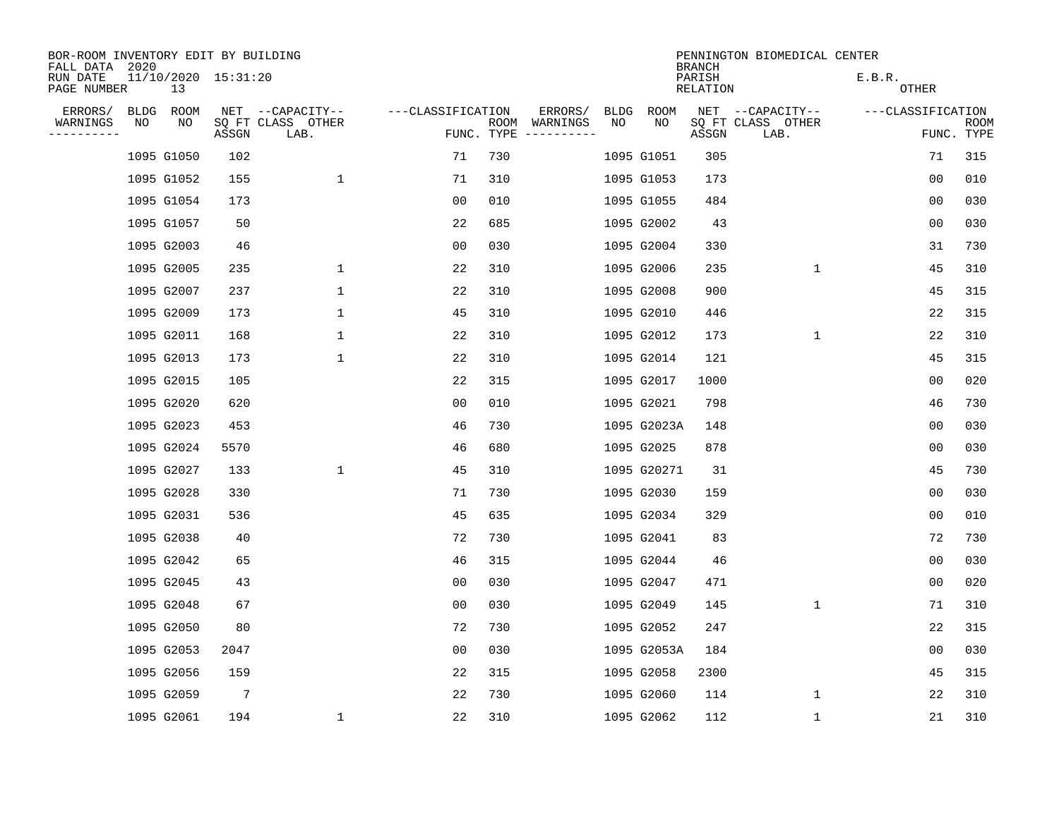BOR-ROOM INVENTORY EDIT BY BUILDING
FALL DATA 2020
RUN DATE 11/10/2020 15:31:20
PAGE NUMBER 13

PENNINGTON BIOMEDICAL CENTER
BRANCH
PARISH E.B.R.
RELATION OTHER

| ERRORS/ WARNINGS | BLDG NO | ROOM NO | NET SQ FT ASSGN | --CAPACITY-- CLASS LAB. | OTHER | ---CLASSIFICATION FUNC. | ROOM TYPE | ERRORS/ WARNINGS | BLDG NO | ROOM NO | NET SQ FT ASSGN | --CAPACITY-- CLASS LAB. | OTHER | ---CLASSIFICATION FUNC. | ROOM TYPE |
|---|---|---|---|---|---|---|---|---|---|---|---|---|---|---|---|
| | 1095 | G1050 | 102 | | | 71 | 730 | | 1095 | G1051 | 305 | | | 71 | 315 |
| | 1095 | G1052 | 155 | | 1 | 71 | 310 | | 1095 | G1053 | 173 | | | 00 | 010 |
| | 1095 | G1054 | 173 | | | 00 | 010 | | 1095 | G1055 | 484 | | | 00 | 030 |
| | 1095 | G1057 | 50 | | | 22 | 685 | | 1095 | G2002 | 43 | | | 00 | 030 |
| | 1095 | G2003 | 46 | | | 00 | 030 | | 1095 | G2004 | 330 | | | 31 | 730 |
| | 1095 | G2005 | 235 | | 1 | 22 | 310 | | 1095 | G2006 | 235 | | 1 | 45 | 310 |
| | 1095 | G2007 | 237 | | 1 | 22 | 310 | | 1095 | G2008 | 900 | | | 45 | 315 |
| | 1095 | G2009 | 173 | | 1 | 45 | 310 | | 1095 | G2010 | 446 | | | 22 | 315 |
| | 1095 | G2011 | 168 | | 1 | 22 | 310 | | 1095 | G2012 | 173 | | 1 | 22 | 310 |
| | 1095 | G2013 | 173 | | 1 | 22 | 310 | | 1095 | G2014 | 121 | | | 45 | 315 |
| | 1095 | G2015 | 105 | | | 22 | 315 | | 1095 | G2017 | 1000 | | | 00 | 020 |
| | 1095 | G2020 | 620 | | | 00 | 010 | | 1095 | G2021 | 798 | | | 46 | 730 |
| | 1095 | G2023 | 453 | | | 46 | 730 | | 1095 | G2023A | 148 | | | 00 | 030 |
| | 1095 | G2024 | 5570 | | | 46 | 680 | | 1095 | G2025 | 878 | | | 00 | 030 |
| | 1095 | G2027 | 133 | | 1 | 45 | 310 | | 1095 | G20271 | 31 | | | 45 | 730 |
| | 1095 | G2028 | 330 | | | 71 | 730 | | 1095 | G2030 | 159 | | | 00 | 030 |
| | 1095 | G2031 | 536 | | | 45 | 635 | | 1095 | G2034 | 329 | | | 00 | 010 |
| | 1095 | G2038 | 40 | | | 72 | 730 | | 1095 | G2041 | 83 | | | 72 | 730 |
| | 1095 | G2042 | 65 | | | 46 | 315 | | 1095 | G2044 | 46 | | | 00 | 030 |
| | 1095 | G2045 | 43 | | | 00 | 030 | | 1095 | G2047 | 471 | | | 00 | 020 |
| | 1095 | G2048 | 67 | | | 00 | 030 | | 1095 | G2049 | 145 | | 1 | 71 | 310 |
| | 1095 | G2050 | 80 | | | 72 | 730 | | 1095 | G2052 | 247 | | | 22 | 315 |
| | 1095 | G2053 | 2047 | | | 00 | 030 | | 1095 | G2053A | 184 | | | 00 | 030 |
| | 1095 | G2056 | 159 | | | 22 | 315 | | 1095 | G2058 | 2300 | | | 45 | 315 |
| | 1095 | G2059 | 7 | | | 22 | 730 | | 1095 | G2060 | 114 | | 1 | 22 | 310 |
| | 1095 | G2061 | 194 | | 1 | 22 | 310 | | 1095 | G2062 | 112 | | 1 | 21 | 310 |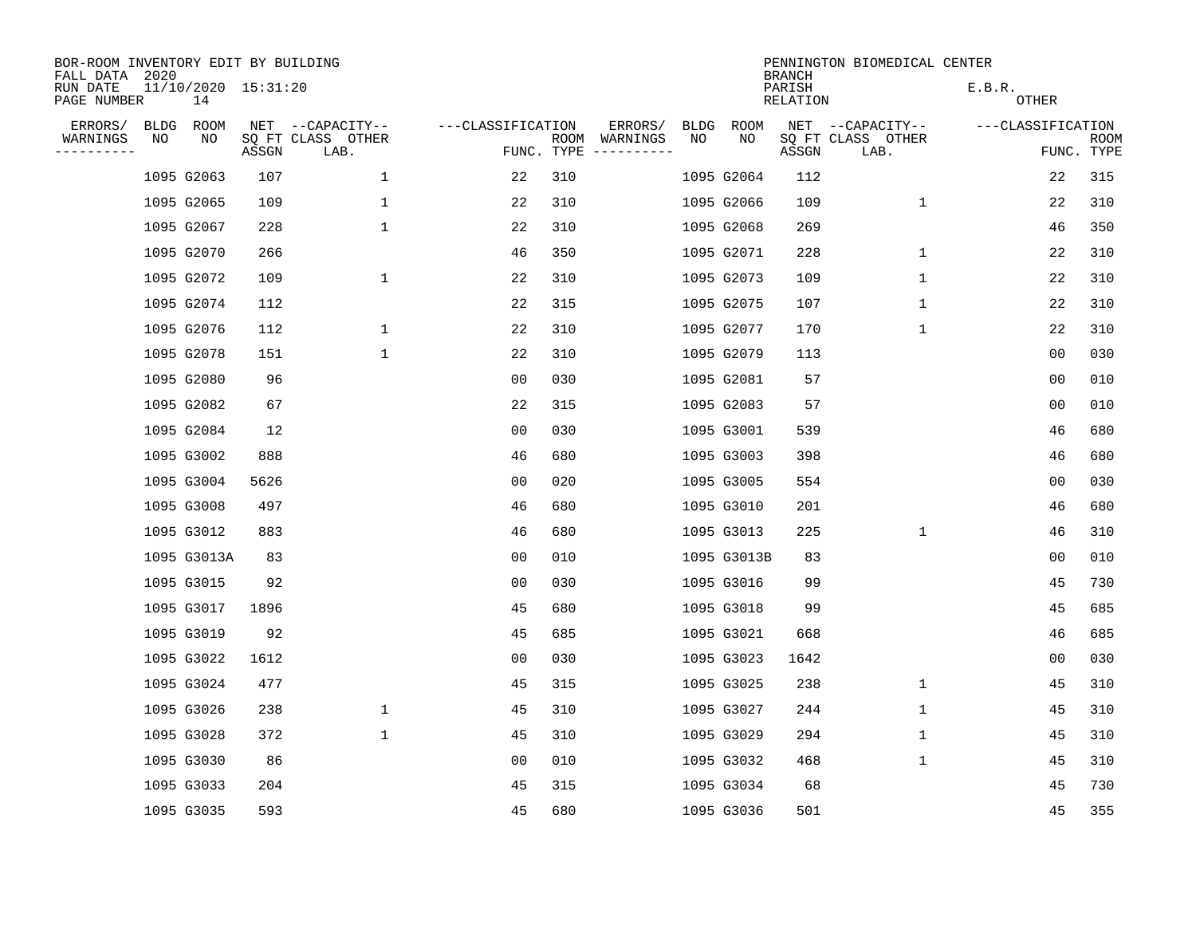BOR-ROOM INVENTORY EDIT BY BUILDING
FALL DATA 2020
RUN DATE 11/10/2020 15:31:20
PAGE NUMBER 14

PENNINGTON BIOMEDICAL CENTER
BRANCH
PARISH E.B.R.
RELATION OTHER

| ERRORS/ WARNINGS | BLDG NO | ROOM NO | NET SQ FT ASSGN | CAPACITY CLASS LAB. | CAPACITY OTHER | CLASSIFICATION FUNC. | ROOM TYPE | ERRORS/ WARNINGS | BLDG NO | ROOM NO | NET SQ FT ASSGN | CAPACITY CLASS LAB. | CAPACITY OTHER | CLASSIFICATION FUNC. | ROOM TYPE |
|---|---|---|---|---|---|---|---|---|---|---|---|---|---|---|---|
| | 1095 | G2063 | 107 | | 1 | 22 | 310 | | 1095 | G2064 | 112 | | | 22 | 315 |
| | 1095 | G2065 | 109 | | 1 | 22 | 310 | | 1095 | G2066 | 109 | | 1 | 22 | 310 |
| | 1095 | G2067 | 228 | | 1 | 22 | 310 | | 1095 | G2068 | 269 | | | 46 | 350 |
| | 1095 | G2070 | 266 | | | 46 | 350 | | 1095 | G2071 | 228 | | 1 | 22 | 310 |
| | 1095 | G2072 | 109 | | 1 | 22 | 310 | | 1095 | G2073 | 109 | | 1 | 22 | 310 |
| | 1095 | G2074 | 112 | | | 22 | 315 | | 1095 | G2075 | 107 | | 1 | 22 | 310 |
| | 1095 | G2076 | 112 | | 1 | 22 | 310 | | 1095 | G2077 | 170 | | 1 | 22 | 310 |
| | 1095 | G2078 | 151 | | 1 | 22 | 310 | | 1095 | G2079 | 113 | | | 00 | 030 |
| | 1095 | G2080 | 96 | | | 00 | 030 | | 1095 | G2081 | 57 | | | 00 | 010 |
| | 1095 | G2082 | 67 | | | 22 | 315 | | 1095 | G2083 | 57 | | | 00 | 010 |
| | 1095 | G2084 | 12 | | | 00 | 030 | | 1095 | G3001 | 539 | | | 46 | 680 |
| | 1095 | G3002 | 888 | | | 46 | 680 | | 1095 | G3003 | 398 | | | 46 | 680 |
| | 1095 | G3004 | 5626 | | | 00 | 020 | | 1095 | G3005 | 554 | | | 00 | 030 |
| | 1095 | G3008 | 497 | | | 46 | 680 | | 1095 | G3010 | 201 | | | 46 | 680 |
| | 1095 | G3012 | 883 | | | 46 | 680 | | 1095 | G3013 | 225 | | 1 | 46 | 310 |
| | 1095 | G3013A | 83 | | | 00 | 010 | | 1095 | G3013B | 83 | | | 00 | 010 |
| | 1095 | G3015 | 92 | | | 00 | 030 | | 1095 | G3016 | 99 | | | 45 | 730 |
| | 1095 | G3017 | 1896 | | | 45 | 680 | | 1095 | G3018 | 99 | | | 45 | 685 |
| | 1095 | G3019 | 92 | | | 45 | 685 | | 1095 | G3021 | 668 | | | 46 | 685 |
| | 1095 | G3022 | 1612 | | | 00 | 030 | | 1095 | G3023 | 1642 | | | 00 | 030 |
| | 1095 | G3024 | 477 | | | 45 | 315 | | 1095 | G3025 | 238 | | 1 | 45 | 310 |
| | 1095 | G3026 | 238 | | 1 | 45 | 310 | | 1095 | G3027 | 244 | | 1 | 45 | 310 |
| | 1095 | G3028 | 372 | | 1 | 45 | 310 | | 1095 | G3029 | 294 | | 1 | 45 | 310 |
| | 1095 | G3030 | 86 | | | 00 | 010 | | 1095 | G3032 | 468 | | 1 | 45 | 310 |
| | 1095 | G3033 | 204 | | | 45 | 315 | | 1095 | G3034 | 68 | | | 45 | 730 |
| | 1095 | G3035 | 593 | | | 45 | 680 | | 1095 | G3036 | 501 | | | 45 | 355 |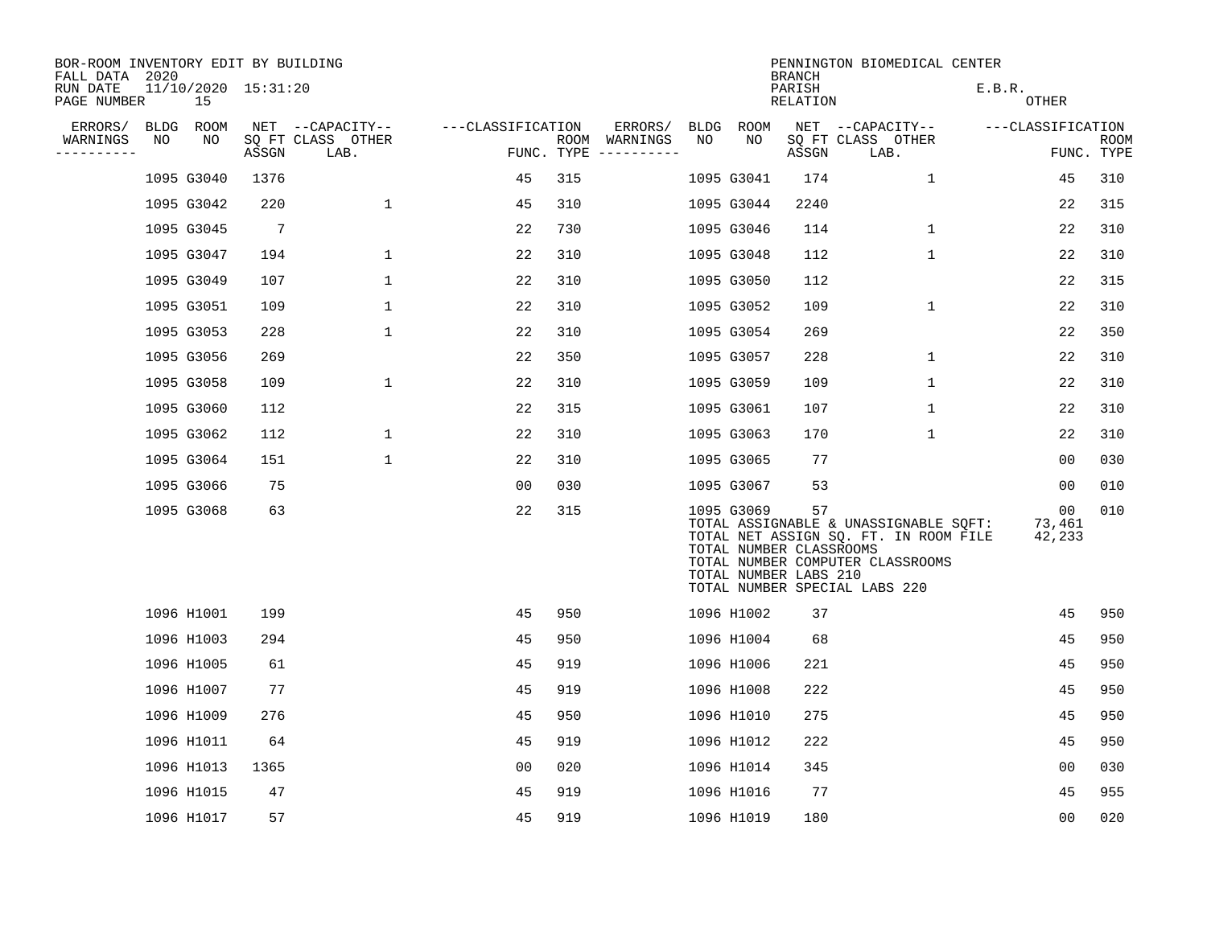BOR-ROOM INVENTORY EDIT BY BUILDING
FALL DATA 2020
RUN DATE 11/10/2020 15:31:20
PAGE NUMBER 15

PENNINGTON BIOMEDICAL CENTER
BRANCH
PARISH E.B.R.
RELATION OTHER

| ERRORS/ WARNINGS | BLDG NO | ROOM NO | NET SQ FT ASSGN | CAPACITY CLASS LAB. | CAPACITY OTHER | CLASSIFICATION FUNC. | ROOM TYPE | ERRORS/ WARNINGS | BLDG NO | ROOM NO | NET SQ FT ASSGN | CAPACITY CLASS LAB. | CAPACITY OTHER | CLASSIFICATION FUNC. | ROOM TYPE |
|---|---|---|---|---|---|---|---|---|---|---|---|---|---|---|---|
| | 1095 | G3040 | 1376 | | | 45 | 315 | | 1095 | G3041 | 174 | | 1 | 45 | 310 |
| | 1095 | G3042 | 220 | | 1 | 45 | 310 | | 1095 | G3044 | 2240 | | | 22 | 315 |
| | 1095 | G3045 | 7 | | | 22 | 730 | | 1095 | G3046 | 114 | | 1 | 22 | 310 |
| | 1095 | G3047 | 194 | | 1 | 22 | 310 | | 1095 | G3048 | 112 | | 1 | 22 | 310 |
| | 1095 | G3049 | 107 | | 1 | 22 | 310 | | 1095 | G3050 | 112 | | | 22 | 315 |
| | 1095 | G3051 | 109 | | 1 | 22 | 310 | | 1095 | G3052 | 109 | | 1 | 22 | 310 |
| | 1095 | G3053 | 228 | | 1 | 22 | 310 | | 1095 | G3054 | 269 | | | 22 | 350 |
| | 1095 | G3056 | 269 | | | 22 | 350 | | 1095 | G3057 | 228 | | 1 | 22 | 310 |
| | 1095 | G3058 | 109 | | 1 | 22 | 310 | | 1095 | G3059 | 109 | | 1 | 22 | 310 |
| | 1095 | G3060 | 112 | | | 22 | 315 | | 1095 | G3061 | 107 | | 1 | 22 | 310 |
| | 1095 | G3062 | 112 | | 1 | 22 | 310 | | 1095 | G3063 | 170 | | 1 | 22 | 310 |
| | 1095 | G3064 | 151 | | 1 | 22 | 310 | | 1095 | G3065 | 77 | | | 00 | 030 |
| | 1095 | G3066 | 75 | | | 00 | 030 | | 1095 | G3067 | 53 | | | 00 | 010 |
| | 1095 | G3068 | 63 | | | 22 | 315 | | 1095 | G3069 | 57 | | | 00 | 010 |

TOTAL ASSIGNABLE & UNASSIGNABLE SQFT: 73,461
TOTAL NET ASSIGN SQ. FT. IN ROOM FILE 42,233
TOTAL NUMBER CLASSROOMS
TOTAL NUMBER COMPUTER CLASSROOMS
TOTAL NUMBER LABS 210
TOTAL NUMBER SPECIAL LABS 220

| ERRORS/ WARNINGS | BLDG NO | ROOM NO | NET SQ FT ASSGN | CAPACITY CLASS LAB. | CAPACITY OTHER | CLASSIFICATION FUNC. | ROOM TYPE | ERRORS/ WARNINGS | BLDG NO | ROOM NO | NET SQ FT ASSGN | CAPACITY CLASS LAB. | CAPACITY OTHER | CLASSIFICATION FUNC. | ROOM TYPE |
|---|---|---|---|---|---|---|---|---|---|---|---|---|---|---|---|
| | 1096 | H1001 | 199 | | | 45 | 950 | | 1096 | H1002 | 37 | | | 45 | 950 |
| | 1096 | H1003 | 294 | | | 45 | 950 | | 1096 | H1004 | 68 | | | 45 | 950 |
| | 1096 | H1005 | 61 | | | 45 | 919 | | 1096 | H1006 | 221 | | | 45 | 950 |
| | 1096 | H1007 | 77 | | | 45 | 919 | | 1096 | H1008 | 222 | | | 45 | 950 |
| | 1096 | H1009 | 276 | | | 45 | 950 | | 1096 | H1010 | 275 | | | 45 | 950 |
| | 1096 | H1011 | 64 | | | 45 | 919 | | 1096 | H1012 | 222 | | | 45 | 950 |
| | 1096 | H1013 | 1365 | | | 00 | 020 | | 1096 | H1014 | 345 | | | 00 | 030 |
| | 1096 | H1015 | 47 | | | 45 | 919 | | 1096 | H1016 | 77 | | | 45 | 955 |
| | 1096 | H1017 | 57 | | | 45 | 919 | | 1096 | H1019 | 180 | | | 00 | 020 |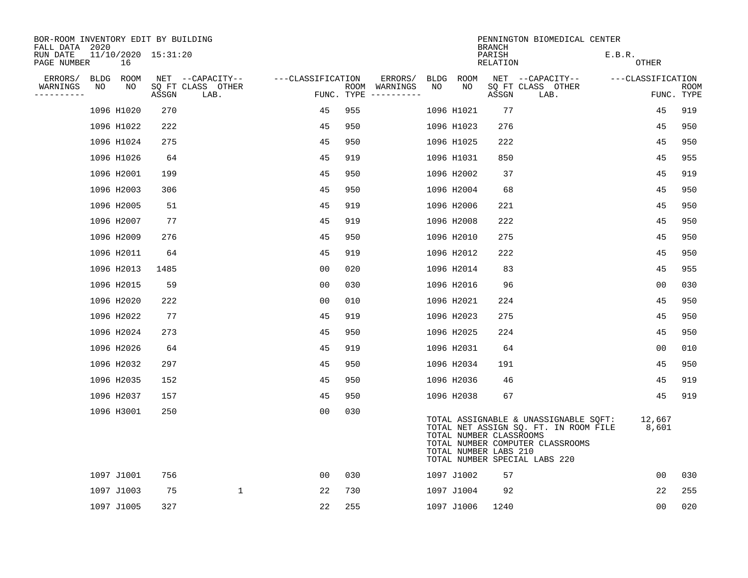BOR-ROOM INVENTORY EDIT BY BUILDING
FALL DATA 2020
RUN DATE 11/10/2020 15:31:20
PAGE NUMBER 16

PENNINGTON BIOMEDICAL CENTER
BRANCH
PARISH E.B.R.
RELATION OTHER

| ERRORS/ WARNINGS | BLDG NO | ROOM NO | NET SQ FT ASSGN | CAPACITY CLASS LAB. | CAPACITY OTHER | CLASSIFICATION FUNC. | ROOM TYPE | ERRORS/ WARNINGS | BLDG NO | ROOM NO | NET SQ FT ASSGN | CAPACITY CLASS LAB. | CAPACITY OTHER | CLASSIFICATION FUNC. | ROOM TYPE |
|---|---|---|---|---|---|---|---|---|---|---|---|---|---|---|---|
| | 1096 | H1020 | 270 | | | 45 | 955 | | 1096 | H1021 | 77 | | | 45 | 919 |
| | 1096 | H1022 | 222 | | | 45 | 950 | | 1096 | H1023 | 276 | | | 45 | 950 |
| | 1096 | H1024 | 275 | | | 45 | 950 | | 1096 | H1025 | 222 | | | 45 | 950 |
| | 1096 | H1026 | 64 | | | 45 | 919 | | 1096 | H1031 | 850 | | | 45 | 955 |
| | 1096 | H2001 | 199 | | | 45 | 950 | | 1096 | H2002 | 37 | | | 45 | 919 |
| | 1096 | H2003 | 306 | | | 45 | 950 | | 1096 | H2004 | 68 | | | 45 | 950 |
| | 1096 | H2005 | 51 | | | 45 | 919 | | 1096 | H2006 | 221 | | | 45 | 950 |
| | 1096 | H2007 | 77 | | | 45 | 919 | | 1096 | H2008 | 222 | | | 45 | 950 |
| | 1096 | H2009 | 276 | | | 45 | 950 | | 1096 | H2010 | 275 | | | 45 | 950 |
| | 1096 | H2011 | 64 | | | 45 | 919 | | 1096 | H2012 | 222 | | | 45 | 950 |
| | 1096 | H2013 | 1485 | | | 00 | 020 | | 1096 | H2014 | 83 | | | 45 | 955 |
| | 1096 | H2015 | 59 | | | 00 | 030 | | 1096 | H2016 | 96 | | | 00 | 030 |
| | 1096 | H2020 | 222 | | | 00 | 010 | | 1096 | H2021 | 224 | | | 45 | 950 |
| | 1096 | H2022 | 77 | | | 45 | 919 | | 1096 | H2023 | 275 | | | 45 | 950 |
| | 1096 | H2024 | 273 | | | 45 | 950 | | 1096 | H2025 | 224 | | | 45 | 950 |
| | 1096 | H2026 | 64 | | | 45 | 919 | | 1096 | H2031 | 64 | | | 00 | 010 |
| | 1096 | H2032 | 297 | | | 45 | 950 | | 1096 | H2034 | 191 | | | 45 | 950 |
| | 1096 | H2035 | 152 | | | 45 | 950 | | 1096 | H2036 | 46 | | | 45 | 919 |
| | 1096 | H2037 | 157 | | | 45 | 950 | | 1096 | H2038 | 67 | | | 45 | 919 |
| | 1096 | H3001 | 250 | | | 00 | 030 | | | | | | | | |

TOTAL ASSIGNABLE & UNASSIGNABLE SQFT: 12,667
TOTAL NET ASSIGN SQ. FT. IN ROOM FILE 8,601
TOTAL NUMBER CLASSROOMS
TOTAL NUMBER COMPUTER CLASSROOMS
TOTAL NUMBER LABS 210
TOTAL NUMBER SPECIAL LABS 220

| ERRORS/ WARNINGS | BLDG NO | ROOM NO | NET SQ FT ASSGN | CAPACITY CLASS LAB. | CAPACITY OTHER | CLASSIFICATION FUNC. | ROOM TYPE | ERRORS/ WARNINGS | BLDG NO | ROOM NO | NET SQ FT ASSGN | CAPACITY CLASS LAB. | CAPACITY OTHER | CLASSIFICATION FUNC. | ROOM TYPE |
|---|---|---|---|---|---|---|---|---|---|---|---|---|---|---|---|
| | 1097 | J1001 | 756 | | | 00 | 030 | | 1097 | J1002 | 57 | | | 00 | 030 |
| | 1097 | J1003 | 75 | | 1 | 22 | 730 | | 1097 | J1004 | 92 | | | 22 | 255 |
| | 1097 | J1005 | 327 | | | 22 | 255 | | 1097 | J1006 | 1240 | | | 00 | 020 |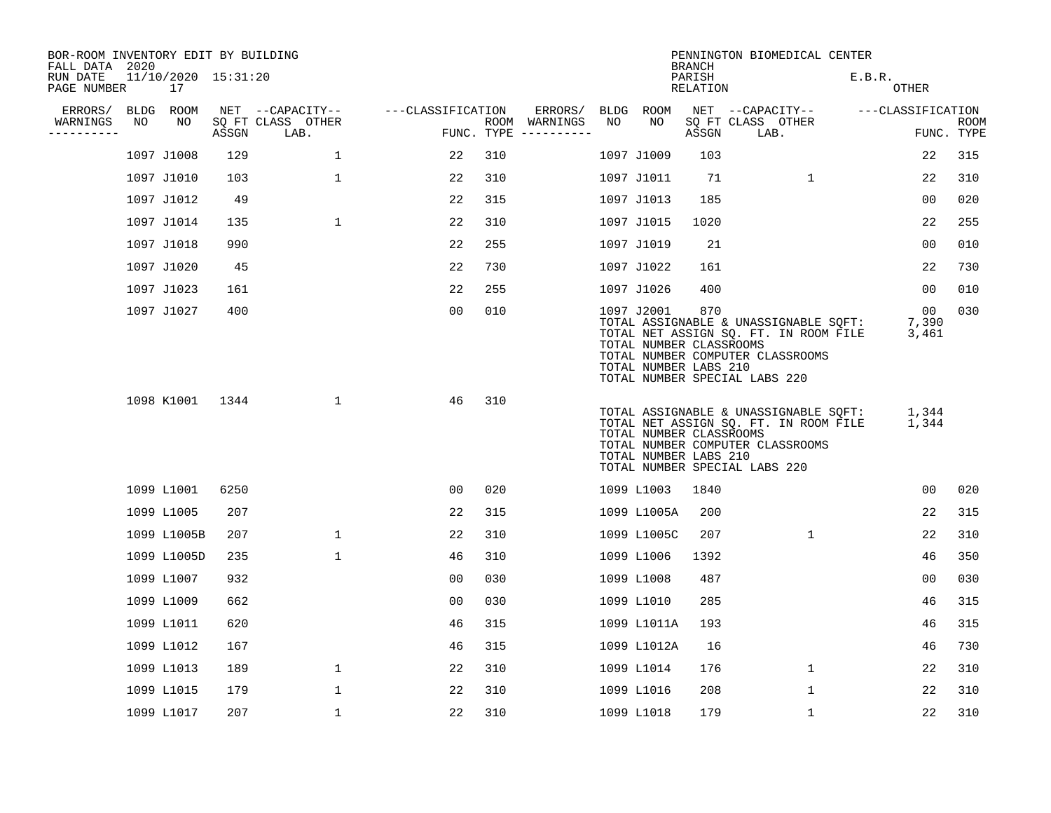BOR-ROOM INVENTORY EDIT BY BUILDING
FALL DATA 2020
RUN DATE 11/10/2020 15:31:20
PAGE NUMBER 17

PENNINGTON BIOMEDICAL CENTER
BRANCH
PARISH E.B.R.
RELATION OTHER

| ERRORS/ WARNINGS | BLDG NO | ROOM NO | NET SQ FT ASSGN | CAPACITY CLASS LAB. | CAPACITY OTHER | CLASSIFICATION FUNC. | ROOM TYPE | ERRORS/ WARNINGS | BLDG NO | ROOM NO | NET SQ FT ASSGN | CAPACITY CLASS LAB. | CAPACITY OTHER | CLASSIFICATION FUNC. | ROOM TYPE |
|---|---|---|---|---|---|---|---|---|---|---|---|---|---|---|---|
| | 1097 | J1008 | 129 | | 1 | 22 | 310 | | 1097 | J1009 | 103 | | | 22 | 315 |
| | 1097 | J1010 | 103 | | 1 | 22 | 310 | | 1097 | J1011 | 71 | | 1 | 22 | 310 |
| | 1097 | J1012 | 49 | | | 22 | 315 | | 1097 | J1013 | 185 | | | 00 | 020 |
| | 1097 | J1014 | 135 | | 1 | 22 | 310 | | 1097 | J1015 | 1020 | | | 22 | 255 |
| | 1097 | J1018 | 990 | | | 22 | 255 | | 1097 | J1019 | 21 | | | 00 | 010 |
| | 1097 | J1020 | 45 | | | 22 | 730 | | 1097 | J1022 | 161 | | | 22 | 730 |
| | 1097 | J1023 | 161 | | | 22 | 255 | | 1097 | J1026 | 400 | | | 00 | 010 |
| | 1097 | J1027 | 400 | | | 00 | 010 | | 1097 | J2001 | 870 | | | 00 | 030 |

TOTAL ASSIGNABLE & UNASSIGNABLE SQFT: 7,390
TOTAL NET ASSIGN SQ. FT. IN ROOM FILE 3,461
TOTAL NUMBER CLASSROOMS
TOTAL NUMBER COMPUTER CLASSROOMS
TOTAL NUMBER LABS 210
TOTAL NUMBER SPECIAL LABS 220

| ERRORS/ WARNINGS | BLDG NO | ROOM NO | NET SQ FT ASSGN | CAPACITY CLASS LAB. | CAPACITY OTHER | CLASSIFICATION FUNC. | ROOM TYPE |
|---|---|---|---|---|---|---|---|
| | 1098 | K1001 | 1344 | | 1 | 46 | 310 |

TOTAL ASSIGNABLE & UNASSIGNABLE SQFT: 1,344
TOTAL NET ASSIGN SQ. FT. IN ROOM FILE 1,344
TOTAL NUMBER CLASSROOMS
TOTAL NUMBER COMPUTER CLASSROOMS
TOTAL NUMBER LABS 210
TOTAL NUMBER SPECIAL LABS 220

| ERRORS/ WARNINGS | BLDG NO | ROOM NO | NET SQ FT ASSGN | CAPACITY CLASS LAB. | CAPACITY OTHER | CLASSIFICATION FUNC. | ROOM TYPE | ERRORS/ WARNINGS | BLDG NO | ROOM NO | NET SQ FT ASSGN | CAPACITY CLASS LAB. | CAPACITY OTHER | CLASSIFICATION FUNC. | ROOM TYPE |
|---|---|---|---|---|---|---|---|---|---|---|---|---|---|---|---|
| | 1099 | L1001 | 6250 | | | 00 | 020 | | 1099 | L1003 | 1840 | | | 00 | 020 |
| | 1099 | L1005 | 207 | | | 22 | 315 | | 1099 | L1005A | 200 | | | 22 | 315 |
| | 1099 | L1005B | 207 | | 1 | 22 | 310 | | 1099 | L1005C | 207 | | 1 | 22 | 310 |
| | 1099 | L1005D | 235 | | 1 | 46 | 310 | | 1099 | L1006 | 1392 | | | 46 | 350 |
| | 1099 | L1007 | 932 | | | 00 | 030 | | 1099 | L1008 | 487 | | | 00 | 030 |
| | 1099 | L1009 | 662 | | | 00 | 030 | | 1099 | L1010 | 285 | | | 46 | 315 |
| | 1099 | L1011 | 620 | | | 46 | 315 | | 1099 | L1011A | 193 | | | 46 | 315 |
| | 1099 | L1012 | 167 | | | 46 | 315 | | 1099 | L1012A | 16 | | | 46 | 730 |
| | 1099 | L1013 | 189 | | 1 | 22 | 310 | | 1099 | L1014 | 176 | | 1 | 22 | 310 |
| | 1099 | L1015 | 179 | | 1 | 22 | 310 | | 1099 | L1016 | 208 | | 1 | 22 | 310 |
| | 1099 | L1017 | 207 | | 1 | 22 | 310 | | 1099 | L1018 | 179 | | 1 | 22 | 310 |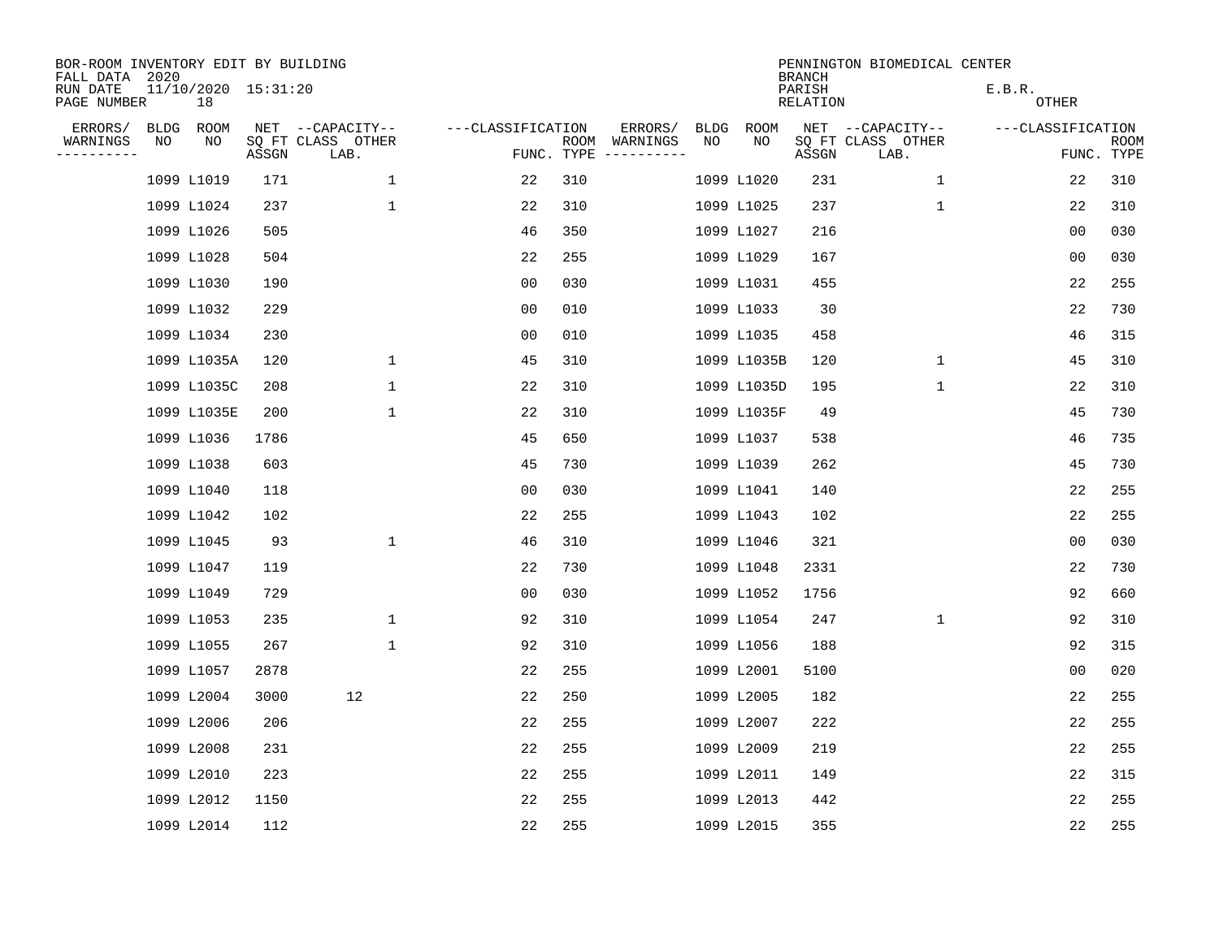BOR-ROOM INVENTORY EDIT BY BUILDING
FALL DATA 2020
RUN DATE 11/10/2020 15:31:20
PAGE NUMBER 18

PENNINGTON BIOMEDICAL CENTER
BRANCH
PARISH E.B.R.
RELATION OTHER

| ERRORS/ WARNINGS | BLDG NO | ROOM NO | NET SQ FT ASSGN | CAPACITY-- CLASS LAB. | OTHER | FUNC. | ROOM TYPE | ERRORS/ WARNINGS | BLDG NO | ROOM NO | NET SQ FT ASSGN | CAPACITY-- CLASS LAB. | OTHER | FUNC. | ROOM TYPE |
|---|---|---|---|---|---|---|---|---|---|---|---|---|---|---|---|
| | 1099 | L1019 | 171 | | 1 | 22 | 310 | | 1099 | L1020 | 231 | | 1 | 22 | 310 |
| | 1099 | L1024 | 237 | | 1 | 22 | 310 | | 1099 | L1025 | 237 | | 1 | 22 | 310 |
| | 1099 | L1026 | 505 | | | 46 | 350 | | 1099 | L1027 | 216 | | | 00 | 030 |
| | 1099 | L1028 | 504 | | | 22 | 255 | | 1099 | L1029 | 167 | | | 00 | 030 |
| | 1099 | L1030 | 190 | | | 00 | 030 | | 1099 | L1031 | 455 | | | 22 | 255 |
| | 1099 | L1032 | 229 | | | 00 | 010 | | 1099 | L1033 | 30 | | | 22 | 730 |
| | 1099 | L1034 | 230 | | | 00 | 010 | | 1099 | L1035 | 458 | | | 46 | 315 |
| | 1099 | L1035A | 120 | | 1 | 45 | 310 | | 1099 | L1035B | 120 | | 1 | 45 | 310 |
| | 1099 | L1035C | 208 | | 1 | 22 | 310 | | 1099 | L1035D | 195 | | 1 | 22 | 310 |
| | 1099 | L1035E | 200 | | 1 | 22 | 310 | | 1099 | L1035F | 49 | | | 45 | 730 |
| | 1099 | L1036 | 1786 | | | 45 | 650 | | 1099 | L1037 | 538 | | | 46 | 735 |
| | 1099 | L1038 | 603 | | | 45 | 730 | | 1099 | L1039 | 262 | | | 45 | 730 |
| | 1099 | L1040 | 118 | | | 00 | 030 | | 1099 | L1041 | 140 | | | 22 | 255 |
| | 1099 | L1042 | 102 | | | 22 | 255 | | 1099 | L1043 | 102 | | | 22 | 255 |
| | 1099 | L1045 | 93 | | 1 | 46 | 310 | | 1099 | L1046 | 321 | | | 00 | 030 |
| | 1099 | L1047 | 119 | | | 22 | 730 | | 1099 | L1048 | 2331 | | | 22 | 730 |
| | 1099 | L1049 | 729 | | | 00 | 030 | | 1099 | L1052 | 1756 | | | 92 | 660 |
| | 1099 | L1053 | 235 | | 1 | 92 | 310 | | 1099 | L1054 | 247 | | 1 | 92 | 310 |
| | 1099 | L1055 | 267 | | 1 | 92 | 310 | | 1099 | L1056 | 188 | | | 92 | 315 |
| | 1099 | L1057 | 2878 | | | 22 | 255 | | 1099 | L2001 | 5100 | | | 00 | 020 |
| | 1099 | L2004 | 3000 | 12 | | 22 | 250 | | 1099 | L2005 | 182 | | | 22 | 255 |
| | 1099 | L2006 | 206 | | | 22 | 255 | | 1099 | L2007 | 222 | | | 22 | 255 |
| | 1099 | L2008 | 231 | | | 22 | 255 | | 1099 | L2009 | 219 | | | 22 | 255 |
| | 1099 | L2010 | 223 | | | 22 | 255 | | 1099 | L2011 | 149 | | | 22 | 315 |
| | 1099 | L2012 | 1150 | | | 22 | 255 | | 1099 | L2013 | 442 | | | 22 | 255 |
| | 1099 | L2014 | 112 | | | 22 | 255 | | 1099 | L2015 | 355 | | | 22 | 255 |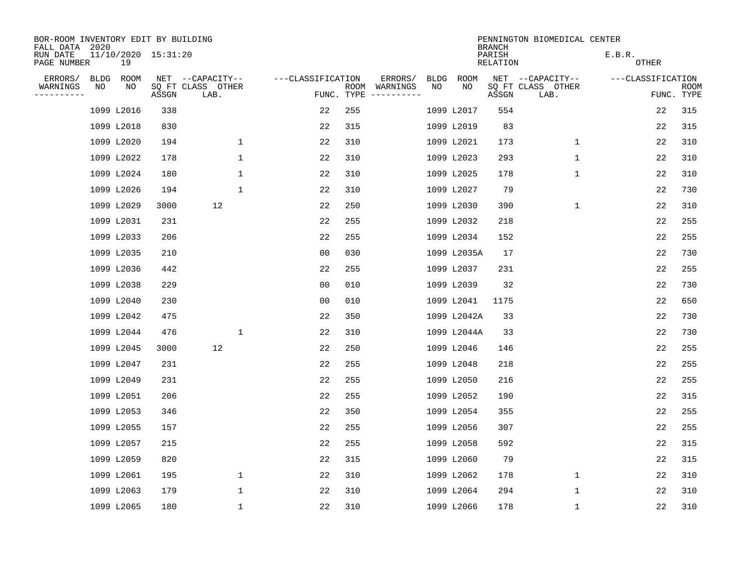BOR-ROOM INVENTORY EDIT BY BUILDING
FALL DATA 2020
RUN DATE 11/10/2020 15:31:20

PENNINGTON BIOMEDICAL CENTER
BRANCH
PARISH E.B.R.
RELATION OTHER

| ERRORS/ WARNINGS | BLDG NO | ROOM NO | NET SQ FT ASSGN | CAPACITY CLASS LAB. | CAPACITY OTHER | CLASSIFICATION FUNC. | ROOM TYPE | ERRORS/ WARNINGS | BLDG NO | ROOM NO | NET SQ FT ASSGN | CAPACITY CLASS LAB. | CAPACITY OTHER | CLASSIFICATION FUNC. | ROOM TYPE |
|---|---|---|---|---|---|---|---|---|---|---|---|---|---|---|---|
| | 1099 | L2016 | 338 | | | 22 | 255 | | 1099 | L2017 | 554 | | | 22 | 315 |
| | 1099 | L2018 | 830 | | | 22 | 315 | | 1099 | L2019 | 83 | | | 22 | 315 |
| | 1099 | L2020 | 194 | | 1 | 22 | 310 | | 1099 | L2021 | 173 | | 1 | 22 | 310 |
| | 1099 | L2022 | 178 | | 1 | 22 | 310 | | 1099 | L2023 | 293 | | 1 | 22 | 310 |
| | 1099 | L2024 | 180 | | 1 | 22 | 310 | | 1099 | L2025 | 178 | | 1 | 22 | 310 |
| | 1099 | L2026 | 194 | | 1 | 22 | 310 | | 1099 | L2027 | 79 | | | 22 | 730 |
| | 1099 | L2029 | 3000 | 12 | | 22 | 250 | | 1099 | L2030 | 390 | | 1 | 22 | 310 |
| | 1099 | L2031 | 231 | | | 22 | 255 | | 1099 | L2032 | 218 | | | 22 | 255 |
| | 1099 | L2033 | 206 | | | 22 | 255 | | 1099 | L2034 | 152 | | | 22 | 255 |
| | 1099 | L2035 | 210 | | | 00 | 030 | | 1099 | L2035A | 17 | | | 22 | 730 |
| | 1099 | L2036 | 442 | | | 22 | 255 | | 1099 | L2037 | 231 | | | 22 | 255 |
| | 1099 | L2038 | 229 | | | 00 | 010 | | 1099 | L2039 | 32 | | | 22 | 730 |
| | 1099 | L2040 | 230 | | | 00 | 010 | | 1099 | L2041 | 1175 | | | 22 | 650 |
| | 1099 | L2042 | 475 | | | 22 | 350 | | 1099 | L2042A | 33 | | | 22 | 730 |
| | 1099 | L2044 | 476 | | 1 | 22 | 310 | | 1099 | L2044A | 33 | | | 22 | 730 |
| | 1099 | L2045 | 3000 | 12 | | 22 | 250 | | 1099 | L2046 | 146 | | | 22 | 255 |
| | 1099 | L2047 | 231 | | | 22 | 255 | | 1099 | L2048 | 218 | | | 22 | 255 |
| | 1099 | L2049 | 231 | | | 22 | 255 | | 1099 | L2050 | 216 | | | 22 | 255 |
| | 1099 | L2051 | 206 | | | 22 | 255 | | 1099 | L2052 | 190 | | | 22 | 315 |
| | 1099 | L2053 | 346 | | | 22 | 350 | | 1099 | L2054 | 355 | | | 22 | 255 |
| | 1099 | L2055 | 157 | | | 22 | 255 | | 1099 | L2056 | 307 | | | 22 | 255 |
| | 1099 | L2057 | 215 | | | 22 | 255 | | 1099 | L2058 | 592 | | | 22 | 315 |
| | 1099 | L2059 | 820 | | | 22 | 315 | | 1099 | L2060 | 79 | | | 22 | 315 |
| | 1099 | L2061 | 195 | | 1 | 22 | 310 | | 1099 | L2062 | 178 | | 1 | 22 | 310 |
| | 1099 | L2063 | 179 | | 1 | 22 | 310 | | 1099 | L2064 | 294 | | 1 | 22 | 310 |
| | 1099 | L2065 | 180 | | 1 | 22 | 310 | | 1099 | L2066 | 178 | | 1 | 22 | 310 |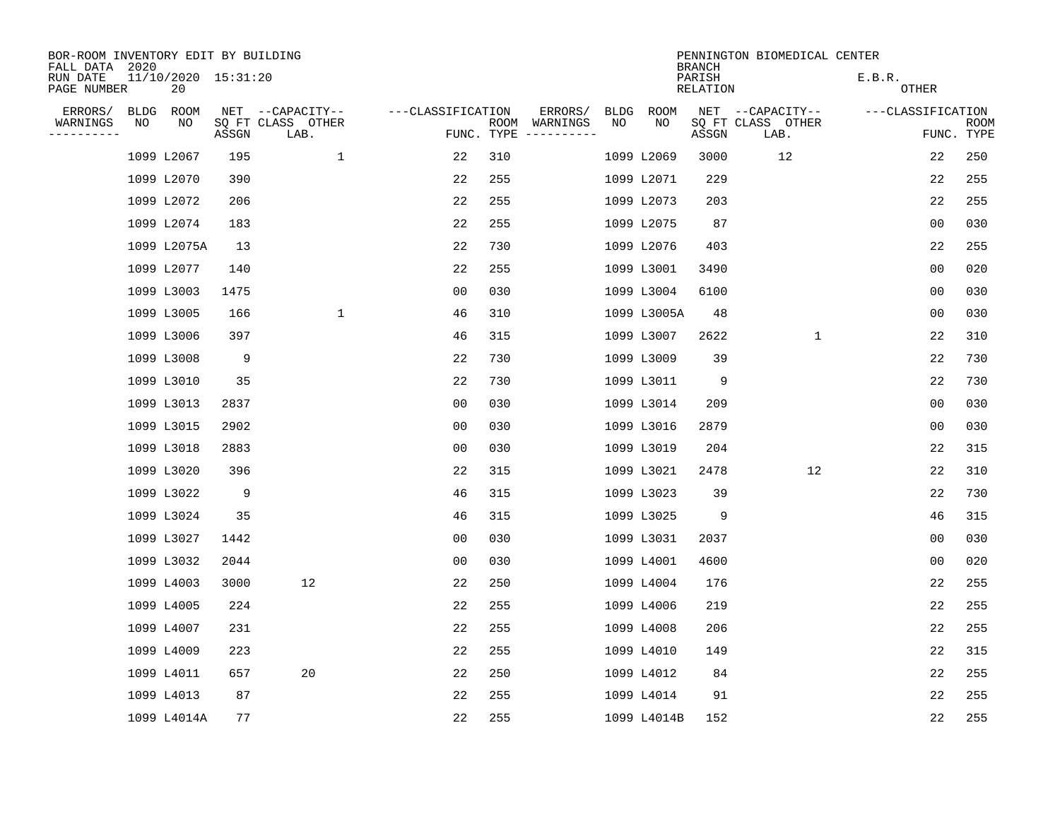BOR-ROOM INVENTORY EDIT BY BUILDING
FALL DATA 2020
RUN DATE 11/10/2020 15:31:20

PENNINGTON BIOMEDICAL CENTER
BRANCH
PARISH E.B.R.
RELATION OTHER

| ERRORS/ WARNINGS | BLDG NO | ROOM NO | NET SQ FT ASSGN | CAPACITY CLASS LAB. | CAPACITY OTHER | CLASSIFICATION FUNC. | ROOM TYPE | ERRORS/ WARNINGS | BLDG NO | ROOM NO | NET SQ FT ASSGN | CAPACITY CLASS LAB. | CAPACITY OTHER | CLASSIFICATION FUNC. | ROOM TYPE |
|---|---|---|---|---|---|---|---|---|---|---|---|---|---|---|---|
| | 1099 | L2067 | 195 | | 1 | 22 | 310 | | 1099 | L2069 | 3000 | 12 | | 22 | 250 |
| | 1099 | L2070 | 390 | | | 22 | 255 | | 1099 | L2071 | 229 | | | 22 | 255 |
| | 1099 | L2072 | 206 | | | 22 | 255 | | 1099 | L2073 | 203 | | | 22 | 255 |
| | 1099 | L2074 | 183 | | | 22 | 255 | | 1099 | L2075 | 87 | | | 00 | 030 |
| | 1099 | L2075A | 13 | | | 22 | 730 | | 1099 | L2076 | 403 | | | 22 | 255 |
| | 1099 | L2077 | 140 | | | 22 | 255 | | 1099 | L3001 | 3490 | | | 00 | 020 |
| | 1099 | L3003 | 1475 | | | 00 | 030 | | 1099 | L3004 | 6100 | | | 00 | 030 |
| | 1099 | L3005 | 166 | | 1 | 46 | 310 | | 1099 | L3005A | 48 | | | 00 | 030 |
| | 1099 | L3006 | 397 | | | 46 | 315 | | 1099 | L3007 | 2622 | | 1 | 22 | 310 |
| | 1099 | L3008 | 9 | | | 22 | 730 | | 1099 | L3009 | 39 | | | 22 | 730 |
| | 1099 | L3010 | 35 | | | 22 | 730 | | 1099 | L3011 | 9 | | | 22 | 730 |
| | 1099 | L3013 | 2837 | | | 00 | 030 | | 1099 | L3014 | 209 | | | 00 | 030 |
| | 1099 | L3015 | 2902 | | | 00 | 030 | | 1099 | L3016 | 2879 | | | 00 | 030 |
| | 1099 | L3018 | 2883 | | | 00 | 030 | | 1099 | L3019 | 204 | | | 22 | 315 |
| | 1099 | L3020 | 396 | | | 22 | 315 | | 1099 | L3021 | 2478 | | 12 | 22 | 310 |
| | 1099 | L3022 | 9 | | | 46 | 315 | | 1099 | L3023 | 39 | | | 22 | 730 |
| | 1099 | L3024 | 35 | | | 46 | 315 | | 1099 | L3025 | 9 | | | 46 | 315 |
| | 1099 | L3027 | 1442 | | | 00 | 030 | | 1099 | L3031 | 2037 | | | 00 | 030 |
| | 1099 | L3032 | 2044 | | | 00 | 030 | | 1099 | L4001 | 4600 | | | 00 | 020 |
| | 1099 | L4003 | 3000 | 12 | | 22 | 250 | | 1099 | L4004 | 176 | | | 22 | 255 |
| | 1099 | L4005 | 224 | | | 22 | 255 | | 1099 | L4006 | 219 | | | 22 | 255 |
| | 1099 | L4007 | 231 | | | 22 | 255 | | 1099 | L4008 | 206 | | | 22 | 255 |
| | 1099 | L4009 | 223 | | | 22 | 255 | | 1099 | L4010 | 149 | | | 22 | 315 |
| | 1099 | L4011 | 657 | 20 | | 22 | 250 | | 1099 | L4012 | 84 | | | 22 | 255 |
| | 1099 | L4013 | 87 | | | 22 | 255 | | 1099 | L4014 | 91 | | | 22 | 255 |
| | 1099 | L4014A | 77 | | | 22 | 255 | | 1099 | L4014B | 152 | | | 22 | 255 |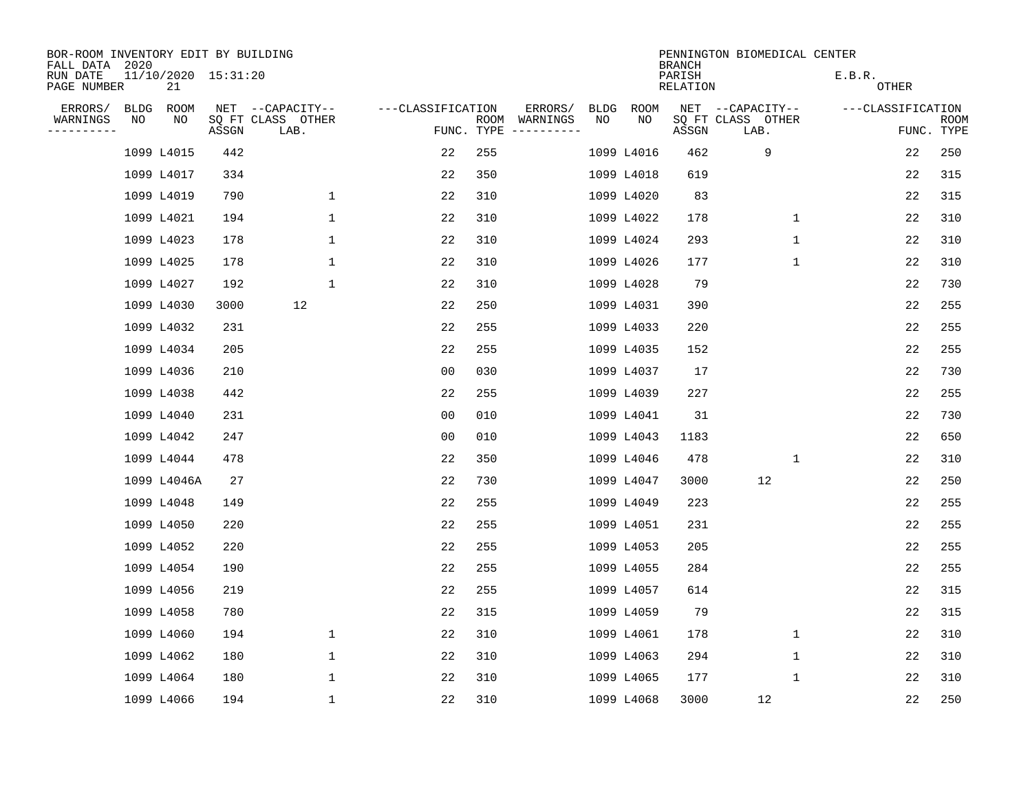BOR-ROOM INVENTORY EDIT BY BUILDING
FALL DATA 2020
RUN DATE 11/10/2020 15:31:20
PAGE NUMBER 21

PENNINGTON BIOMEDICAL CENTER
BRANCH
PARISH E.B.R.
RELATION OTHER

| ERRORS/ WARNINGS | BLDG NO | ROOM NO | NET SQ FT ASSGN | CAPACITY CLASS LAB. | CAPACITY OTHER | CLASSIFICATION FUNC. | ROOM TYPE | ERRORS/ WARNINGS | BLDG NO | ROOM NO | NET SQ FT ASSGN | CAPACITY CLASS LAB. | CAPACITY OTHER | CLASSIFICATION FUNC. | ROOM TYPE |
|---|---|---|---|---|---|---|---|---|---|---|---|---|---|---|---|
| | 1099 | L4015 | 442 | | | 22 | 255 | | 1099 | L4016 | 462 | 9 | | 22 | 250 |
| | 1099 | L4017 | 334 | | | 22 | 350 | | 1099 | L4018 | 619 | | | 22 | 315 |
| | 1099 | L4019 | 790 | | 1 | 22 | 310 | | 1099 | L4020 | 83 | | | 22 | 315 |
| | 1099 | L4021 | 194 | | 1 | 22 | 310 | | 1099 | L4022 | 178 | | 1 | 22 | 310 |
| | 1099 | L4023 | 178 | | 1 | 22 | 310 | | 1099 | L4024 | 293 | | 1 | 22 | 310 |
| | 1099 | L4025 | 178 | | 1 | 22 | 310 | | 1099 | L4026 | 177 | | 1 | 22 | 310 |
| | 1099 | L4027 | 192 | | 1 | 22 | 310 | | 1099 | L4028 | 79 | | | 22 | 730 |
| | 1099 | L4030 | 3000 | 12 | | 22 | 250 | | 1099 | L4031 | 390 | | | 22 | 255 |
| | 1099 | L4032 | 231 | | | 22 | 255 | | 1099 | L4033 | 220 | | | 22 | 255 |
| | 1099 | L4034 | 205 | | | 22 | 255 | | 1099 | L4035 | 152 | | | 22 | 255 |
| | 1099 | L4036 | 210 | | | 00 | 030 | | 1099 | L4037 | 17 | | | 22 | 730 |
| | 1099 | L4038 | 442 | | | 22 | 255 | | 1099 | L4039 | 227 | | | 22 | 255 |
| | 1099 | L4040 | 231 | | | 00 | 010 | | 1099 | L4041 | 31 | | | 22 | 730 |
| | 1099 | L4042 | 247 | | | 00 | 010 | | 1099 | L4043 | 1183 | | | 22 | 650 |
| | 1099 | L4044 | 478 | | | 22 | 350 | | 1099 | L4046 | 478 | | 1 | 22 | 310 |
| | 1099 | L4046A | 27 | | | 22 | 730 | | 1099 | L4047 | 3000 | 12 | | 22 | 250 |
| | 1099 | L4048 | 149 | | | 22 | 255 | | 1099 | L4049 | 223 | | | 22 | 255 |
| | 1099 | L4050 | 220 | | | 22 | 255 | | 1099 | L4051 | 231 | | | 22 | 255 |
| | 1099 | L4052 | 220 | | | 22 | 255 | | 1099 | L4053 | 205 | | | 22 | 255 |
| | 1099 | L4054 | 190 | | | 22 | 255 | | 1099 | L4055 | 284 | | | 22 | 255 |
| | 1099 | L4056 | 219 | | | 22 | 255 | | 1099 | L4057 | 614 | | | 22 | 315 |
| | 1099 | L4058 | 780 | | | 22 | 315 | | 1099 | L4059 | 79 | | | 22 | 315 |
| | 1099 | L4060 | 194 | | 1 | 22 | 310 | | 1099 | L4061 | 178 | | 1 | 22 | 310 |
| | 1099 | L4062 | 180 | | 1 | 22 | 310 | | 1099 | L4063 | 294 | | 1 | 22 | 310 |
| | 1099 | L4064 | 180 | | 1 | 22 | 310 | | 1099 | L4065 | 177 | | 1 | 22 | 310 |
| | 1099 | L4066 | 194 | | 1 | 22 | 310 | | 1099 | L4068 | 3000 | 12 | | 22 | 250 |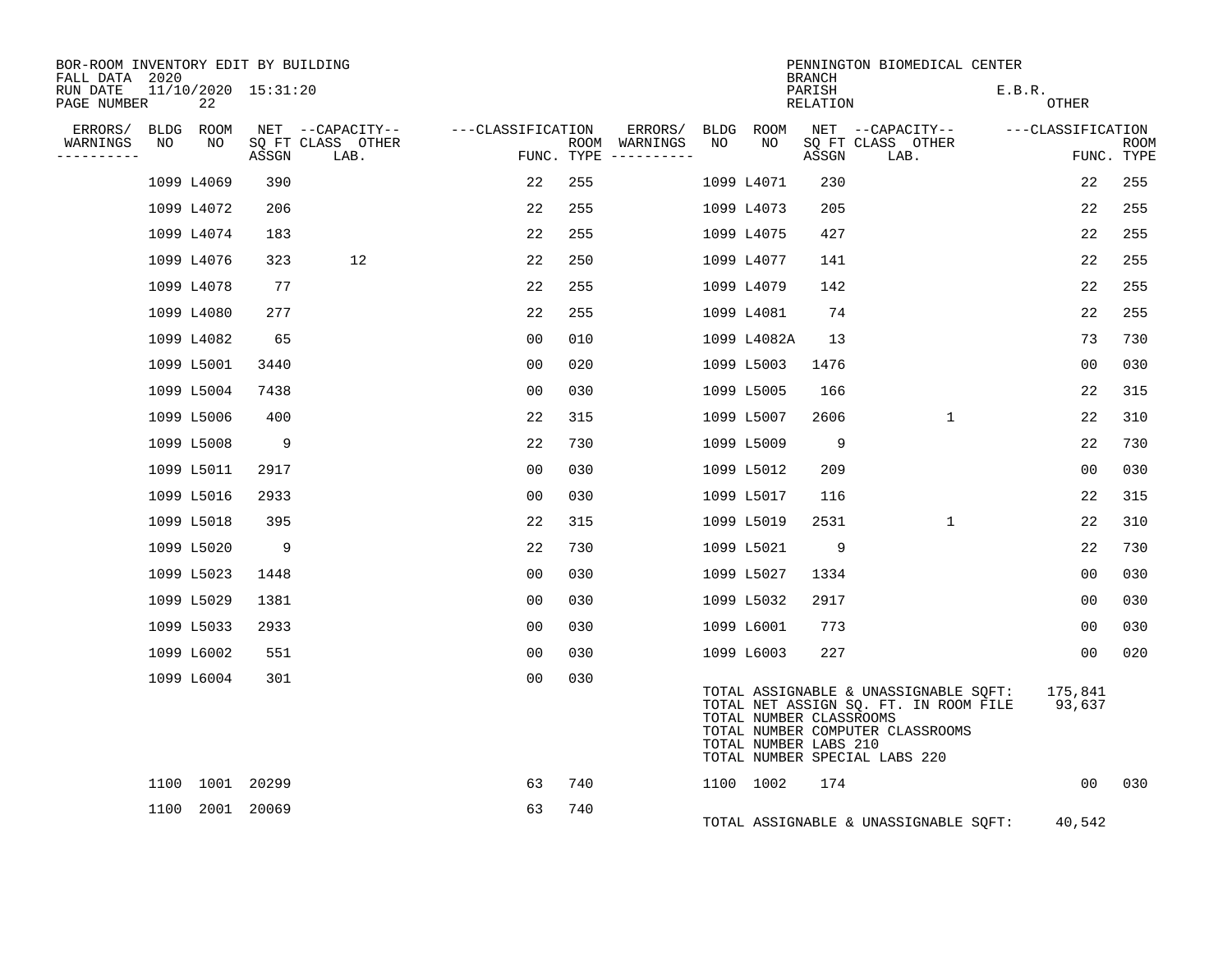BOR-ROOM INVENTORY EDIT BY BUILDING
FALL DATA 2020
RUN DATE 11/10/2020 15:31:20
PAGE NUMBER 22

PENNINGTON BIOMEDICAL CENTER
BRANCH
PARISH E.B.R.
RELATION OTHER

| ERRORS/ WARNINGS | BLDG NO | ROOM NO | NET SQ FT ASSGN | CAPACITY-- CLASS LAB. | OTHER | CLASSIFICATION FUNC. | ROOM TYPE | ERRORS/ WARNINGS | BLDG NO | ROOM NO | NET SQ FT ASSGN | CAPACITY-- CLASS LAB. | OTHER | CLASSIFICATION FUNC. | ROOM TYPE |
|---|---|---|---|---|---|---|---|---|---|---|---|---|---|---|---|
| | 1099 | L4069 | 390 | | | 22 | 255 | | 1099 | L4071 | 230 | | | 22 | 255 |
| | 1099 | L4072 | 206 | | | 22 | 255 | | 1099 | L4073 | 205 | | | 22 | 255 |
| | 1099 | L4074 | 183 | | | 22 | 255 | | 1099 | L4075 | 427 | | | 22 | 255 |
| | 1099 | L4076 | 323 | 12 | | 22 | 250 | | 1099 | L4077 | 141 | | | 22 | 255 |
| | 1099 | L4078 | 77 | | | 22 | 255 | | 1099 | L4079 | 142 | | | 22 | 255 |
| | 1099 | L4080 | 277 | | | 22 | 255 | | 1099 | L4081 | 74 | | | 22 | 255 |
| | 1099 | L4082 | 65 | | | 00 | 010 | | 1099 | L4082A | 13 | | | 73 | 730 |
| | 1099 | L5001 | 3440 | | | 00 | 020 | | 1099 | L5003 | 1476 | | | 00 | 030 |
| | 1099 | L5004 | 7438 | | | 00 | 030 | | 1099 | L5005 | 166 | | | 22 | 315 |
| | 1099 | L5006 | 400 | | | 22 | 315 | | 1099 | L5007 | 2606 | | 1 | 22 | 310 |
| | 1099 | L5008 | 9 | | | 22 | 730 | | 1099 | L5009 | 9 | | | 22 | 730 |
| | 1099 | L5011 | 2917 | | | 00 | 030 | | 1099 | L5012 | 209 | | | 00 | 030 |
| | 1099 | L5016 | 2933 | | | 00 | 030 | | 1099 | L5017 | 116 | | | 22 | 315 |
| | 1099 | L5018 | 395 | | | 22 | 315 | | 1099 | L5019 | 2531 | | 1 | 22 | 310 |
| | 1099 | L5020 | 9 | | | 22 | 730 | | 1099 | L5021 | 9 | | | 22 | 730 |
| | 1099 | L5023 | 1448 | | | 00 | 030 | | 1099 | L5027 | 1334 | | | 00 | 030 |
| | 1099 | L5029 | 1381 | | | 00 | 030 | | 1099 | L5032 | 2917 | | | 00 | 030 |
| | 1099 | L5033 | 2933 | | | 00 | 030 | | 1099 | L6001 | 773 | | | 00 | 030 |
| | 1099 | L6002 | 551 | | | 00 | 030 | | 1099 | L6003 | 227 | | | 00 | 020 |
| | 1099 | L6004 | 301 | | | 00 | 030 | | | | | | | | |

TOTAL ASSIGNABLE & UNASSIGNABLE SQFT: 175,841
TOTAL NET ASSIGN SQ. FT. IN ROOM FILE 93,637
TOTAL NUMBER CLASSROOMS
TOTAL NUMBER COMPUTER CLASSROOMS
TOTAL NUMBER LABS 210
TOTAL NUMBER SPECIAL LABS 220

| ERRORS/ WARNINGS | BLDG NO | ROOM NO | NET SQ FT ASSGN | CAPACITY-- CLASS LAB. | OTHER | CLASSIFICATION FUNC. | ROOM TYPE | ERRORS/ WARNINGS | BLDG NO | ROOM NO | NET SQ FT ASSGN | CAPACITY-- CLASS LAB. | OTHER | CLASSIFICATION FUNC. | ROOM TYPE |
|---|---|---|---|---|---|---|---|---|---|---|---|---|---|---|---|
| | 1100 | 1001 | 20299 | | | 63 | 740 | | 1100 | 1002 | 174 | | | 00 | 030 |
| | 1100 | 2001 | 20069 | | | 63 | 740 | | | | | | | | |

TOTAL ASSIGNABLE & UNASSIGNABLE SQFT: 40,542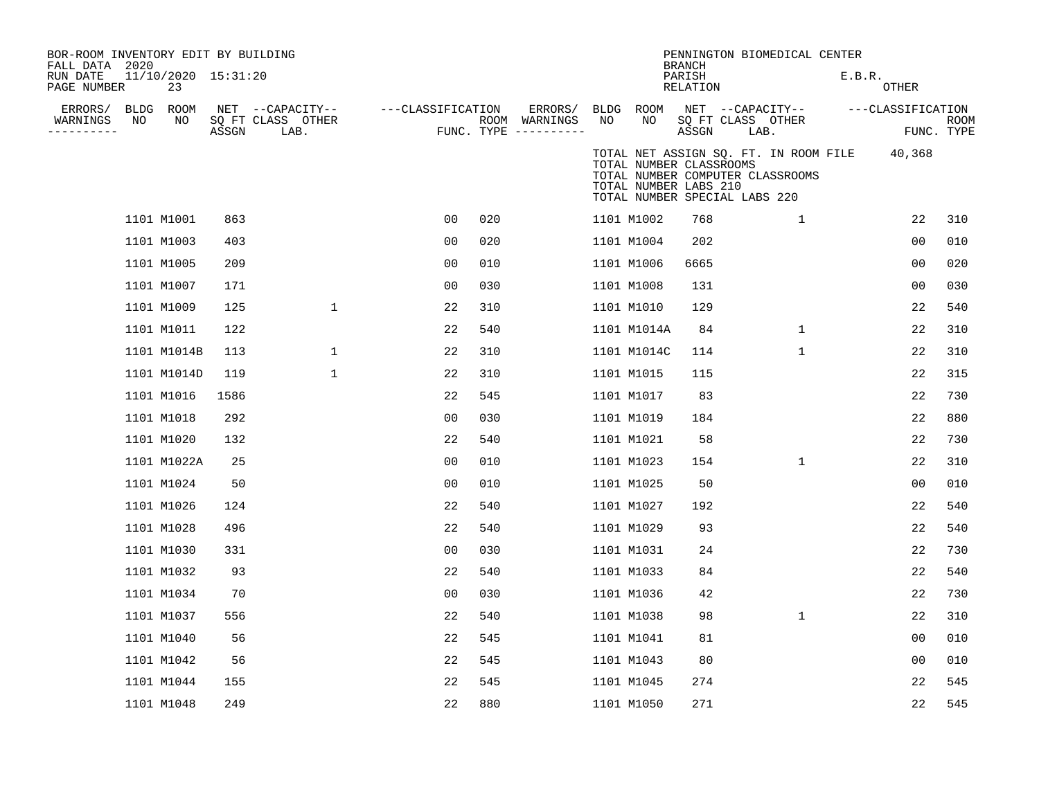BOR-ROOM INVENTORY EDIT BY BUILDING
FALL DATA 2020
RUN DATE 11/10/2020 15:31:20
PAGE NUMBER 23

PENNINGTON BIOMEDICAL CENTER
BRANCH
PARISH E.B.R.
RELATION OTHER

TOTAL NET ASSIGN SQ. FT. IN ROOM FILE 40,368
TOTAL NUMBER CLASSROOMS
TOTAL NUMBER COMPUTER CLASSROOMS
TOTAL NUMBER LABS 210
TOTAL NUMBER SPECIAL LABS 220

| ERRORS/ WARNINGS | BLDG NO | ROOM NO | NET SQ FT ASSGN | CAPACITY CLASS | CAPACITY OTHER LAB. | CLASSIFICATION FUNC. | ROOM TYPE | ERRORS/ WARNINGS | BLDG NO | ROOM NO | NET SQ FT ASSGN | CAPACITY CLASS | CAPACITY OTHER LAB. | CLASSIFICATION FUNC. | ROOM TYPE |
|---|---|---|---|---|---|---|---|---|---|---|---|---|---|---|---|
| | 1101 | M1001 | 863 | | | 00 | 020 | | 1101 | M1002 | 768 | | 1 | 22 | 310 |
| | 1101 | M1003 | 403 | | | 00 | 020 | | 1101 | M1004 | 202 | | | 00 | 010 |
| | 1101 | M1005 | 209 | | | 00 | 010 | | 1101 | M1006 | 6665 | | | 00 | 020 |
| | 1101 | M1007 | 171 | | | 00 | 030 | | 1101 | M1008 | 131 | | | 00 | 030 |
| | 1101 | M1009 | 125 | | 1 | 22 | 310 | | 1101 | M1010 | 129 | | | 22 | 540 |
| | 1101 | M1011 | 122 | | | 22 | 540 | | 1101 | M1014A | 84 | | 1 | 22 | 310 |
| | 1101 | M1014B | 113 | | 1 | 22 | 310 | | 1101 | M1014C | 114 | | 1 | 22 | 310 |
| | 1101 | M1014D | 119 | | 1 | 22 | 310 | | 1101 | M1015 | 115 | | | 22 | 315 |
| | 1101 | M1016 | 1586 | | | 22 | 545 | | 1101 | M1017 | 83 | | | 22 | 730 |
| | 1101 | M1018 | 292 | | | 00 | 030 | | 1101 | M1019 | 184 | | | 22 | 880 |
| | 1101 | M1020 | 132 | | | 22 | 540 | | 1101 | M1021 | 58 | | | 22 | 730 |
| | 1101 | M1022A | 25 | | | 00 | 010 | | 1101 | M1023 | 154 | | 1 | 22 | 310 |
| | 1101 | M1024 | 50 | | | 00 | 010 | | 1101 | M1025 | 50 | | | 00 | 010 |
| | 1101 | M1026 | 124 | | | 22 | 540 | | 1101 | M1027 | 192 | | | 22 | 540 |
| | 1101 | M1028 | 496 | | | 22 | 540 | | 1101 | M1029 | 93 | | | 22 | 540 |
| | 1101 | M1030 | 331 | | | 00 | 030 | | 1101 | M1031 | 24 | | | 22 | 730 |
| | 1101 | M1032 | 93 | | | 22 | 540 | | 1101 | M1033 | 84 | | | 22 | 540 |
| | 1101 | M1034 | 70 | | | 00 | 030 | | 1101 | M1036 | 42 | | | 22 | 730 |
| | 1101 | M1037 | 556 | | | 22 | 540 | | 1101 | M1038 | 98 | | 1 | 22 | 310 |
| | 1101 | M1040 | 56 | | | 22 | 545 | | 1101 | M1041 | 81 | | | 00 | 010 |
| | 1101 | M1042 | 56 | | | 22 | 545 | | 1101 | M1043 | 80 | | | 00 | 010 |
| | 1101 | M1044 | 155 | | | 22 | 545 | | 1101 | M1045 | 274 | | | 22 | 545 |
| | 1101 | M1048 | 249 | | | 22 | 880 | | 1101 | M1050 | 271 | | | 22 | 545 |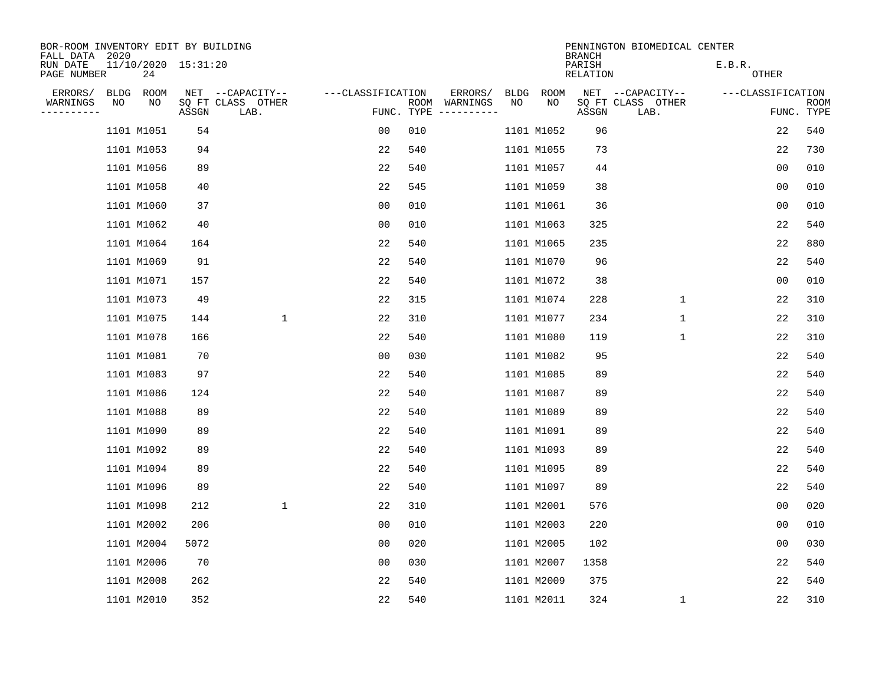BOR-ROOM INVENTORY EDIT BY BUILDING
FALL DATA 2020
RUN DATE 11/10/2020 15:31:20
PAGE NUMBER 24

PENNINGTON BIOMEDICAL CENTER
BRANCH
PARISH E.B.R.
RELATION OTHER

| ERRORS/ WARNINGS | BLDG NO | ROOM NO | NET SQ FT ASSGN | CAPACITY-- CLASS LAB. | OTHER | CLASSIFICATION FUNC. | ROOM TYPE | ERRORS/ WARNINGS | BLDG NO | ROOM NO | NET SQ FT ASSGN | CAPACITY-- CLASS LAB. | OTHER | CLASSIFICATION FUNC. | ROOM TYPE |
|---|---|---|---|---|---|---|---|---|---|---|---|---|---|---|---|
| | 1101 | M1051 | 54 | | | 00 | 010 | | 1101 | M1052 | 96 | | | 22 | 540 |
| | 1101 | M1053 | 94 | | | 22 | 540 | | 1101 | M1055 | 73 | | | 22 | 730 |
| | 1101 | M1056 | 89 | | | 22 | 540 | | 1101 | M1057 | 44 | | | 00 | 010 |
| | 1101 | M1058 | 40 | | | 22 | 545 | | 1101 | M1059 | 38 | | | 00 | 010 |
| | 1101 | M1060 | 37 | | | 00 | 010 | | 1101 | M1061 | 36 | | | 00 | 010 |
| | 1101 | M1062 | 40 | | | 00 | 010 | | 1101 | M1063 | 325 | | | 22 | 540 |
| | 1101 | M1064 | 164 | | | 22 | 540 | | 1101 | M1065 | 235 | | | 22 | 880 |
| | 1101 | M1069 | 91 | | | 22 | 540 | | 1101 | M1070 | 96 | | | 22 | 540 |
| | 1101 | M1071 | 157 | | | 22 | 540 | | 1101 | M1072 | 38 | | | 00 | 010 |
| | 1101 | M1073 | 49 | | | 22 | 315 | | 1101 | M1074 | 228 | | 1 | 22 | 310 |
| | 1101 | M1075 | 144 | | 1 | 22 | 310 | | 1101 | M1077 | 234 | | 1 | 22 | 310 |
| | 1101 | M1078 | 166 | | | 22 | 540 | | 1101 | M1080 | 119 | | 1 | 22 | 310 |
| | 1101 | M1081 | 70 | | | 00 | 030 | | 1101 | M1082 | 95 | | | 22 | 540 |
| | 1101 | M1083 | 97 | | | 22 | 540 | | 1101 | M1085 | 89 | | | 22 | 540 |
| | 1101 | M1086 | 124 | | | 22 | 540 | | 1101 | M1087 | 89 | | | 22 | 540 |
| | 1101 | M1088 | 89 | | | 22 | 540 | | 1101 | M1089 | 89 | | | 22 | 540 |
| | 1101 | M1090 | 89 | | | 22 | 540 | | 1101 | M1091 | 89 | | | 22 | 540 |
| | 1101 | M1092 | 89 | | | 22 | 540 | | 1101 | M1093 | 89 | | | 22 | 540 |
| | 1101 | M1094 | 89 | | | 22 | 540 | | 1101 | M1095 | 89 | | | 22 | 540 |
| | 1101 | M1096 | 89 | | | 22 | 540 | | 1101 | M1097 | 89 | | | 22 | 540 |
| | 1101 | M1098 | 212 | | 1 | 22 | 310 | | 1101 | M2001 | 576 | | | 00 | 020 |
| | 1101 | M2002 | 206 | | | 00 | 010 | | 1101 | M2003 | 220 | | | 00 | 010 |
| | 1101 | M2004 | 5072 | | | 00 | 020 | | 1101 | M2005 | 102 | | | 00 | 030 |
| | 1101 | M2006 | 70 | | | 00 | 030 | | 1101 | M2007 | 1358 | | | 22 | 540 |
| | 1101 | M2008 | 262 | | | 22 | 540 | | 1101 | M2009 | 375 | | | 22 | 540 |
| | 1101 | M2010 | 352 | | | 22 | 540 | | 1101 | M2011 | 324 | | 1 | 22 | 310 |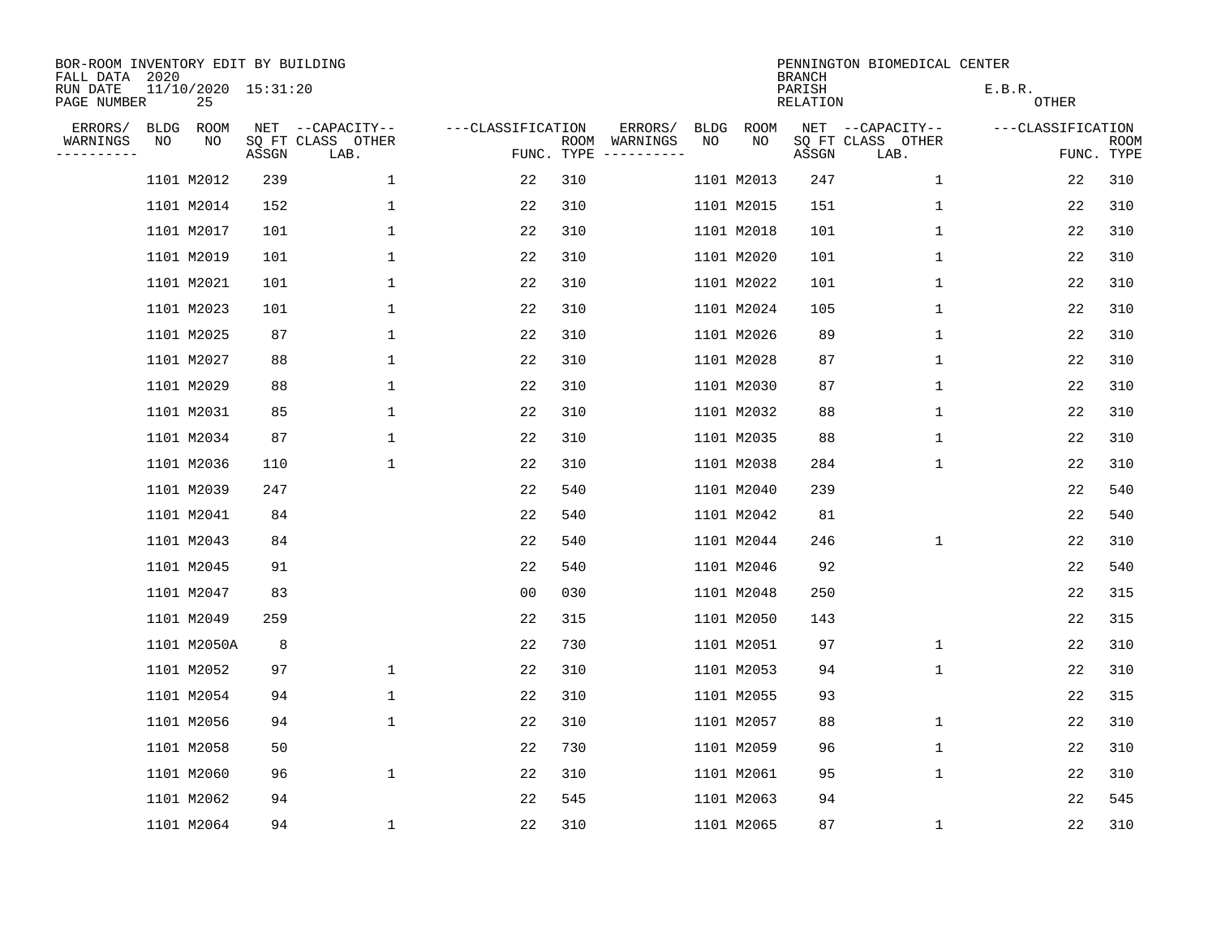BOR-ROOM INVENTORY EDIT BY BUILDING
FALL DATA 2020
RUN DATE 11/10/2020 15:31:20
PAGE NUMBER 25

PENNINGTON BIOMEDICAL CENTER
BRANCH
PARISH E.B.R.
RELATION OTHER

| ERRORS/ WARNINGS | BLDG NO | ROOM NO | NET SQ FT ASSGN | --CAPACITY-- CLASS LAB. | OTHER | ---CLASSIFICATION FUNC. | ROOM TYPE | ERRORS/ WARNINGS | BLDG NO | ROOM NO | NET SQ FT ASSGN | --CAPACITY-- CLASS LAB. | OTHER | ---CLASSIFICATION FUNC. | ROOM TYPE |
|---|---|---|---|---|---|---|---|---|---|---|---|---|---|---|---|
| | 1101 | M2012 | 239 | | 1 | 22 | 310 | | 1101 | M2013 | 247 | | 1 | 22 | 310 |
| | 1101 | M2014 | 152 | | 1 | 22 | 310 | | 1101 | M2015 | 151 | | 1 | 22 | 310 |
| | 1101 | M2017 | 101 | | 1 | 22 | 310 | | 1101 | M2018 | 101 | | 1 | 22 | 310 |
| | 1101 | M2019 | 101 | | 1 | 22 | 310 | | 1101 | M2020 | 101 | | 1 | 22 | 310 |
| | 1101 | M2021 | 101 | | 1 | 22 | 310 | | 1101 | M2022 | 101 | | 1 | 22 | 310 |
| | 1101 | M2023 | 101 | | 1 | 22 | 310 | | 1101 | M2024 | 105 | | 1 | 22 | 310 |
| | 1101 | M2025 | 87 | | 1 | 22 | 310 | | 1101 | M2026 | 89 | | 1 | 22 | 310 |
| | 1101 | M2027 | 88 | | 1 | 22 | 310 | | 1101 | M2028 | 87 | | 1 | 22 | 310 |
| | 1101 | M2029 | 88 | | 1 | 22 | 310 | | 1101 | M2030 | 87 | | 1 | 22 | 310 |
| | 1101 | M2031 | 85 | | 1 | 22 | 310 | | 1101 | M2032 | 88 | | 1 | 22 | 310 |
| | 1101 | M2034 | 87 | | 1 | 22 | 310 | | 1101 | M2035 | 88 | | 1 | 22 | 310 |
| | 1101 | M2036 | 110 | | 1 | 22 | 310 | | 1101 | M2038 | 284 | | 1 | 22 | 310 |
| | 1101 | M2039 | 247 | | | 22 | 540 | | 1101 | M2040 | 239 | | | 22 | 540 |
| | 1101 | M2041 | 84 | | | 22 | 540 | | 1101 | M2042 | 81 | | | 22 | 540 |
| | 1101 | M2043 | 84 | | | 22 | 540 | | 1101 | M2044 | 246 | | 1 | 22 | 310 |
| | 1101 | M2045 | 91 | | | 22 | 540 | | 1101 | M2046 | 92 | | | 22 | 540 |
| | 1101 | M2047 | 83 | | | 00 | 030 | | 1101 | M2048 | 250 | | | 22 | 315 |
| | 1101 | M2049 | 259 | | | 22 | 315 | | 1101 | M2050 | 143 | | | 22 | 315 |
| | 1101 | M2050A | 8 | | | 22 | 730 | | 1101 | M2051 | 97 | | 1 | 22 | 310 |
| | 1101 | M2052 | 97 | | 1 | 22 | 310 | | 1101 | M2053 | 94 | | 1 | 22 | 310 |
| | 1101 | M2054 | 94 | | 1 | 22 | 310 | | 1101 | M2055 | 93 | | | 22 | 315 |
| | 1101 | M2056 | 94 | | 1 | 22 | 310 | | 1101 | M2057 | 88 | | 1 | 22 | 310 |
| | 1101 | M2058 | 50 | | | 22 | 730 | | 1101 | M2059 | 96 | | 1 | 22 | 310 |
| | 1101 | M2060 | 96 | | 1 | 22 | 310 | | 1101 | M2061 | 95 | | 1 | 22 | 310 |
| | 1101 | M2062 | 94 | | | 22 | 545 | | 1101 | M2063 | 94 | | | 22 | 545 |
| | 1101 | M2064 | 94 | | 1 | 22 | 310 | | 1101 | M2065 | 87 | | 1 | 22 | 310 |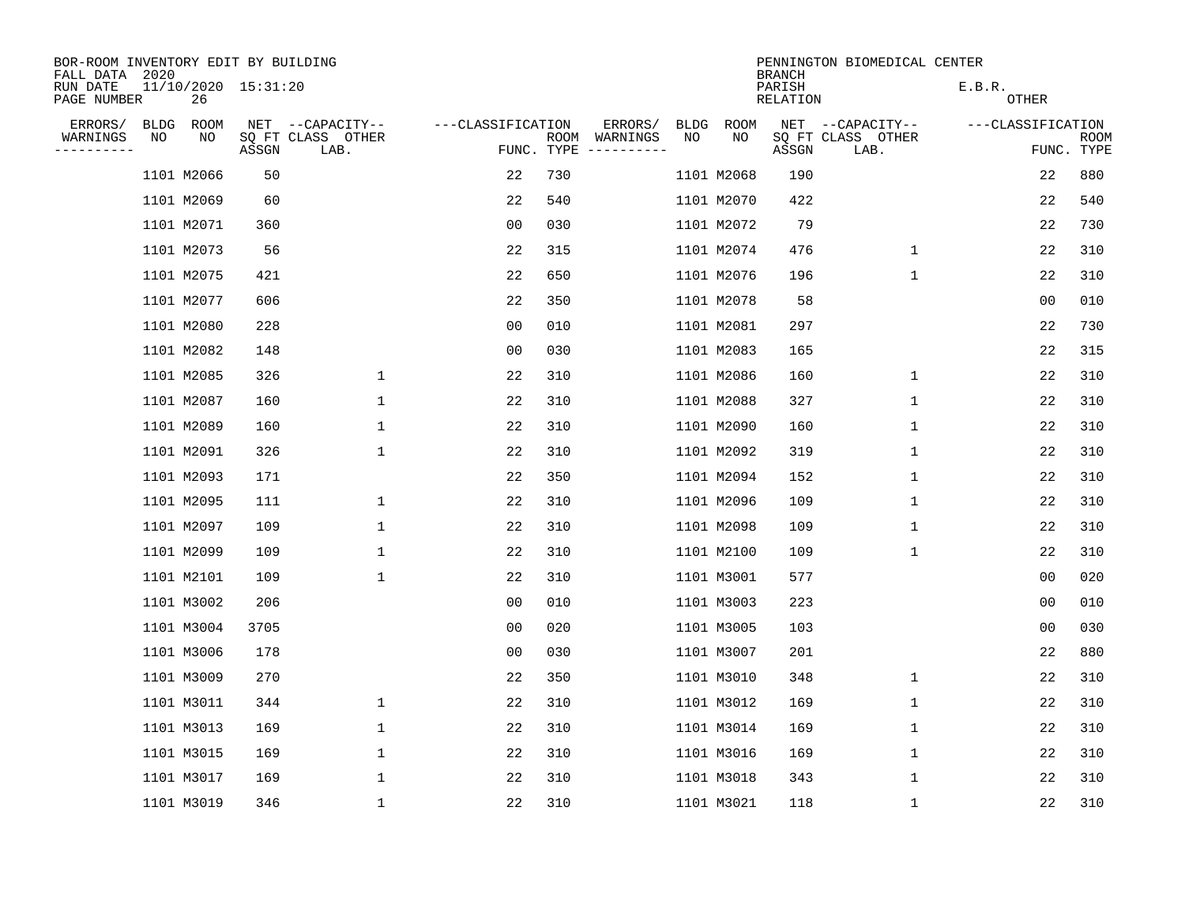BOR-ROOM INVENTORY EDIT BY BUILDING
FALL DATA 2020
RUN DATE 11/10/2020 15:31:20
PAGE NUMBER 26

PENNINGTON BIOMEDICAL CENTER
BRANCH
PARISH E.B.R.
RELATION OTHER

| ERRORS/ WARNINGS | BLDG NO | ROOM NO | NET SQ FT ASSGN | --CAPACITY-- CLASS LAB. | OTHER | ---CLASSIFICATION FUNC. | ROOM TYPE | ERRORS/ WARNINGS | BLDG NO | ROOM NO | NET SQ FT ASSGN | --CAPACITY-- CLASS LAB. | OTHER | ---CLASSIFICATION FUNC. | ROOM TYPE |
|---|---|---|---|---|---|---|---|---|---|---|---|---|---|---|---|
| | 1101 | M2066 | 50 | | | 22 | 730 | | 1101 | M2068 | 190 | | | 22 | 880 |
| | 1101 | M2069 | 60 | | | 22 | 540 | | 1101 | M2070 | 422 | | | 22 | 540 |
| | 1101 | M2071 | 360 | | | 00 | 030 | | 1101 | M2072 | 79 | | | 22 | 730 |
| | 1101 | M2073 | 56 | | | 22 | 315 | | 1101 | M2074 | 476 | | 1 | 22 | 310 |
| | 1101 | M2075 | 421 | | | 22 | 650 | | 1101 | M2076 | 196 | | 1 | 22 | 310 |
| | 1101 | M2077 | 606 | | | 22 | 350 | | 1101 | M2078 | 58 | | | 00 | 010 |
| | 1101 | M2080 | 228 | | | 00 | 010 | | 1101 | M2081 | 297 | | | 22 | 730 |
| | 1101 | M2082 | 148 | | | 00 | 030 | | 1101 | M2083 | 165 | | | 22 | 315 |
| | 1101 | M2085 | 326 | | 1 | 22 | 310 | | 1101 | M2086 | 160 | | 1 | 22 | 310 |
| | 1101 | M2087 | 160 | | 1 | 22 | 310 | | 1101 | M2088 | 327 | | 1 | 22 | 310 |
| | 1101 | M2089 | 160 | | 1 | 22 | 310 | | 1101 | M2090 | 160 | | 1 | 22 | 310 |
| | 1101 | M2091 | 326 | | 1 | 22 | 310 | | 1101 | M2092 | 319 | | 1 | 22 | 310 |
| | 1101 | M2093 | 171 | | | 22 | 350 | | 1101 | M2094 | 152 | | 1 | 22 | 310 |
| | 1101 | M2095 | 111 | | 1 | 22 | 310 | | 1101 | M2096 | 109 | | 1 | 22 | 310 |
| | 1101 | M2097 | 109 | | 1 | 22 | 310 | | 1101 | M2098 | 109 | | 1 | 22 | 310 |
| | 1101 | M2099 | 109 | | 1 | 22 | 310 | | 1101 | M2100 | 109 | | 1 | 22 | 310 |
| | 1101 | M2101 | 109 | | 1 | 22 | 310 | | 1101 | M3001 | 577 | | | 00 | 020 |
| | 1101 | M3002 | 206 | | | 00 | 010 | | 1101 | M3003 | 223 | | | 00 | 010 |
| | 1101 | M3004 | 3705 | | | 00 | 020 | | 1101 | M3005 | 103 | | | 00 | 030 |
| | 1101 | M3006 | 178 | | | 00 | 030 | | 1101 | M3007 | 201 | | | 22 | 880 |
| | 1101 | M3009 | 270 | | | 22 | 350 | | 1101 | M3010 | 348 | | 1 | 22 | 310 |
| | 1101 | M3011 | 344 | | 1 | 22 | 310 | | 1101 | M3012 | 169 | | 1 | 22 | 310 |
| | 1101 | M3013 | 169 | | 1 | 22 | 310 | | 1101 | M3014 | 169 | | 1 | 22 | 310 |
| | 1101 | M3015 | 169 | | 1 | 22 | 310 | | 1101 | M3016 | 169 | | 1 | 22 | 310 |
| | 1101 | M3017 | 169 | | 1 | 22 | 310 | | 1101 | M3018 | 343 | | 1 | 22 | 310 |
| | 1101 | M3019 | 346 | | 1 | 22 | 310 | | 1101 | M3021 | 118 | | 1 | 22 | 310 |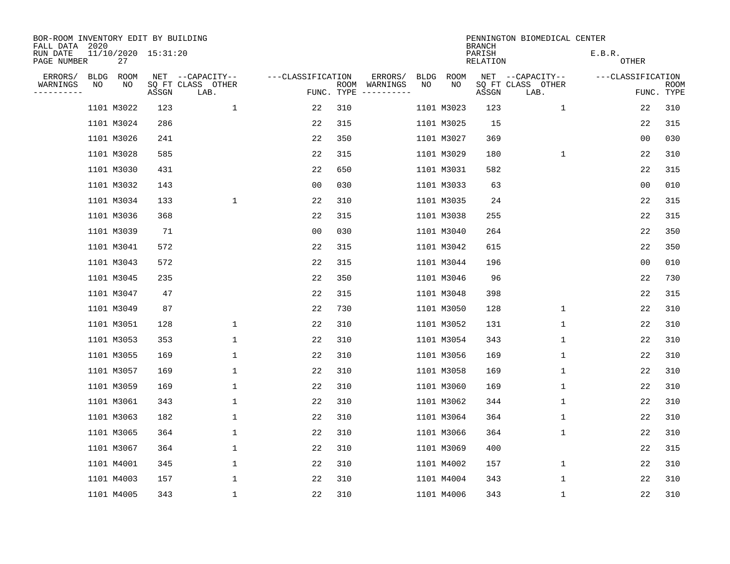BOR-ROOM INVENTORY EDIT BY BUILDING
FALL DATA 2020
RUN DATE 11/10/2020 15:31:20
PAGE NUMBER 27

PENNINGTON BIOMEDICAL CENTER
BRANCH
PARISH E.B.R.
RELATION OTHER

| ERRORS/ WARNINGS | BLDG NO | ROOM NO | NET SQ FT ASSGN | CAPACITY CLASS LAB. | CAPACITY OTHER | CLASSIFICATION FUNC. | ROOM TYPE | ERRORS/ WARNINGS | BLDG NO | ROOM NO | NET SQ FT ASSGN | CAPACITY CLASS LAB. | CAPACITY OTHER | CLASSIFICATION FUNC. | ROOM TYPE |
|---|---|---|---|---|---|---|---|---|---|---|---|---|---|---|---|
| | 1101 | M3022 | 123 | | 1 | 22 | 310 | | 1101 | M3023 | 123 | | 1 | 22 | 310 |
| | 1101 | M3024 | 286 | | | 22 | 315 | | 1101 | M3025 | 15 | | | 22 | 315 |
| | 1101 | M3026 | 241 | | | 22 | 350 | | 1101 | M3027 | 369 | | | 00 | 030 |
| | 1101 | M3028 | 585 | | | 22 | 315 | | 1101 | M3029 | 180 | | 1 | 22 | 310 |
| | 1101 | M3030 | 431 | | | 22 | 650 | | 1101 | M3031 | 582 | | | 22 | 315 |
| | 1101 | M3032 | 143 | | | 00 | 030 | | 1101 | M3033 | 63 | | | 00 | 010 |
| | 1101 | M3034 | 133 | | 1 | 22 | 310 | | 1101 | M3035 | 24 | | | 22 | 315 |
| | 1101 | M3036 | 368 | | | 22 | 315 | | 1101 | M3038 | 255 | | | 22 | 315 |
| | 1101 | M3039 | 71 | | | 00 | 030 | | 1101 | M3040 | 264 | | | 22 | 350 |
| | 1101 | M3041 | 572 | | | 22 | 315 | | 1101 | M3042 | 615 | | | 22 | 350 |
| | 1101 | M3043 | 572 | | | 22 | 315 | | 1101 | M3044 | 196 | | | 00 | 010 |
| | 1101 | M3045 | 235 | | | 22 | 350 | | 1101 | M3046 | 96 | | | 22 | 730 |
| | 1101 | M3047 | 47 | | | 22 | 315 | | 1101 | M3048 | 398 | | | 22 | 315 |
| | 1101 | M3049 | 87 | | | 22 | 730 | | 1101 | M3050 | 128 | | 1 | 22 | 310 |
| | 1101 | M3051 | 128 | | 1 | 22 | 310 | | 1101 | M3052 | 131 | | 1 | 22 | 310 |
| | 1101 | M3053 | 353 | | 1 | 22 | 310 | | 1101 | M3054 | 343 | | 1 | 22 | 310 |
| | 1101 | M3055 | 169 | | 1 | 22 | 310 | | 1101 | M3056 | 169 | | 1 | 22 | 310 |
| | 1101 | M3057 | 169 | | 1 | 22 | 310 | | 1101 | M3058 | 169 | | 1 | 22 | 310 |
| | 1101 | M3059 | 169 | | 1 | 22 | 310 | | 1101 | M3060 | 169 | | 1 | 22 | 310 |
| | 1101 | M3061 | 343 | | 1 | 22 | 310 | | 1101 | M3062 | 344 | | 1 | 22 | 310 |
| | 1101 | M3063 | 182 | | 1 | 22 | 310 | | 1101 | M3064 | 364 | | 1 | 22 | 310 |
| | 1101 | M3065 | 364 | | 1 | 22 | 310 | | 1101 | M3066 | 364 | | 1 | 22 | 310 |
| | 1101 | M3067 | 364 | | 1 | 22 | 310 | | 1101 | M3069 | 400 | | | 22 | 315 |
| | 1101 | M4001 | 345 | | 1 | 22 | 310 | | 1101 | M4002 | 157 | | 1 | 22 | 310 |
| | 1101 | M4003 | 157 | | 1 | 22 | 310 | | 1101 | M4004 | 343 | | 1 | 22 | 310 |
| | 1101 | M4005 | 343 | | 1 | 22 | 310 | | 1101 | M4006 | 343 | | 1 | 22 | 310 |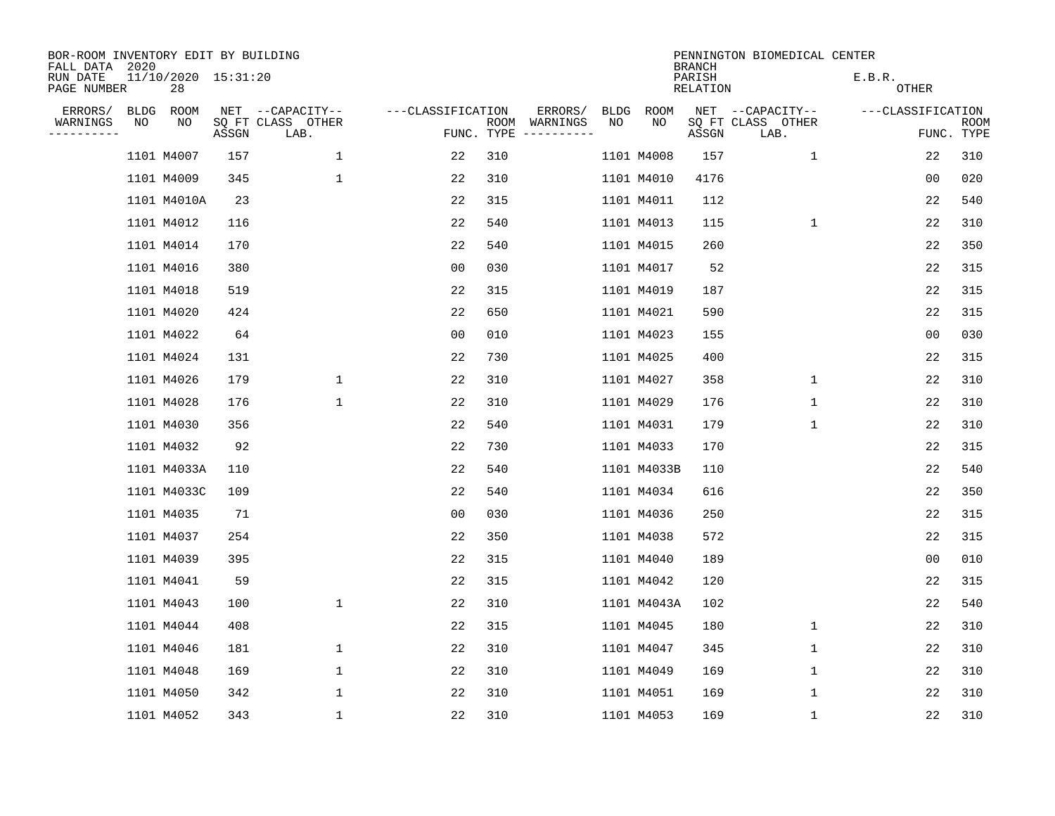BOR-ROOM INVENTORY EDIT BY BUILDING
FALL DATA 2020
RUN DATE 11/10/2020 15:31:20
PAGE NUMBER 28

PENNINGTON BIOMEDICAL CENTER
BRANCH
PARISH E.B.R.
RELATION OTHER

| ERRORS/ WARNINGS | BLDG NO | ROOM NO | NET SQ FT ASSGN | CAPACITY CLASS LAB. | CAPACITY OTHER | CLASSIFICATION FUNC. | ROOM TYPE | ERRORS/ WARNINGS | BLDG NO | ROOM NO | NET SQ FT ASSGN | CAPACITY CLASS LAB. | CAPACITY OTHER | CLASSIFICATION FUNC. | ROOM TYPE |
|---|---|---|---|---|---|---|---|---|---|---|---|---|---|---|---|
| | 1101 | M4007 | 157 | | 1 | 22 | 310 | | 1101 | M4008 | 157 | | 1 | 22 | 310 |
| | 1101 | M4009 | 345 | | 1 | 22 | 310 | | 1101 | M4010 | 4176 | | | 00 | 020 |
| | 1101 | M4010A | 23 | | | 22 | 315 | | 1101 | M4011 | 112 | | | 22 | 540 |
| | 1101 | M4012 | 116 | | | 22 | 540 | | 1101 | M4013 | 115 | | 1 | 22 | 310 |
| | 1101 | M4014 | 170 | | | 22 | 540 | | 1101 | M4015 | 260 | | | 22 | 350 |
| | 1101 | M4016 | 380 | | | 00 | 030 | | 1101 | M4017 | 52 | | | 22 | 315 |
| | 1101 | M4018 | 519 | | | 22 | 315 | | 1101 | M4019 | 187 | | | 22 | 315 |
| | 1101 | M4020 | 424 | | | 22 | 650 | | 1101 | M4021 | 590 | | | 22 | 315 |
| | 1101 | M4022 | 64 | | | 00 | 010 | | 1101 | M4023 | 155 | | | 00 | 030 |
| | 1101 | M4024 | 131 | | | 22 | 730 | | 1101 | M4025 | 400 | | | 22 | 315 |
| | 1101 | M4026 | 179 | | 1 | 22 | 310 | | 1101 | M4027 | 358 | | 1 | 22 | 310 |
| | 1101 | M4028 | 176 | | 1 | 22 | 310 | | 1101 | M4029 | 176 | | 1 | 22 | 310 |
| | 1101 | M4030 | 356 | | | 22 | 540 | | 1101 | M4031 | 179 | | 1 | 22 | 310 |
| | 1101 | M4032 | 92 | | | 22 | 730 | | 1101 | M4033 | 170 | | | 22 | 315 |
| | 1101 | M4033A | 110 | | | 22 | 540 | | 1101 | M4033B | 110 | | | 22 | 540 |
| | 1101 | M4033C | 109 | | | 22 | 540 | | 1101 | M4034 | 616 | | | 22 | 350 |
| | 1101 | M4035 | 71 | | | 00 | 030 | | 1101 | M4036 | 250 | | | 22 | 315 |
| | 1101 | M4037 | 254 | | | 22 | 350 | | 1101 | M4038 | 572 | | | 22 | 315 |
| | 1101 | M4039 | 395 | | | 22 | 315 | | 1101 | M4040 | 189 | | | 00 | 010 |
| | 1101 | M4041 | 59 | | | 22 | 315 | | 1101 | M4042 | 120 | | | 22 | 315 |
| | 1101 | M4043 | 100 | | 1 | 22 | 310 | | 1101 | M4043A | 102 | | | 22 | 540 |
| | 1101 | M4044 | 408 | | | 22 | 315 | | 1101 | M4045 | 180 | | 1 | 22 | 310 |
| | 1101 | M4046 | 181 | | 1 | 22 | 310 | | 1101 | M4047 | 345 | | 1 | 22 | 310 |
| | 1101 | M4048 | 169 | | 1 | 22 | 310 | | 1101 | M4049 | 169 | | 1 | 22 | 310 |
| | 1101 | M4050 | 342 | | 1 | 22 | 310 | | 1101 | M4051 | 169 | | 1 | 22 | 310 |
| | 1101 | M4052 | 343 | | 1 | 22 | 310 | | 1101 | M4053 | 169 | | 1 | 22 | 310 |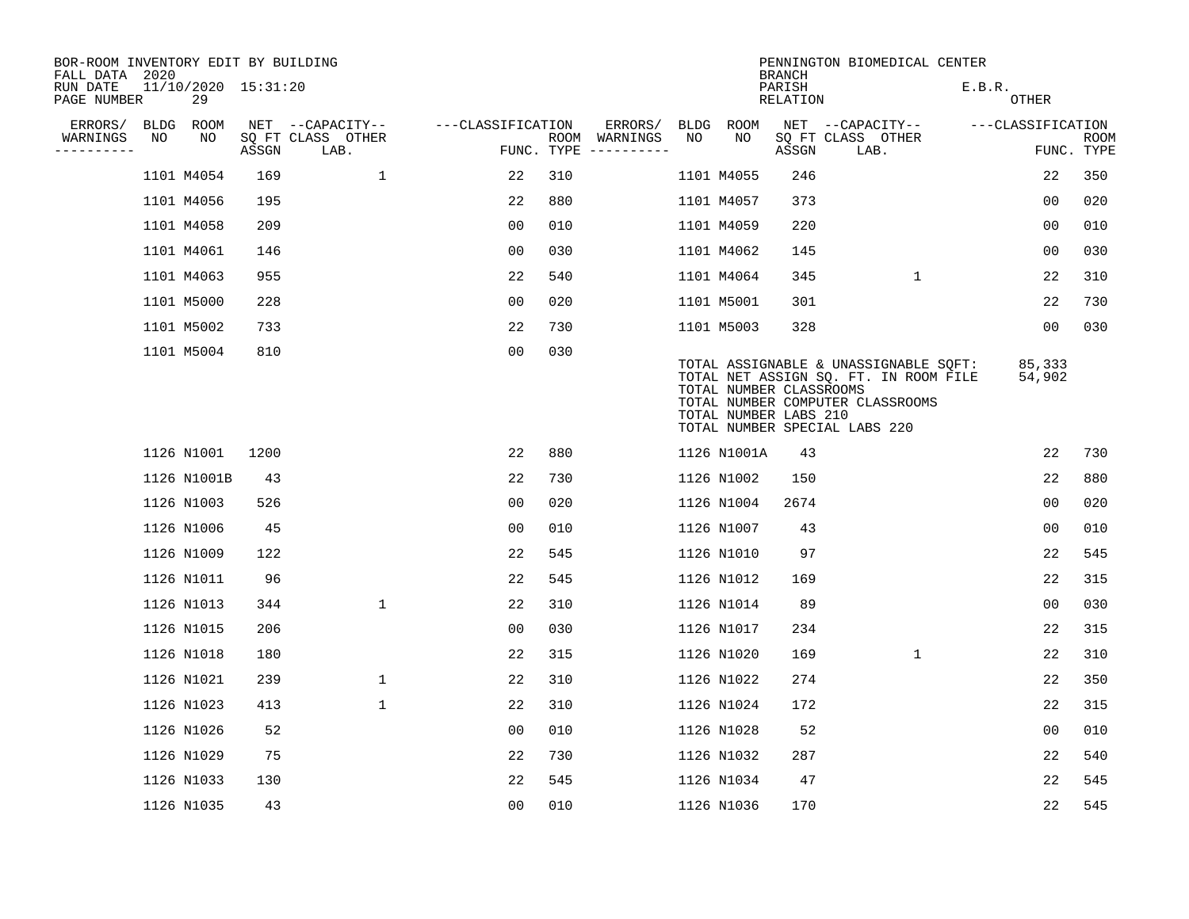BOR-ROOM INVENTORY EDIT BY BUILDING
FALL DATA 2020
RUN DATE 11/10/2020 15:31:20
PAGE NUMBER 29

PENNINGTON BIOMEDICAL CENTER
BRANCH
PARISH E.B.R.
RELATION OTHER

| ERRORS/ WARNINGS | BLDG NO | ROOM NO | NET SQ FT ASSGN | CAPACITY CLASS LAB. | CAPACITY OTHER | CLASSIFICATION FUNC. | ROOM TYPE | ERRORS/ WARNINGS | BLDG NO | ROOM NO | NET SQ FT ASSGN | CAPACITY CLASS LAB. | CAPACITY OTHER | CLASSIFICATION FUNC. | ROOM TYPE |
|---|---|---|---|---|---|---|---|---|---|---|---|---|---|---|---|
| | 1101 | M4054 | 169 | | 1 | 22 | 310 | | 1101 | M4055 | 246 | | | 22 | 350 |
| | 1101 | M4056 | 195 | | | 22 | 880 | | 1101 | M4057 | 373 | | | 00 | 020 |
| | 1101 | M4058 | 209 | | | 00 | 010 | | 1101 | M4059 | 220 | | | 00 | 010 |
| | 1101 | M4061 | 146 | | | 00 | 030 | | 1101 | M4062 | 145 | | | 00 | 030 |
| | 1101 | M4063 | 955 | | | 22 | 540 | | 1101 | M4064 | 345 | | 1 | 22 | 310 |
| | 1101 | M5000 | 228 | | | 00 | 020 | | 1101 | M5001 | 301 | | | 22 | 730 |
| | 1101 | M5002 | 733 | | | 22 | 730 | | 1101 | M5003 | 328 | | | 00 | 030 |
| | 1101 | M5004 | 810 | | | 00 | 030 | | | | | | | | |

TOTAL ASSIGNABLE & UNASSIGNABLE SQFT: 85,333
TOTAL NET ASSIGN SQ. FT. IN ROOM FILE 54,902
TOTAL NUMBER CLASSROOMS
TOTAL NUMBER COMPUTER CLASSROOMS
TOTAL NUMBER LABS 210
TOTAL NUMBER SPECIAL LABS 220

| ERRORS/ WARNINGS | BLDG NO | ROOM NO | NET SQ FT ASSGN | CAPACITY CLASS LAB. | CAPACITY OTHER | CLASSIFICATION FUNC. | ROOM TYPE | ERRORS/ WARNINGS | BLDG NO | ROOM NO | NET SQ FT ASSGN | CAPACITY CLASS LAB. | CAPACITY OTHER | CLASSIFICATION FUNC. | ROOM TYPE |
|---|---|---|---|---|---|---|---|---|---|---|---|---|---|---|---|
| | 1126 | N1001 | 1200 | | | 22 | 880 | | 1126 | N1001A | 43 | | | 22 | 730 |
| | 1126 | N1001B | 43 | | | 22 | 730 | | 1126 | N1002 | 150 | | | 22 | 880 |
| | 1126 | N1003 | 526 | | | 00 | 020 | | 1126 | N1004 | 2674 | | | 00 | 020 |
| | 1126 | N1006 | 45 | | | 00 | 010 | | 1126 | N1007 | 43 | | | 00 | 010 |
| | 1126 | N1009 | 122 | | | 22 | 545 | | 1126 | N1010 | 97 | | | 22 | 545 |
| | 1126 | N1011 | 96 | | | 22 | 545 | | 1126 | N1012 | 169 | | | 22 | 315 |
| | 1126 | N1013 | 344 | | 1 | 22 | 310 | | 1126 | N1014 | 89 | | | 00 | 030 |
| | 1126 | N1015 | 206 | | | 00 | 030 | | 1126 | N1017 | 234 | | | 22 | 315 |
| | 1126 | N1018 | 180 | | | 22 | 315 | | 1126 | N1020 | 169 | | 1 | 22 | 310 |
| | 1126 | N1021 | 239 | | 1 | 22 | 310 | | 1126 | N1022 | 274 | | | 22 | 350 |
| | 1126 | N1023 | 413 | | 1 | 22 | 310 | | 1126 | N1024 | 172 | | | 22 | 315 |
| | 1126 | N1026 | 52 | | | 00 | 010 | | 1126 | N1028 | 52 | | | 00 | 010 |
| | 1126 | N1029 | 75 | | | 22 | 730 | | 1126 | N1032 | 287 | | | 22 | 540 |
| | 1126 | N1033 | 130 | | | 22 | 545 | | 1126 | N1034 | 47 | | | 22 | 545 |
| | 1126 | N1035 | 43 | | | 00 | 010 | | 1126 | N1036 | 170 | | | 22 | 545 |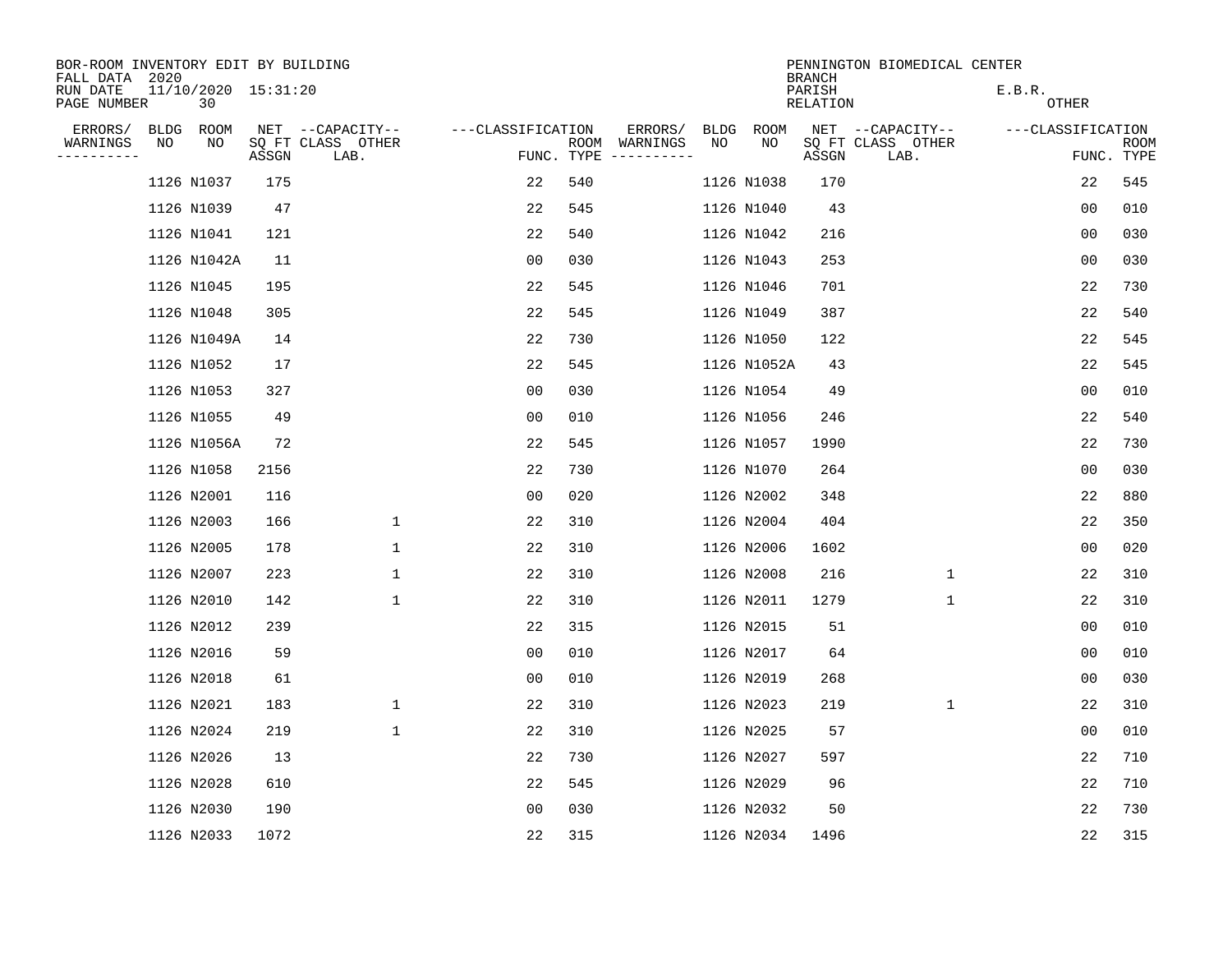BOR-ROOM INVENTORY EDIT BY BUILDING
FALL DATA 2020
RUN DATE 11/10/2020 15:31:20
PAGE NUMBER 30

PENNINGTON BIOMEDICAL CENTER
BRANCH
PARISH E.B.R.
RELATION OTHER

| ERRORS/ WARNINGS | BLDG NO | ROOM NO | NET SQ FT ASSGN | CAPACITY CLASS LAB. | CAPACITY OTHER | CLASSIFICATION FUNC. | ROOM TYPE | ERRORS/ WARNINGS | BLDG NO | ROOM NO | NET SQ FT ASSGN | CAPACITY CLASS LAB. | CAPACITY OTHER | CLASSIFICATION FUNC. | ROOM TYPE |
|---|---|---|---|---|---|---|---|---|---|---|---|---|---|---|---|
| | 1126 | N1037 | 175 | | | 22 | 540 | | 1126 | N1038 | 170 | | | 22 | 545 |
| | 1126 | N1039 | 47 | | | 22 | 545 | | 1126 | N1040 | 43 | | | 00 | 010 |
| | 1126 | N1041 | 121 | | | 22 | 540 | | 1126 | N1042 | 216 | | | 00 | 030 |
| | 1126 | N1042A | 11 | | | 00 | 030 | | 1126 | N1043 | 253 | | | 00 | 030 |
| | 1126 | N1045 | 195 | | | 22 | 545 | | 1126 | N1046 | 701 | | | 22 | 730 |
| | 1126 | N1048 | 305 | | | 22 | 545 | | 1126 | N1049 | 387 | | | 22 | 540 |
| | 1126 | N1049A | 14 | | | 22 | 730 | | 1126 | N1050 | 122 | | | 22 | 545 |
| | 1126 | N1052 | 17 | | | 22 | 545 | | 1126 | N1052A | 43 | | | 22 | 545 |
| | 1126 | N1053 | 327 | | | 00 | 030 | | 1126 | N1054 | 49 | | | 00 | 010 |
| | 1126 | N1055 | 49 | | | 00 | 010 | | 1126 | N1056 | 246 | | | 22 | 540 |
| | 1126 | N1056A | 72 | | | 22 | 545 | | 1126 | N1057 | 1990 | | | 22 | 730 |
| | 1126 | N1058 | 2156 | | | 22 | 730 | | 1126 | N1070 | 264 | | | 00 | 030 |
| | 1126 | N2001 | 116 | | | 00 | 020 | | 1126 | N2002 | 348 | | | 22 | 880 |
| | 1126 | N2003 | 166 | | 1 | 22 | 310 | | 1126 | N2004 | 404 | | | 22 | 350 |
| | 1126 | N2005 | 178 | | 1 | 22 | 310 | | 1126 | N2006 | 1602 | | | 00 | 020 |
| | 1126 | N2007 | 223 | | 1 | 22 | 310 | | 1126 | N2008 | 216 | | 1 | 22 | 310 |
| | 1126 | N2010 | 142 | | 1 | 22 | 310 | | 1126 | N2011 | 1279 | | 1 | 22 | 310 |
| | 1126 | N2012 | 239 | | | 22 | 315 | | 1126 | N2015 | 51 | | | 00 | 010 |
| | 1126 | N2016 | 59 | | | 00 | 010 | | 1126 | N2017 | 64 | | | 00 | 010 |
| | 1126 | N2018 | 61 | | | 00 | 010 | | 1126 | N2019 | 268 | | | 00 | 030 |
| | 1126 | N2021 | 183 | | 1 | 22 | 310 | | 1126 | N2023 | 219 | | 1 | 22 | 310 |
| | 1126 | N2024 | 219 | | 1 | 22 | 310 | | 1126 | N2025 | 57 | | | 00 | 010 |
| | 1126 | N2026 | 13 | | | 22 | 730 | | 1126 | N2027 | 597 | | | 22 | 710 |
| | 1126 | N2028 | 610 | | | 22 | 545 | | 1126 | N2029 | 96 | | | 22 | 710 |
| | 1126 | N2030 | 190 | | | 00 | 030 | | 1126 | N2032 | 50 | | | 22 | 730 |
| | 1126 | N2033 | 1072 | | | 22 | 315 | | 1126 | N2034 | 1496 | | | 22 | 315 |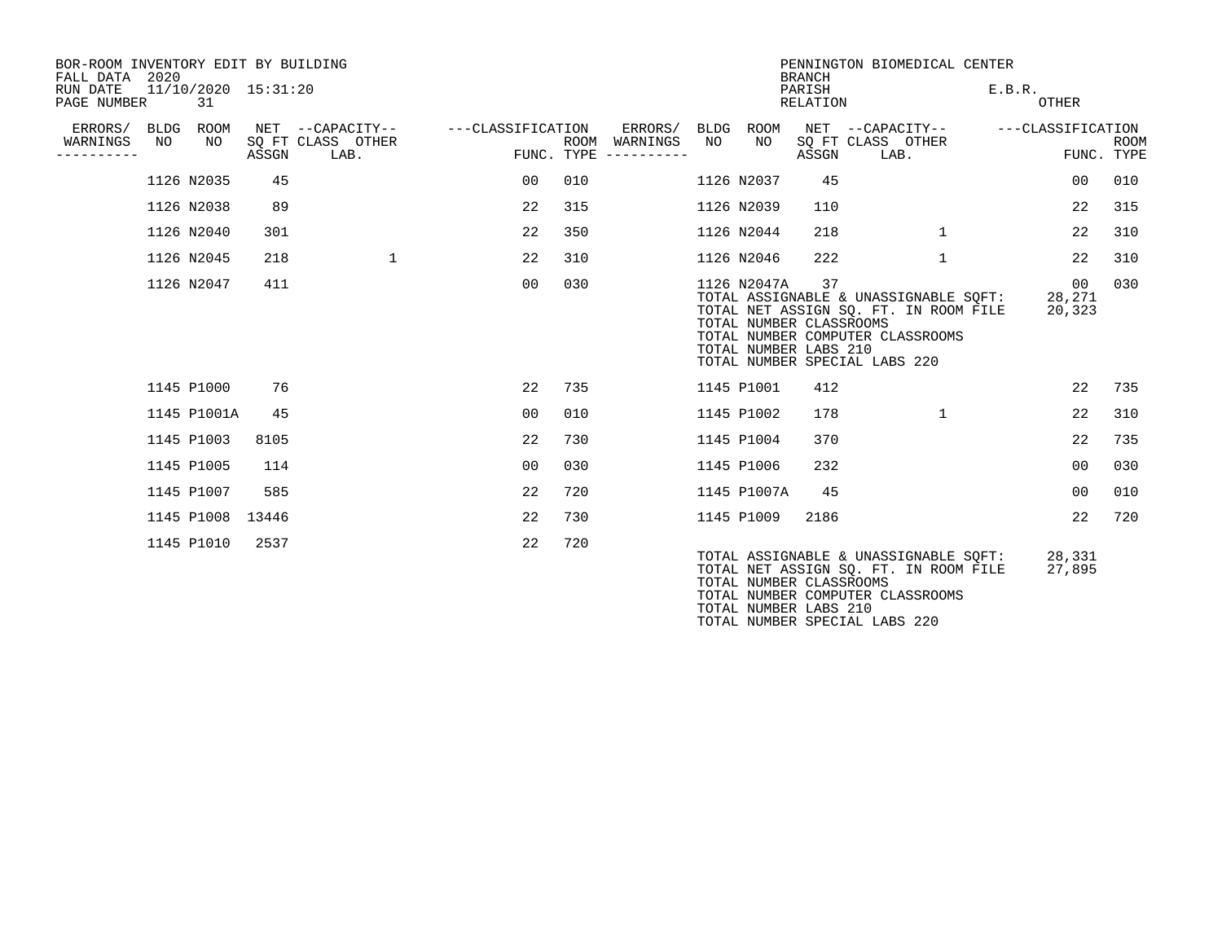BOR-ROOM INVENTORY EDIT BY BUILDING
FALL DATA 2020
RUN DATE 11/10/2020 15:31:20
PAGE NUMBER 31

PENNINGTON BIOMEDICAL CENTER
BRANCH
PARISH E.B.R.
RELATION OTHER

| ERRORS/ WARNINGS | BLDG NO | ROOM NO | NET SQ FT ASSGN | CAPACITY CLASS LAB. | CAPACITY OTHER | CLASSIFICATION FUNC. | ROOM TYPE | ERRORS/ WARNINGS | BLDG NO | ROOM NO | NET SQ FT ASSGN | CAPACITY CLASS LAB. | CAPACITY OTHER | CLASSIFICATION FUNC. | ROOM TYPE |
|---|---|---|---|---|---|---|---|---|---|---|---|---|---|---|---|
| | 1126 | N2035 | 45 | | | 00 | 010 | | 1126 | N2037 | 45 | | | 00 | 010 |
| | 1126 | N2038 | 89 | | | 22 | 315 | | 1126 | N2039 | 110 | | | 22 | 315 |
| | 1126 | N2040 | 301 | | | 22 | 350 | | 1126 | N2044 | 218 | | 1 | 22 | 310 |
| | 1126 | N2045 | 218 | | 1 | 22 | 310 | | 1126 | N2046 | 222 | | 1 | 22 | 310 |
| | 1126 | N2047 | 411 | | | 00 | 030 | | 1126 | N2047A | 37 | | | 00 | 030 |

TOTAL ASSIGNABLE & UNASSIGNABLE SQFT: 28,271
TOTAL NET ASSIGN SQ. FT. IN ROOM FILE 20,323
TOTAL NUMBER CLASSROOMS
TOTAL NUMBER COMPUTER CLASSROOMS
TOTAL NUMBER LABS 210
TOTAL NUMBER SPECIAL LABS 220

| ERRORS/ WARNINGS | BLDG NO | ROOM NO | NET SQ FT ASSGN | CAPACITY CLASS LAB. | CAPACITY OTHER | CLASSIFICATION FUNC. | ROOM TYPE | ERRORS/ WARNINGS | BLDG NO | ROOM NO | NET SQ FT ASSGN | CAPACITY CLASS LAB. | CAPACITY OTHER | CLASSIFICATION FUNC. | ROOM TYPE |
|---|---|---|---|---|---|---|---|---|---|---|---|---|---|---|---|
| | 1145 | P1000 | 76 | | | 22 | 735 | | 1145 | P1001 | 412 | | | 22 | 735 |
| | 1145 | P1001A | 45 | | | 00 | 010 | | 1145 | P1002 | 178 | | 1 | 22 | 310 |
| | 1145 | P1003 | 8105 | | | 22 | 730 | | 1145 | P1004 | 370 | | | 22 | 735 |
| | 1145 | P1005 | 114 | | | 00 | 030 | | 1145 | P1006 | 232 | | | 00 | 030 |
| | 1145 | P1007 | 585 | | | 22 | 720 | | 1145 | P1007A | 45 | | | 00 | 010 |
| | 1145 | P1008 | 13446 | | | 22 | 730 | | 1145 | P1009 | 2186 | | | 22 | 720 |
| | 1145 | P1010 | 2537 | | | 22 | 720 | | | | | | | | |

TOTAL ASSIGNABLE & UNASSIGNABLE SQFT: 28,331
TOTAL NET ASSIGN SQ. FT. IN ROOM FILE 27,895
TOTAL NUMBER CLASSROOMS
TOTAL NUMBER COMPUTER CLASSROOMS
TOTAL NUMBER LABS 210
TOTAL NUMBER SPECIAL LABS 220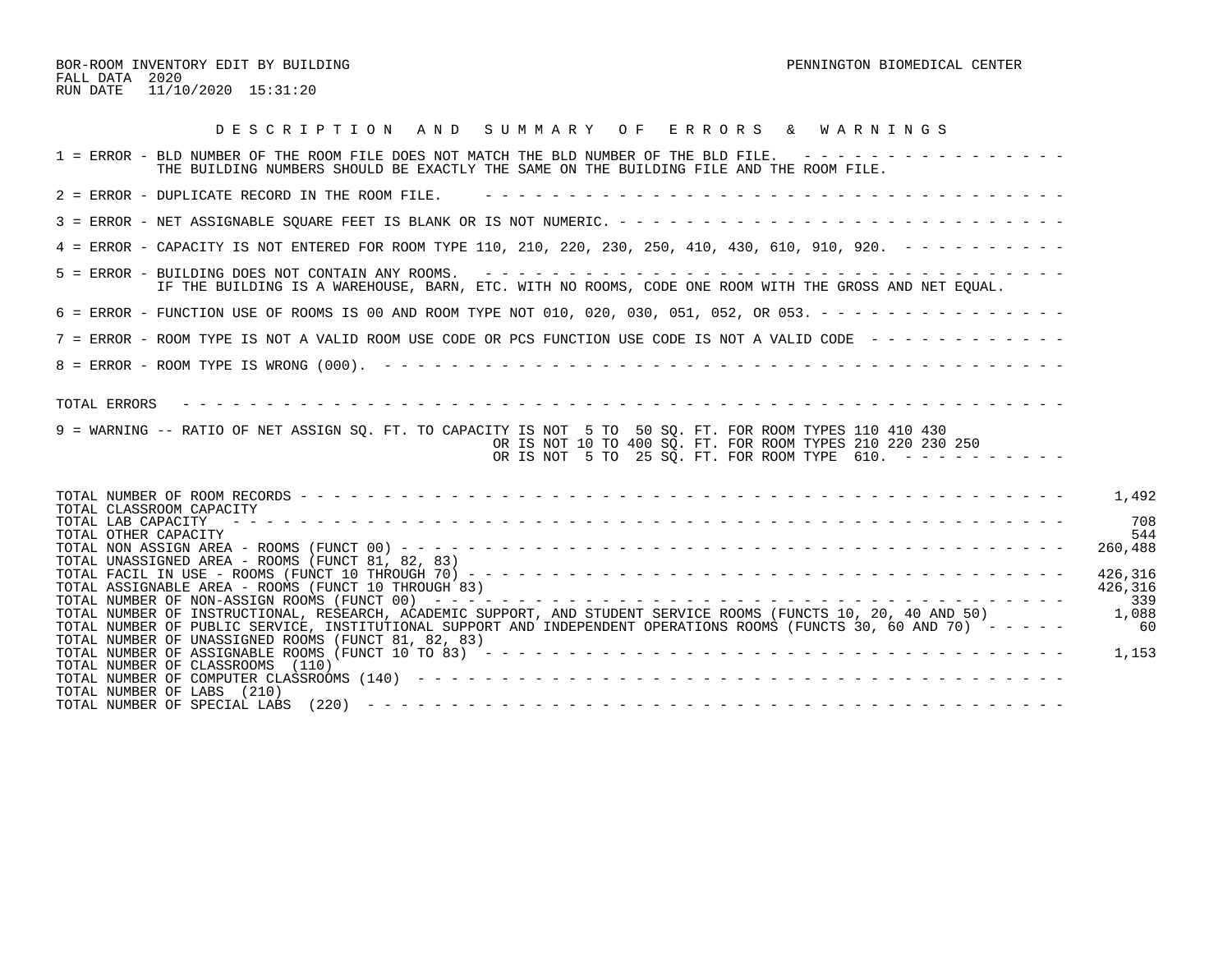BOR-ROOM INVENTORY EDIT BY BUILDING

FALL DATA 2020

RUN DATE 11/10/2020 15:31:20

PENNINGTON BIOMEDICAL CENTER

## D E S C R I P T I O N   A N D   S U M M A R Y   O F   E R R O R S   &   W A R N I N G S

1 = ERROR - BLD NUMBER OF THE ROOM FILE DOES NOT MATCH THE BLD NUMBER OF THE BLD FILE.
THE BUILDING NUMBERS SHOULD BE EXACTLY THE SAME ON THE BUILDING FILE AND THE ROOM FILE.

2 = ERROR - DUPLICATE RECORD IN THE ROOM FILE.

3 = ERROR - NET ASSIGNABLE SQUARE FEET IS BLANK OR IS NOT NUMERIC.

4 = ERROR - CAPACITY IS NOT ENTERED FOR ROOM TYPE 110, 210, 220, 230, 250, 410, 430, 610, 910, 920.

5 = ERROR - BUILDING DOES NOT CONTAIN ANY ROOMS.
IF THE BUILDING IS A WAREHOUSE, BARN, ETC. WITH NO ROOMS, CODE ONE ROOM WITH THE GROSS AND NET EQUAL.

6 = ERROR - FUNCTION USE OF ROOMS IS 00 AND ROOM TYPE NOT 010, 020, 030, 051, 052, OR 053.

7 = ERROR - ROOM TYPE IS NOT A VALID ROOM USE CODE OR PCS FUNCTION USE CODE IS NOT A VALID CODE

8 = ERROR - ROOM TYPE IS WRONG (000).

TOTAL ERRORS

9 = WARNING -- RATIO OF NET ASSIGN SQ. FT. TO CAPACITY IS NOT 5 TO 50 SQ. FT. FOR ROOM TYPES 110 410 430
OR IS NOT 10 TO 400 SQ. FT. FOR ROOM TYPES 210 220 230 250
OR IS NOT 5 TO 25 SQ. FT. FOR ROOM TYPE 610.

| | |
|---|---|
| TOTAL NUMBER OF ROOM RECORDS | 1,492 |
| TOTAL CLASSROOM CAPACITY | |
| TOTAL LAB CAPACITY | 708 |
| TOTAL OTHER CAPACITY | 544 |
| TOTAL NON ASSIGN AREA - ROOMS (FUNCT 00) | 260,488 |
| TOTAL UNASSIGNED AREA - ROOMS (FUNCT 81, 82, 83) | |
| TOTAL FACIL IN USE - ROOMS (FUNCT 10 THROUGH 70) | 426,316 |
| TOTAL ASSIGNABLE AREA - ROOMS (FUNCT 10 THROUGH 83) | 426,316 |
| TOTAL NUMBER OF NON-ASSIGN ROOMS (FUNCT 00) | 339 |
| TOTAL NUMBER OF INSTRUCTIONAL, RESEARCH, ACADEMIC SUPPORT, AND STUDENT SERVICE ROOMS (FUNCTS 10, 20, 40 AND 50) | 1,088 |
| TOTAL NUMBER OF PUBLIC SERVICE, INSTITUTIONAL SUPPORT AND INDEPENDENT OPERATIONS ROOMS (FUNCTS 30, 60 AND 70) | 60 |
| TOTAL NUMBER OF UNASSIGNED ROOMS (FUNCT 81, 82, 83) | |
| TOTAL NUMBER OF ASSIGNABLE ROOMS (FUNCT 10 TO 83) | 1,153 |
| TOTAL NUMBER OF CLASSROOMS (110) | |
| TOTAL NUMBER OF COMPUTER CLASSROOMS (140) | |
| TOTAL NUMBER OF LABS (210) | |
| TOTAL NUMBER OF SPECIAL LABS (220) | |